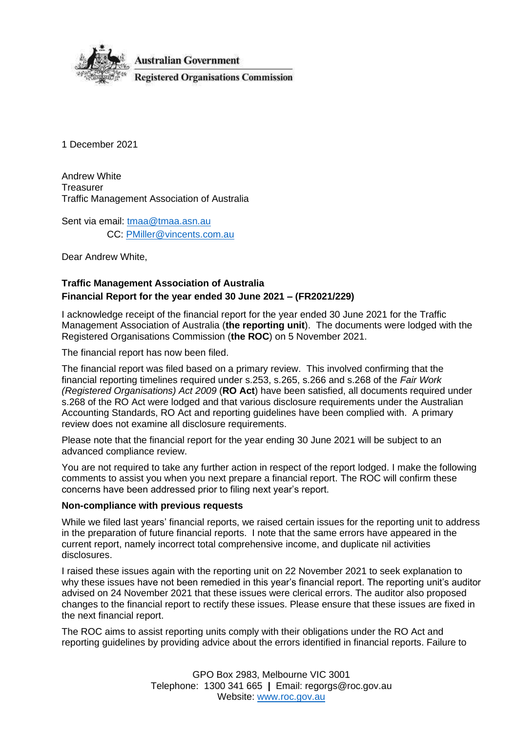Australian Government

Registered Organisations Commission

1 December 2021

Andrew White
Treasurer
Traffic Management Association of Australia

Sent via email: tmaa@tmaa.asn.au
CC: PMiller@vincents.com.au

Dear Andrew White,

**Traffic Management Association of Australia**
**Financial Report for the year ended 30 June 2021 – (FR2021/229)**

I acknowledge receipt of the financial report for the year ended 30 June 2021 for the Traffic Management Association of Australia (**the reporting unit**). The documents were lodged with the Registered Organisations Commission (**the ROC**) on 5 November 2021.

The financial report has now been filed.

The financial report was filed based on a primary review. This involved confirming that the financial reporting timelines required under s.253, s.265, s.266 and s.268 of the *Fair Work (Registered Organisations) Act 2009* (**RO Act**) have been satisfied, all documents required under s.268 of the RO Act were lodged and that various disclosure requirements under the Australian Accounting Standards, RO Act and reporting guidelines have been complied with. A primary review does not examine all disclosure requirements.

Please note that the financial report for the year ending 30 June 2021 will be subject to an advanced compliance review.

You are not required to take any further action in respect of the report lodged. I make the following comments to assist you when you next prepare a financial report. The ROC will confirm these concerns have been addressed prior to filing next year's report.

**Non-compliance with previous requests**

While we filed last years' financial reports, we raised certain issues for the reporting unit to address in the preparation of future financial reports. I note that the same errors have appeared in the current report, namely incorrect total comprehensive income, and duplicate nil activities disclosures.

I raised these issues again with the reporting unit on 22 November 2021 to seek explanation to why these issues have not been remedied in this year's financial report. The reporting unit's auditor advised on 24 November 2021 that these issues were clerical errors. The auditor also proposed changes to the financial report to rectify these issues. Please ensure that these issues are fixed in the next financial report.

The ROC aims to assist reporting units comply with their obligations under the RO Act and reporting guidelines by providing advice about the errors identified in financial reports. Failure to

GPO Box 2983, Melbourne VIC 3001
Telephone: 1300 341 665 | Email: regorgs@roc.gov.au
Website: www.roc.gov.au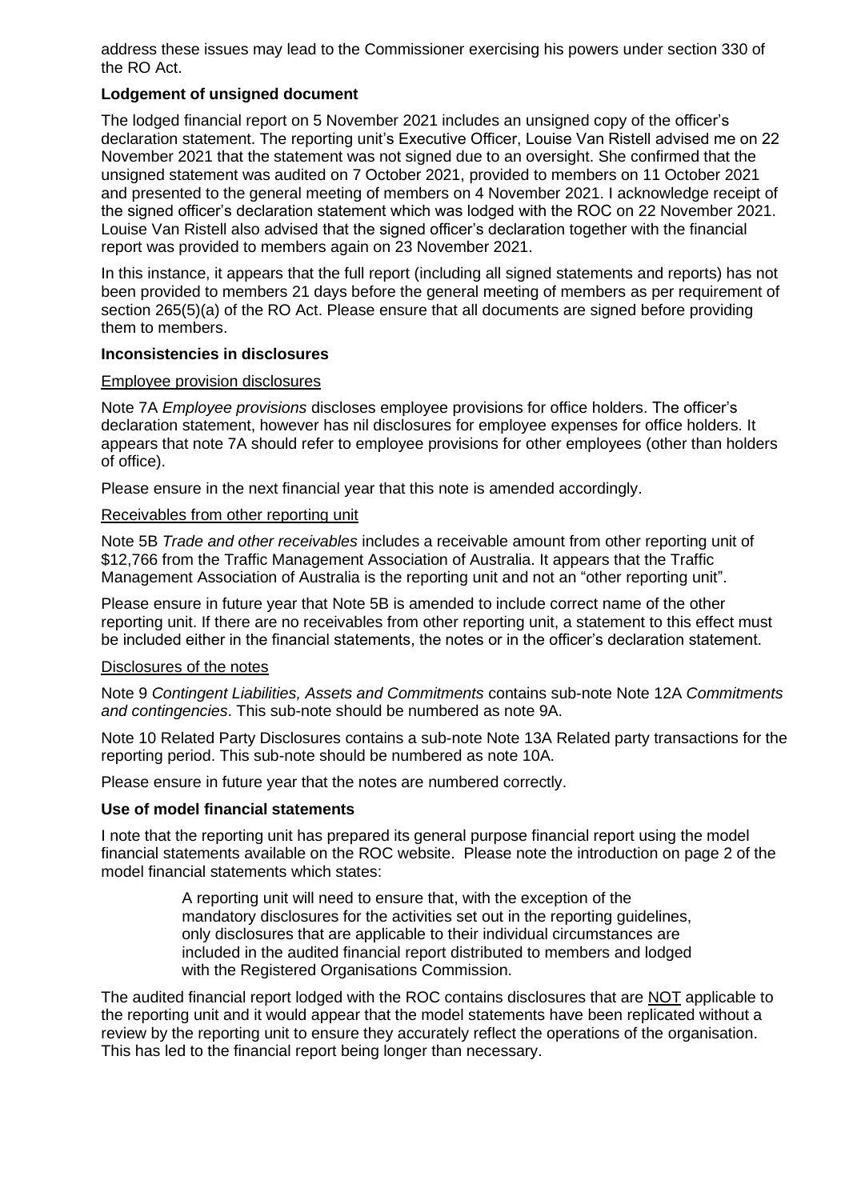address these issues may lead to the Commissioner exercising his powers under section 330 of the RO Act.

**Lodgement of unsigned document**

The lodged financial report on 5 November 2021 includes an unsigned copy of the officer's declaration statement. The reporting unit's Executive Officer, Louise Van Ristell advised me on 22 November 2021 that the statement was not signed due to an oversight. She confirmed that the unsigned statement was audited on 7 October 2021, provided to members on 11 October 2021 and presented to the general meeting of members on 4 November 2021. I acknowledge receipt of the signed officer's declaration statement which was lodged with the ROC on 22 November 2021. Louise Van Ristell also advised that the signed officer's declaration together with the financial report was provided to members again on 23 November 2021.

In this instance, it appears that the full report (including all signed statements and reports) has not been provided to members 21 days before the general meeting of members as per requirement of section 265(5)(a) of the RO Act. Please ensure that all documents are signed before providing them to members.

**Inconsistencies in disclosures**

Employee provision disclosures

Note 7A *Employee provisions* discloses employee provisions for office holders. The officer's declaration statement, however has nil disclosures for employee expenses for office holders. It appears that note 7A should refer to employee provisions for other employees (other than holders of office).

Please ensure in the next financial year that this note is amended accordingly.

Receivables from other reporting unit

Note 5B *Trade and other receivables* includes a receivable amount from other reporting unit of $12,766 from the Traffic Management Association of Australia. It appears that the Traffic Management Association of Australia is the reporting unit and not an "other reporting unit".

Please ensure in future year that Note 5B is amended to include correct name of the other reporting unit. If there are no receivables from other reporting unit, a statement to this effect must be included either in the financial statements, the notes or in the officer's declaration statement.

Disclosures of the notes

Note 9 *Contingent Liabilities, Assets and Commitments* contains sub-note Note 12A *Commitments and contingencies*. This sub-note should be numbered as note 9A.

Note 10 Related Party Disclosures contains a sub-note Note 13A Related party transactions for the reporting period. This sub-note should be numbered as note 10A.

Please ensure in future year that the notes are numbered correctly.

**Use of model financial statements**

I note that the reporting unit has prepared its general purpose financial report using the model financial statements available on the ROC website. Please note the introduction on page 2 of the model financial statements which states:

> A reporting unit will need to ensure that, with the exception of the mandatory disclosures for the activities set out in the reporting guidelines, only disclosures that are applicable to their individual circumstances are included in the audited financial report distributed to members and lodged with the Registered Organisations Commission.

The audited financial report lodged with the ROC contains disclosures that are NOT applicable to the reporting unit and it would appear that the model statements have been replicated without a review by the reporting unit to ensure they accurately reflect the operations of the organisation. This has led to the financial report being longer than necessary.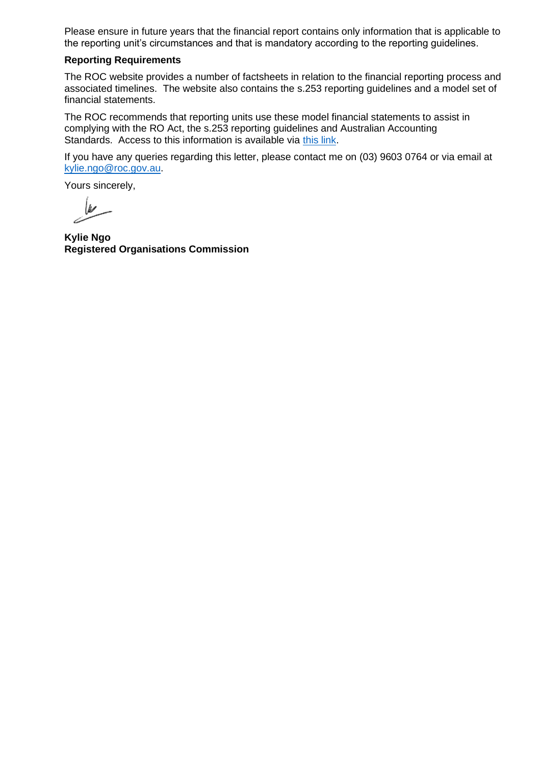Please ensure in future years that the financial report contains only information that is applicable to the reporting unit's circumstances and that is mandatory according to the reporting guidelines.

**Reporting Requirements**

The ROC website provides a number of factsheets in relation to the financial reporting process and associated timelines. The website also contains the s.253 reporting guidelines and a model set of financial statements.

The ROC recommends that reporting units use these model financial statements to assist in complying with the RO Act, the s.253 reporting guidelines and Australian Accounting Standards. Access to this information is available via this link.

If you have any queries regarding this letter, please contact me on (03) 9603 0764 or via email at kylie.ngo@roc.gov.au.

Yours sincerely,

**Kylie Ngo**
**Registered Organisations Commission**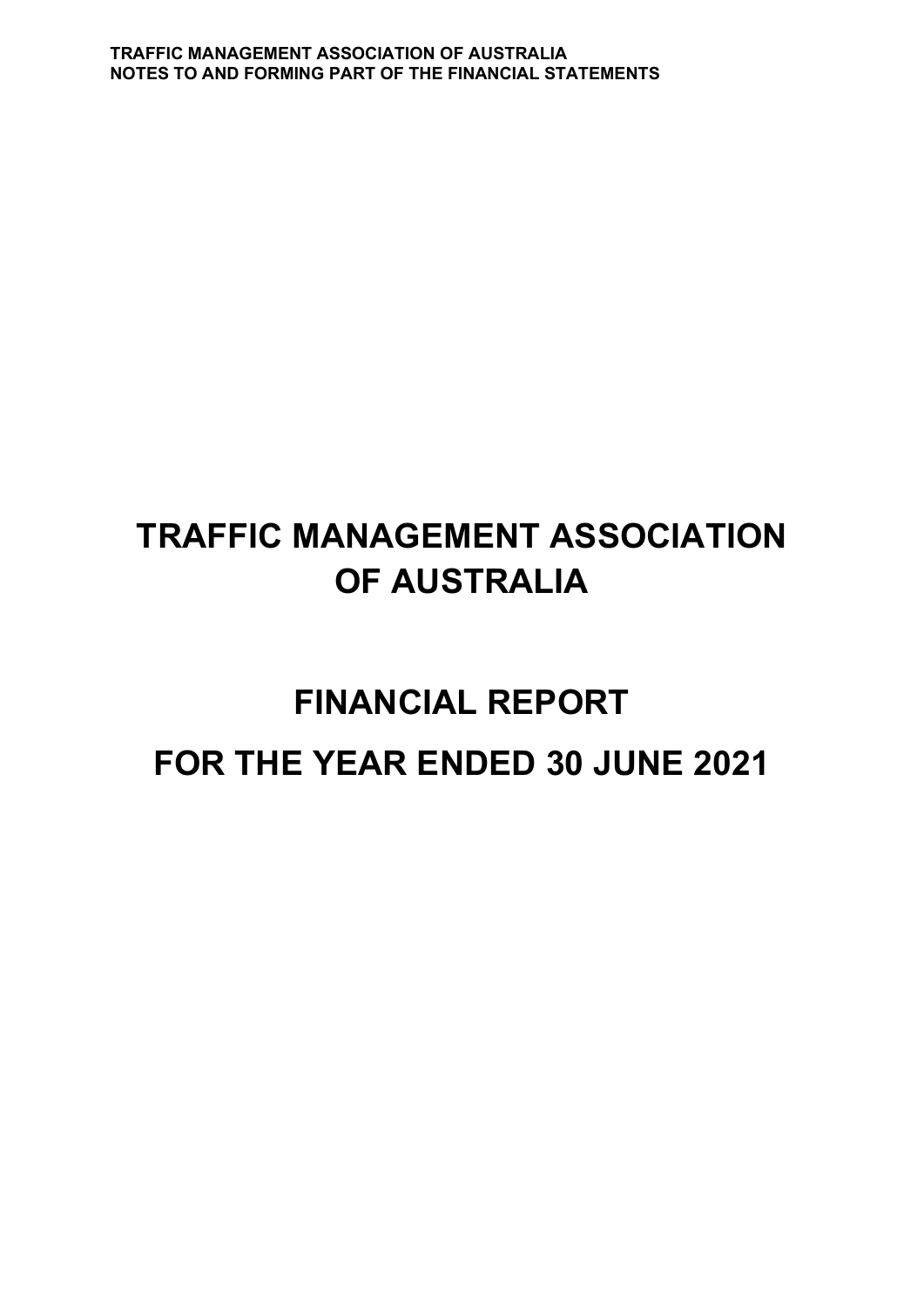# TRAFFIC MANAGEMENT ASSOCIATION OF AUSTRALIA

# FINANCIAL REPORT

# FOR THE YEAR ENDED 30 JUNE 2021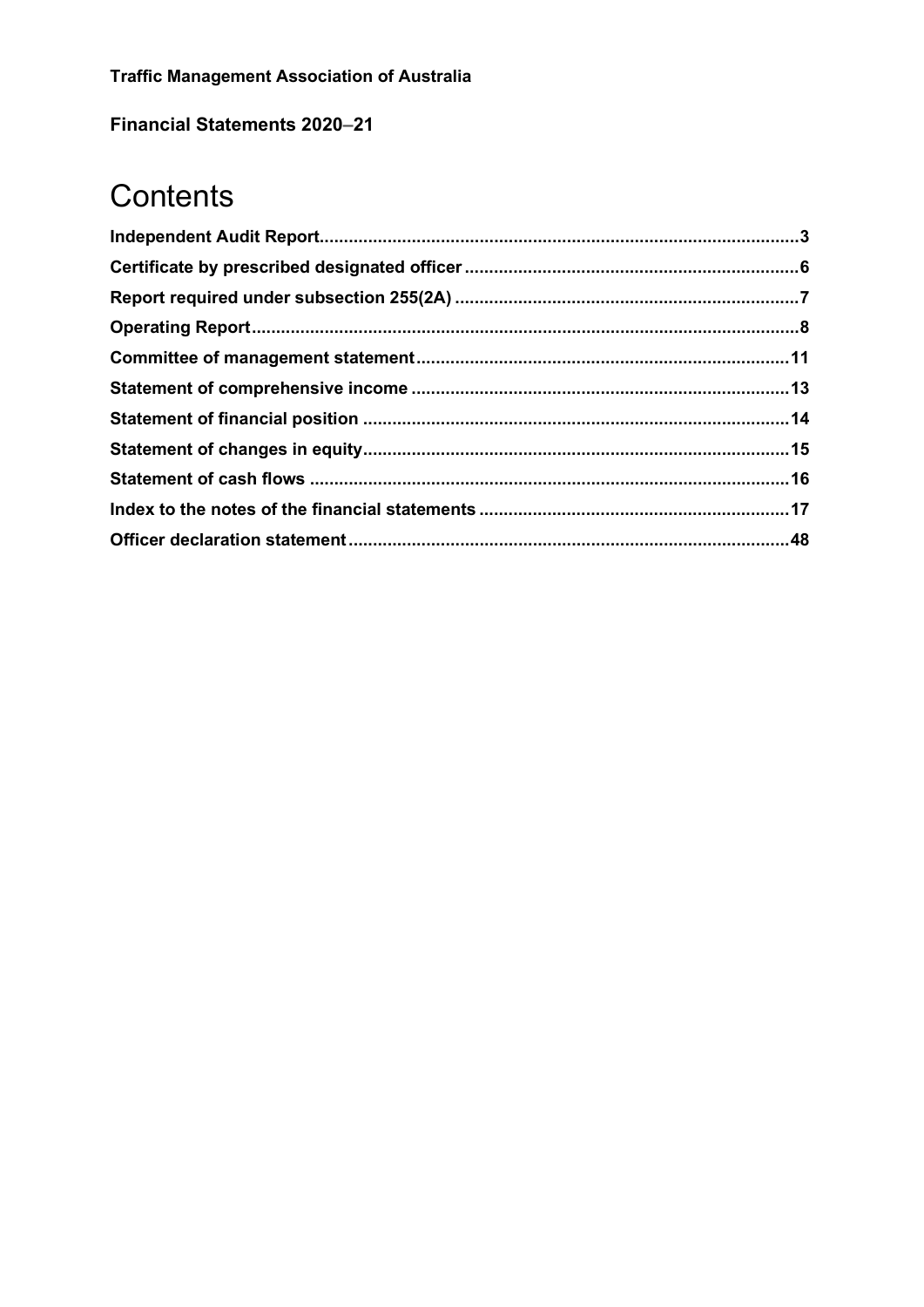**Traffic Management Association of Australia**

**Financial Statements 2020–21**

# Contents

| | |
|---|---|
| **Independent Audit Report** | **3** |
| **Certificate by prescribed designated officer** | **6** |
| **Report required under subsection 255(2A)** | **7** |
| **Operating Report** | **8** |
| **Committee of management statement** | **11** |
| **Statement of comprehensive income** | **13** |
| **Statement of financial position** | **14** |
| **Statement of changes in equity** | **15** |
| **Statement of cash flows** | **16** |
| **Index to the notes of the financial statements** | **17** |
| **Officer declaration statement** | **48** |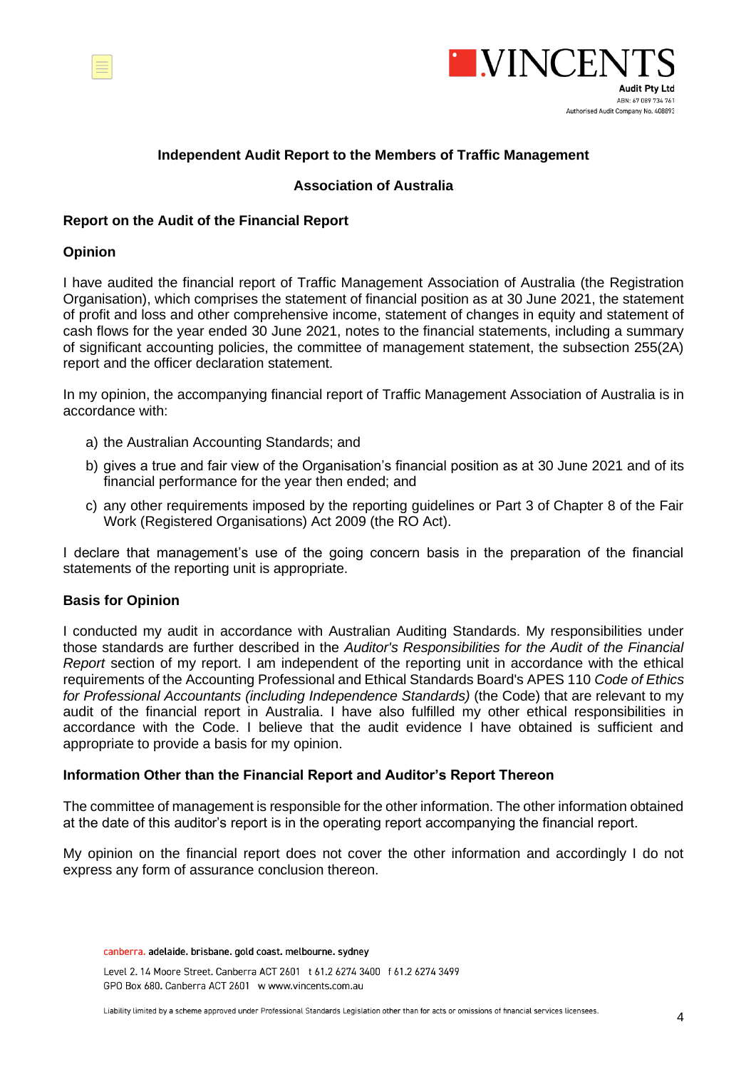**VINCENTS**
**Audit Pty Ltd**
ABN: 67 089 734 761
Authorised Audit Company No. 408893

## Independent Audit Report to the Members of Traffic Management Association of Australia

### Report on the Audit of the Financial Report

### Opinion

I have audited the financial report of Traffic Management Association of Australia (the Registration Organisation), which comprises the statement of financial position as at 30 June 2021, the statement of profit and loss and other comprehensive income, statement of changes in equity and statement of cash flows for the year ended 30 June 2021, notes to the financial statements, including a summary of significant accounting policies, the committee of management statement, the subsection 255(2A) report and the officer declaration statement.

In my opinion, the accompanying financial report of Traffic Management Association of Australia is in accordance with:

a) the Australian Accounting Standards; and

b) gives a true and fair view of the Organisation's financial position as at 30 June 2021 and of its financial performance for the year then ended; and

c) any other requirements imposed by the reporting guidelines or Part 3 of Chapter 8 of the Fair Work (Registered Organisations) Act 2009 (the RO Act).

I declare that management's use of the going concern basis in the preparation of the financial statements of the reporting unit is appropriate.

### Basis for Opinion

I conducted my audit in accordance with Australian Auditing Standards. My responsibilities under those standards are further described in the *Auditor's Responsibilities for the Audit of the Financial Report* section of my report. I am independent of the reporting unit in accordance with the ethical requirements of the Accounting Professional and Ethical Standards Board's APES 110 *Code of Ethics for Professional Accountants (including Independence Standards)* (the Code) that are relevant to my audit of the financial report in Australia. I have also fulfilled my other ethical responsibilities in accordance with the Code. I believe that the audit evidence I have obtained is sufficient and appropriate to provide a basis for my opinion.

### Information Other than the Financial Report and Auditor's Report Thereon

The committee of management is responsible for the other information. The other information obtained at the date of this auditor's report is in the operating report accompanying the financial report.

My opinion on the financial report does not cover the other information and accordingly I do not express any form of assurance conclusion thereon.

canberra. adelaide. brisbane. gold coast. melbourne. sydney

Level 2. 14 Moore Street. Canberra ACT 2601 t 61.2 6274 3400 f 61.2 6274 3499
GPO Box 680. Canberra ACT 2601 w www.vincents.com.au

Liability limited by a scheme approved under Professional Standards Legislation other than for acts or omissions of financial services licensees.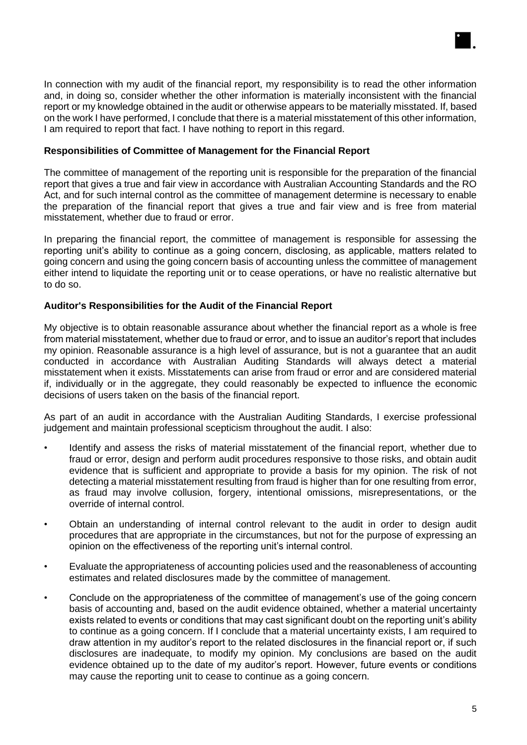In connection with my audit of the financial report, my responsibility is to read the other information and, in doing so, consider whether the other information is materially inconsistent with the financial report or my knowledge obtained in the audit or otherwise appears to be materially misstated. If, based on the work I have performed, I conclude that there is a material misstatement of this other information, I am required to report that fact. I have nothing to report in this regard.

**Responsibilities of Committee of Management for the Financial Report**

The committee of management of the reporting unit is responsible for the preparation of the financial report that gives a true and fair view in accordance with Australian Accounting Standards and the RO Act, and for such internal control as the committee of management determine is necessary to enable the preparation of the financial report that gives a true and fair view and is free from material misstatement, whether due to fraud or error.

In preparing the financial report, the committee of management is responsible for assessing the reporting unit's ability to continue as a going concern, disclosing, as applicable, matters related to going concern and using the going concern basis of accounting unless the committee of management either intend to liquidate the reporting unit or to cease operations, or have no realistic alternative but to do so.

**Auditor's Responsibilities for the Audit of the Financial Report**

My objective is to obtain reasonable assurance about whether the financial report as a whole is free from material misstatement, whether due to fraud or error, and to issue an auditor's report that includes my opinion. Reasonable assurance is a high level of assurance, but is not a guarantee that an audit conducted in accordance with Australian Auditing Standards will always detect a material misstatement when it exists. Misstatements can arise from fraud or error and are considered material if, individually or in the aggregate, they could reasonably be expected to influence the economic decisions of users taken on the basis of the financial report.

As part of an audit in accordance with the Australian Auditing Standards, I exercise professional judgement and maintain professional scepticism throughout the audit. I also:

- Identify and assess the risks of material misstatement of the financial report, whether due to fraud or error, design and perform audit procedures responsive to those risks, and obtain audit evidence that is sufficient and appropriate to provide a basis for my opinion. The risk of not detecting a material misstatement resulting from fraud is higher than for one resulting from error, as fraud may involve collusion, forgery, intentional omissions, misrepresentations, or the override of internal control.
- Obtain an understanding of internal control relevant to the audit in order to design audit procedures that are appropriate in the circumstances, but not for the purpose of expressing an opinion on the effectiveness of the reporting unit's internal control.
- Evaluate the appropriateness of accounting policies used and the reasonableness of accounting estimates and related disclosures made by the committee of management.
- Conclude on the appropriateness of the committee of management's use of the going concern basis of accounting and, based on the audit evidence obtained, whether a material uncertainty exists related to events or conditions that may cast significant doubt on the reporting unit's ability to continue as a going concern. If I conclude that a material uncertainty exists, I am required to draw attention in my auditor's report to the related disclosures in the financial report or, if such disclosures are inadequate, to modify my opinion. My conclusions are based on the audit evidence obtained up to the date of my auditor's report. However, future events or conditions may cause the reporting unit to cease to continue as a going concern.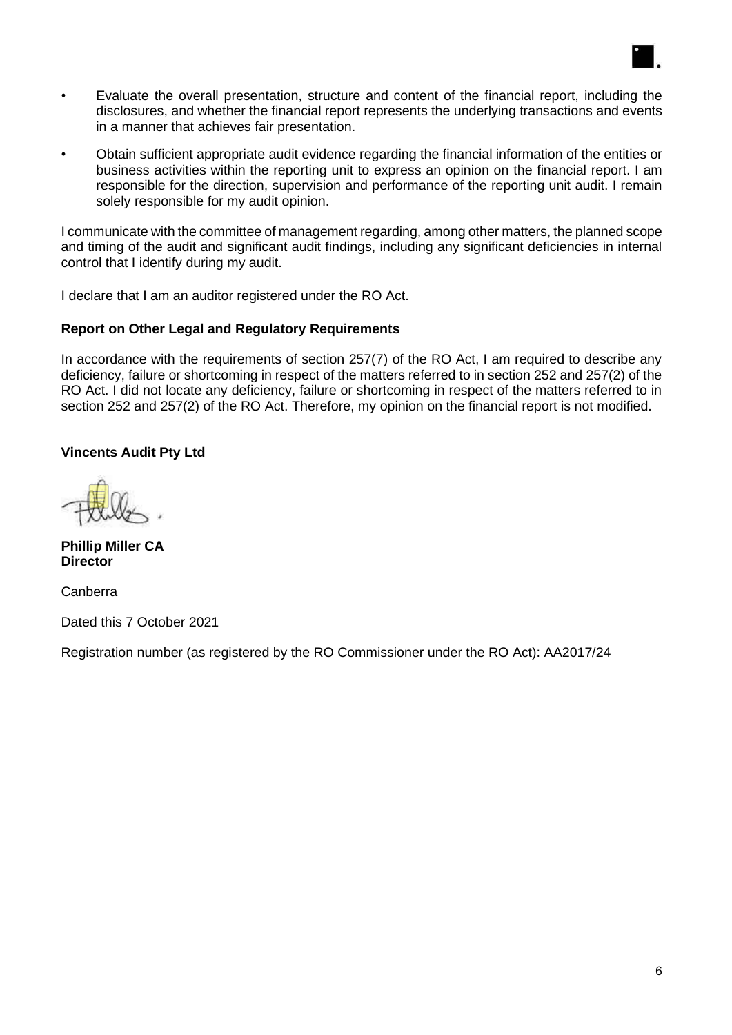- Evaluate the overall presentation, structure and content of the financial report, including the disclosures, and whether the financial report represents the underlying transactions and events in a manner that achieves fair presentation.
- Obtain sufficient appropriate audit evidence regarding the financial information of the entities or business activities within the reporting unit to express an opinion on the financial report. I am responsible for the direction, supervision and performance of the reporting unit audit. I remain solely responsible for my audit opinion.

I communicate with the committee of management regarding, among other matters, the planned scope and timing of the audit and significant audit findings, including any significant deficiencies in internal control that I identify during my audit.

I declare that I am an auditor registered under the RO Act.

**Report on Other Legal and Regulatory Requirements**

In accordance with the requirements of section 257(7) of the RO Act, I am required to describe any deficiency, failure or shortcoming in respect of the matters referred to in section 252 and 257(2) of the RO Act. I did not locate any deficiency, failure or shortcoming in respect of the matters referred to in section 252 and 257(2) of the RO Act. Therefore, my opinion on the financial report is not modified.

**Vincents Audit Pty Ltd**

**Phillip Miller CA**
**Director**

Canberra

Dated this 7 October 2021

Registration number (as registered by the RO Commissioner under the RO Act): AA2017/24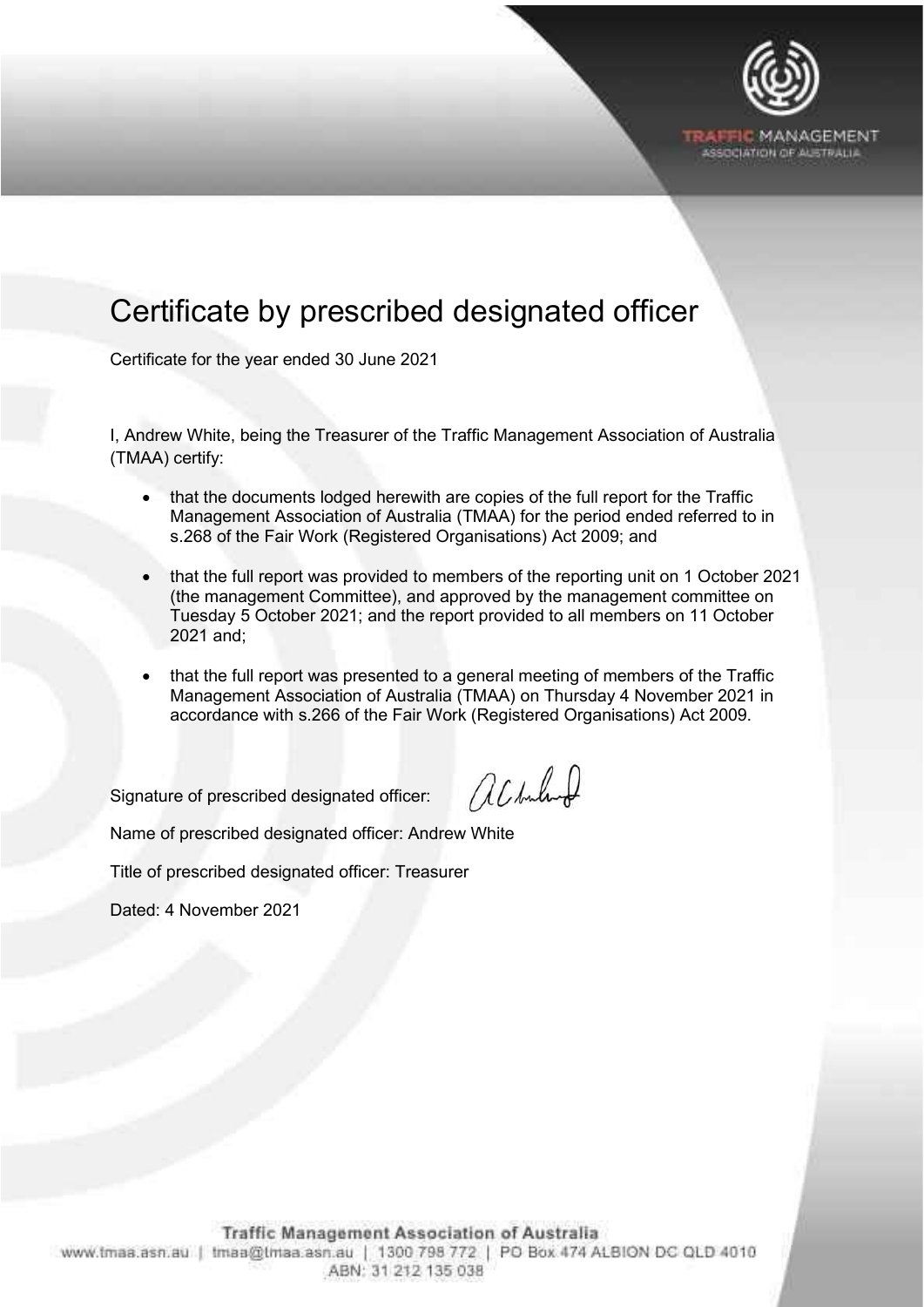# Certificate by prescribed designated officer

Certificate for the year ended 30 June 2021

I, Andrew White, being the Treasurer of the Traffic Management Association of Australia (TMAA) certify:

- that the documents lodged herewith are copies of the full report for the Traffic Management Association of Australia (TMAA) for the period ended referred to in s.268 of the Fair Work (Registered Organisations) Act 2009; and
- that the full report was provided to members of the reporting unit on 1 October 2021 (the management Committee), and approved by the management committee on Tuesday 5 October 2021; and the report provided to all members on 11 October 2021 and;
- that the full report was presented to a general meeting of members of the Traffic Management Association of Australia (TMAA) on Thursday 4 November 2021 in accordance with s.266 of the Fair Work (Registered Organisations) Act 2009.

Signature of prescribed designated officer:

Name of prescribed designated officer: Andrew White

Title of prescribed designated officer: Treasurer

Dated: 4 November 2021

Traffic Management Association of Australia
www.tmaa.asn.au | tmaa@tmaa.asn.au | 1300 798 772 | PO Box 474 ALBION DC QLD 4010
ABN: 31 212 135 038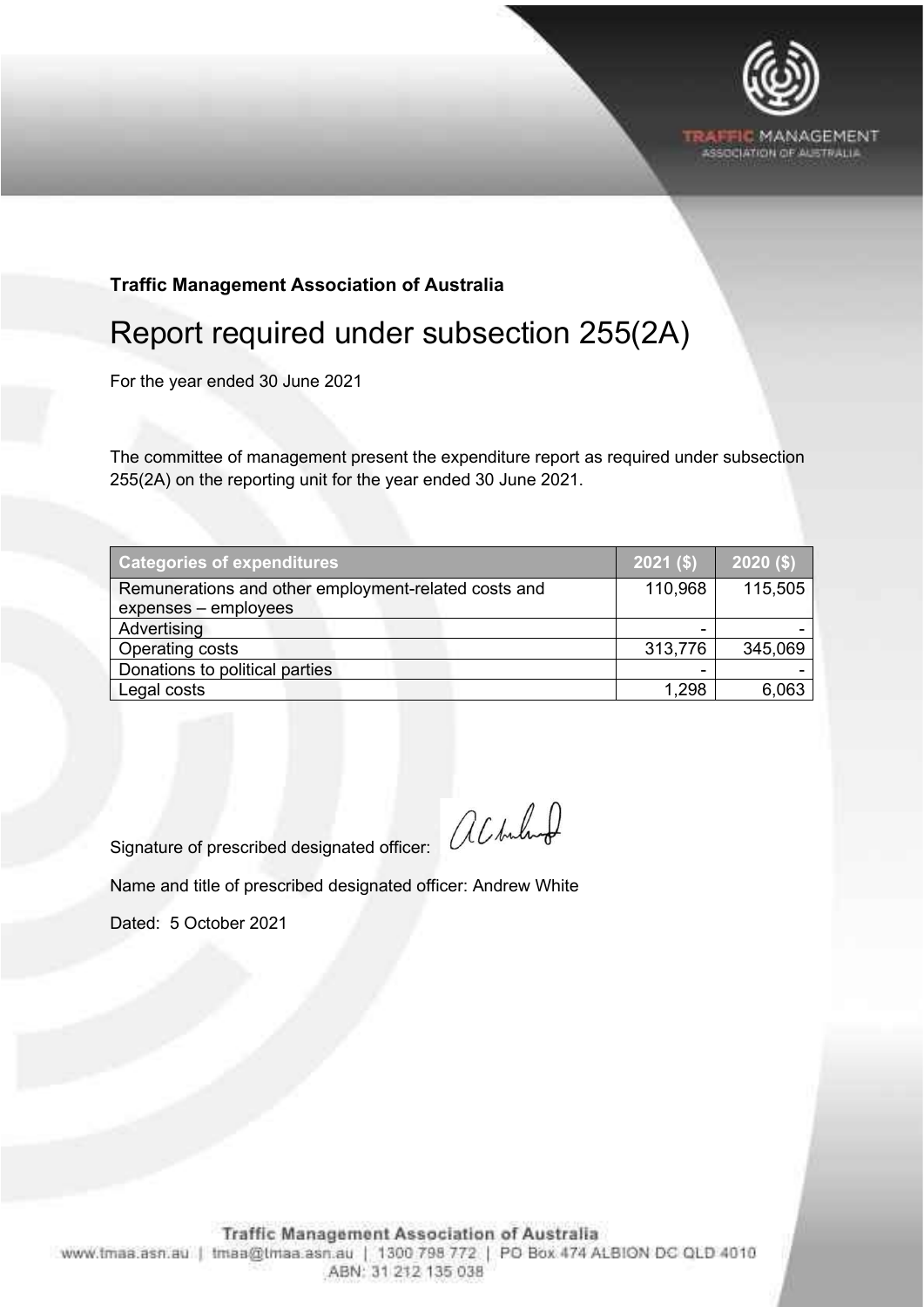**Traffic Management Association of Australia**

# Report required under subsection 255(2A)

For the year ended 30 June 2021

The committee of management present the expenditure report as required under subsection 255(2A) on the reporting unit for the year ended 30 June 2021.

| Categories of expenditures | 2021 ($) | 2020 ($) |
|---|---|---|
| Remunerations and other employment-related costs and expenses – employees | 110,968 | 115,505 |
| Advertising | - | - |
| Operating costs | 313,776 | 345,069 |
| Donations to political parties | - | - |
| Legal costs | 1,298 | 6,063 |

Signature of prescribed designated officer:

Name and title of prescribed designated officer: Andrew White

Dated: 5 October 2021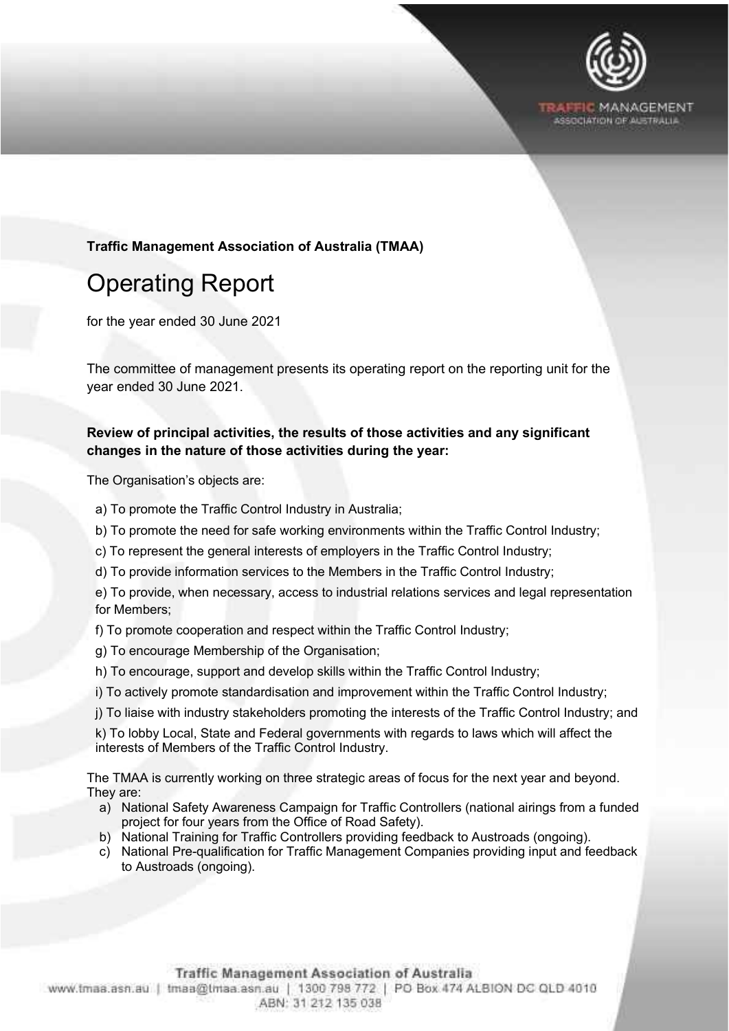**Traffic Management Association of Australia (TMAA)**

# Operating Report

for the year ended 30 June 2021

The committee of management presents its operating report on the reporting unit for the year ended 30 June 2021.

**Review of principal activities, the results of those activities and any significant changes in the nature of those activities during the year:**

The Organisation's objects are:

a) To promote the Traffic Control Industry in Australia;

b) To promote the need for safe working environments within the Traffic Control Industry;

c) To represent the general interests of employers in the Traffic Control Industry;

d) To provide information services to the Members in the Traffic Control Industry;

e) To provide, when necessary, access to industrial relations services and legal representation for Members;

f) To promote cooperation and respect within the Traffic Control Industry;

g) To encourage Membership of the Organisation;

h) To encourage, support and develop skills within the Traffic Control Industry;

i) To actively promote standardisation and improvement within the Traffic Control Industry;

j) To liaise with industry stakeholders promoting the interests of the Traffic Control Industry; and

k) To lobby Local, State and Federal governments with regards to laws which will affect the interests of Members of the Traffic Control Industry.

The TMAA is currently working on three strategic areas of focus for the next year and beyond. They are:

a) National Safety Awareness Campaign for Traffic Controllers (national airings from a funded project for four years from the Office of Road Safety).

b) National Training for Traffic Controllers providing feedback to Austroads (ongoing).

c) National Pre-qualification for Traffic Management Companies providing input and feedback to Austroads (ongoing).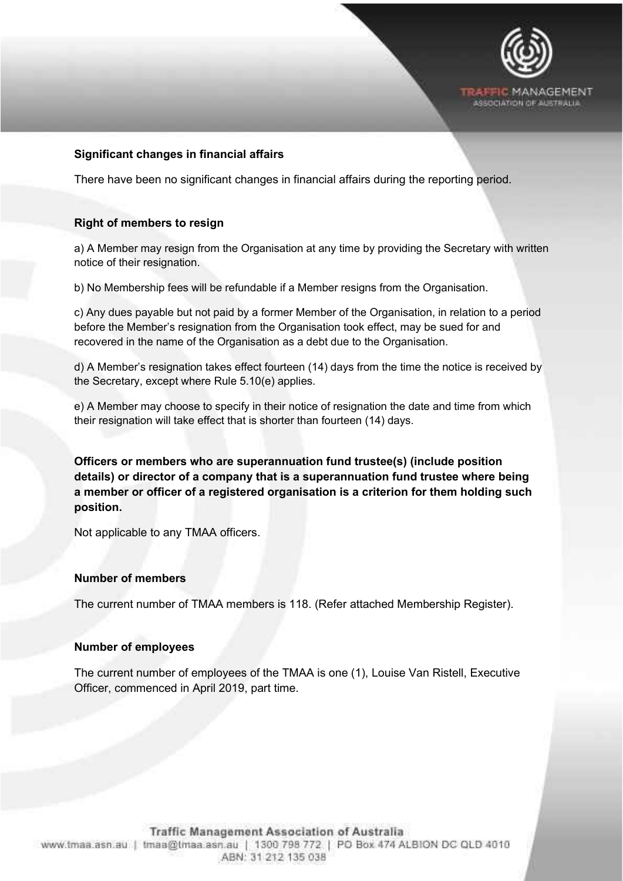**Significant changes in financial affairs**

There have been no significant changes in financial affairs during the reporting period.

**Right of members to resign**

a) A Member may resign from the Organisation at any time by providing the Secretary with written notice of their resignation.

b) No Membership fees will be refundable if a Member resigns from the Organisation.

c) Any dues payable but not paid by a former Member of the Organisation, in relation to a period before the Member's resignation from the Organisation took effect, may be sued for and recovered in the name of the Organisation as a debt due to the Organisation.

d) A Member's resignation takes effect fourteen (14) days from the time the notice is received by the Secretary, except where Rule 5.10(e) applies.

e) A Member may choose to specify in their notice of resignation the date and time from which their resignation will take effect that is shorter than fourteen (14) days.

**Officers or members who are superannuation fund trustee(s) (include position details) or director of a company that is a superannuation fund trustee where being a member or officer of a registered organisation is a criterion for them holding such position.**

Not applicable to any TMAA officers.

**Number of members**

The current number of TMAA members is 118. (Refer attached Membership Register).

**Number of employees**

The current number of employees of the TMAA is one (1), Louise Van Ristell, Executive Officer, commenced in April 2019, part time.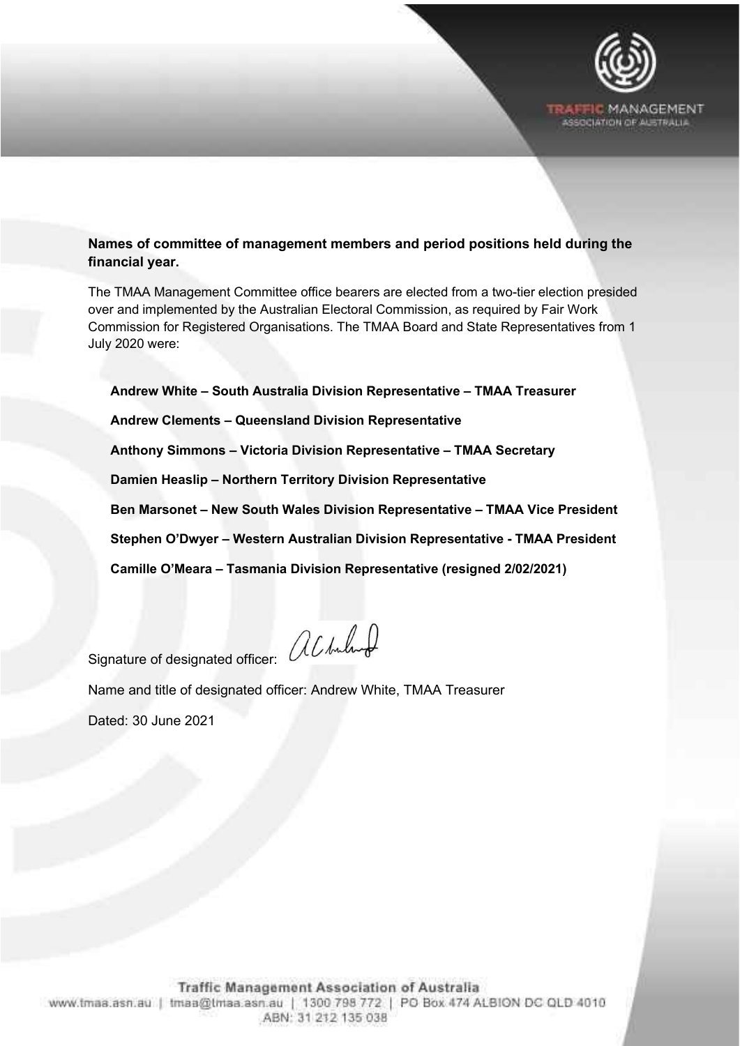**Names of committee of management members and period positions held during the financial year.**

The TMAA Management Committee office bearers are elected from a two-tier election presided over and implemented by the Australian Electoral Commission, as required by Fair Work Commission for Registered Organisations. The TMAA Board and State Representatives from 1 July 2020 were:

**Andrew White – South Australia Division Representative – TMAA Treasurer**

**Andrew Clements – Queensland Division Representative**

**Anthony Simmons – Victoria Division Representative – TMAA Secretary**

**Damien Heaslip – Northern Territory Division Representative**

**Ben Marsonet – New South Wales Division Representative – TMAA Vice President**

**Stephen O'Dwyer – Western Australian Division Representative - TMAA President**

**Camille O'Meara – Tasmania Division Representative (resigned 2/02/2021)**

Signature of designated officer:

Name and title of designated officer: Andrew White, TMAA Treasurer

Dated: 30 June 2021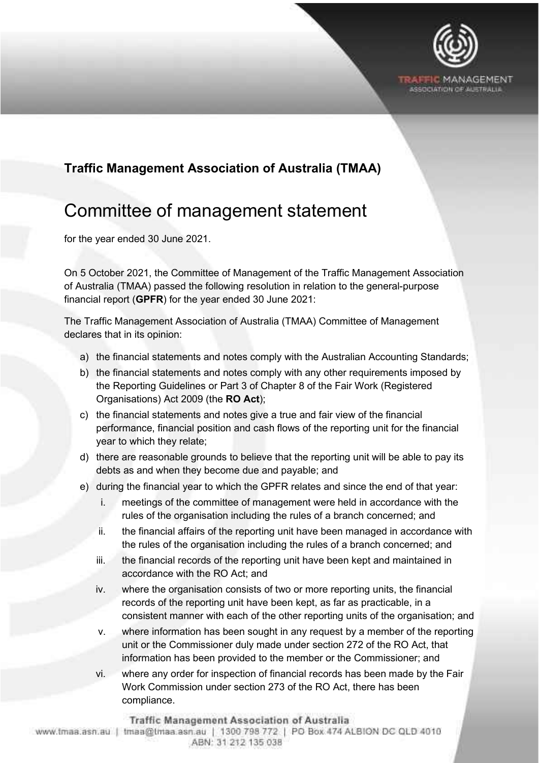**Traffic Management Association of Australia (TMAA)**

# Committee of management statement

for the year ended 30 June 2021.

On 5 October 2021, the Committee of Management of the Traffic Management Association of Australia (TMAA) passed the following resolution in relation to the general-purpose financial report (**GPFR**) for the year ended 30 June 2021:

The Traffic Management Association of Australia (TMAA) Committee of Management declares that in its opinion:

a) the financial statements and notes comply with the Australian Accounting Standards;

b) the financial statements and notes comply with any other requirements imposed by the Reporting Guidelines or Part 3 of Chapter 8 of the Fair Work (Registered Organisations) Act 2009 (the **RO Act**);

c) the financial statements and notes give a true and fair view of the financial performance, financial position and cash flows of the reporting unit for the financial year to which they relate;

d) there are reasonable grounds to believe that the reporting unit will be able to pay its debts as and when they become due and payable; and

e) during the financial year to which the GPFR relates and since the end of that year:

   i. meetings of the committee of management were held in accordance with the rules of the organisation including the rules of a branch concerned; and

   ii. the financial affairs of the reporting unit have been managed in accordance with the rules of the organisation including the rules of a branch concerned; and

   iii. the financial records of the reporting unit have been kept and maintained in accordance with the RO Act; and

   iv. where the organisation consists of two or more reporting units, the financial records of the reporting unit have been kept, as far as practicable, in a consistent manner with each of the other reporting units of the organisation; and

   v. where information has been sought in any request by a member of the reporting unit or the Commissioner duly made under section 272 of the RO Act, that information has been provided to the member or the Commissioner; and

   vi. where any order for inspection of financial records has been made by the Fair Work Commission under section 273 of the RO Act, there has been compliance.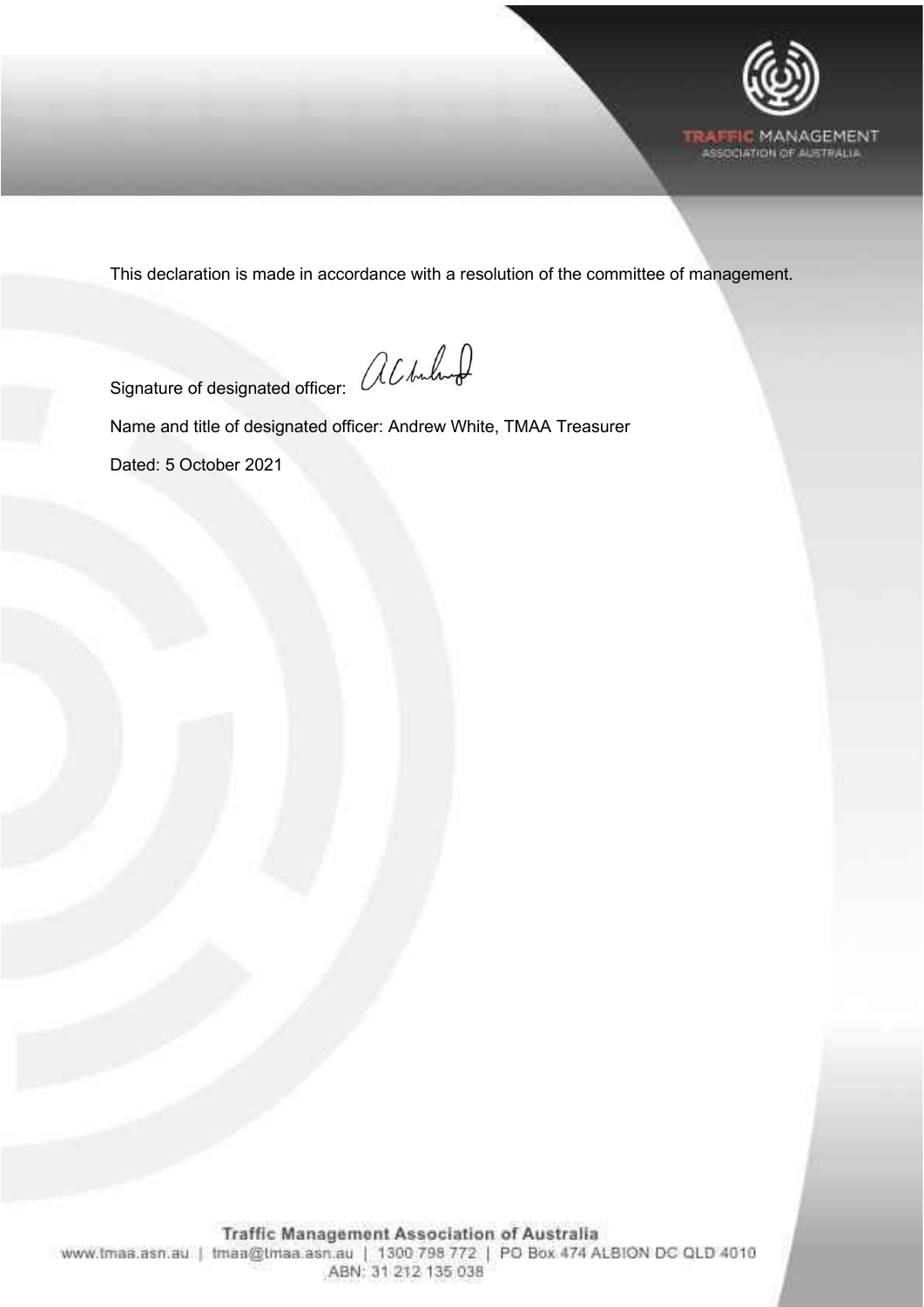This declaration is made in accordance with a resolution of the committee of management.

Signature of designated officer:

Name and title of designated officer: Andrew White, TMAA Treasurer

Dated: 5 October 2021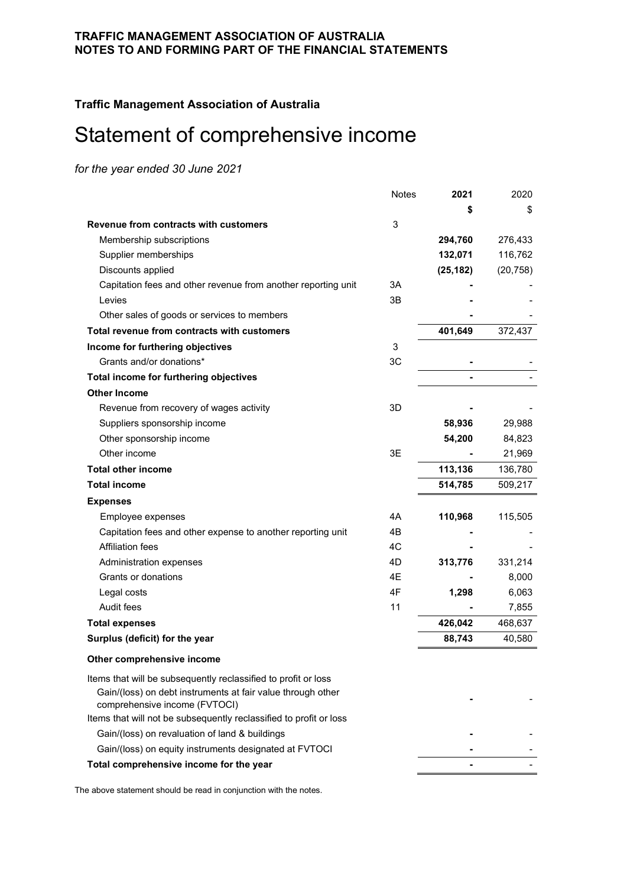## Traffic Management Association of Australia

# Statement of comprehensive income

*for the year ended 30 June 2021*

| | Notes | 2021 | 2020 |
|---|---|---|---|
| | | **$** | $ |
| **Revenue from contracts with customers** | 3 | | |
| Membership subscriptions | | **294,760** | 276,433 |
| Supplier memberships | | **132,071** | 116,762 |
| Discounts applied | | **(25,182)** | (20,758) |
| Capitation fees and other revenue from another reporting unit | 3A | **-** | - |
| Levies | 3B | **-** | - |
| Other sales of goods or services to members | | **-** | - |
| **Total revenue from contracts with customers** | | **401,649** | 372,437 |
| **Income for furthering objectives** | 3 | | |
| Grants and/or donations* | 3C | **-** | - |
| **Total income for furthering objectives** | | **-** | - |
| **Other Income** | | | |
| Revenue from recovery of wages activity | 3D | **-** | - |
| Suppliers sponsorship income | | **58,936** | 29,988 |
| Other sponsorship income | | **54,200** | 84,823 |
| Other income | 3E | **-** | 21,969 |
| **Total other income** | | **113,136** | 136,780 |
| **Total income** | | **514,785** | 509,217 |
| **Expenses** | | | |
| Employee expenses | 4A | **110,968** | 115,505 |
| Capitation fees and other expense to another reporting unit | 4B | **-** | - |
| Affiliation fees | 4C | **-** | - |
| Administration expenses | 4D | **313,776** | 331,214 |
| Grants or donations | 4E | **-** | 8,000 |
| Legal costs | 4F | **1,298** | 6,063 |
| Audit fees | 11 | **-** | 7,855 |
| **Total expenses** | | **426,042** | 468,637 |
| **Surplus (deficit) for the year** | | **88,743** | 40,580 |
| **Other comprehensive income** | | | |
| Items that will be subsequently reclassified to profit or loss | | | |
| Gain/(loss) on debt instruments at fair value through other comprehensive income (FVTOCI) | | **-** | - |
| Items that will not be subsequently reclassified to profit or loss | | | |
| Gain/(loss) on revaluation of land & buildings | | **-** | - |
| Gain/(loss) on equity instruments designated at FVTOCI | | **-** | - |
| **Total comprehensive income for the year** | | **-** | - |

The above statement should be read in conjunction with the notes.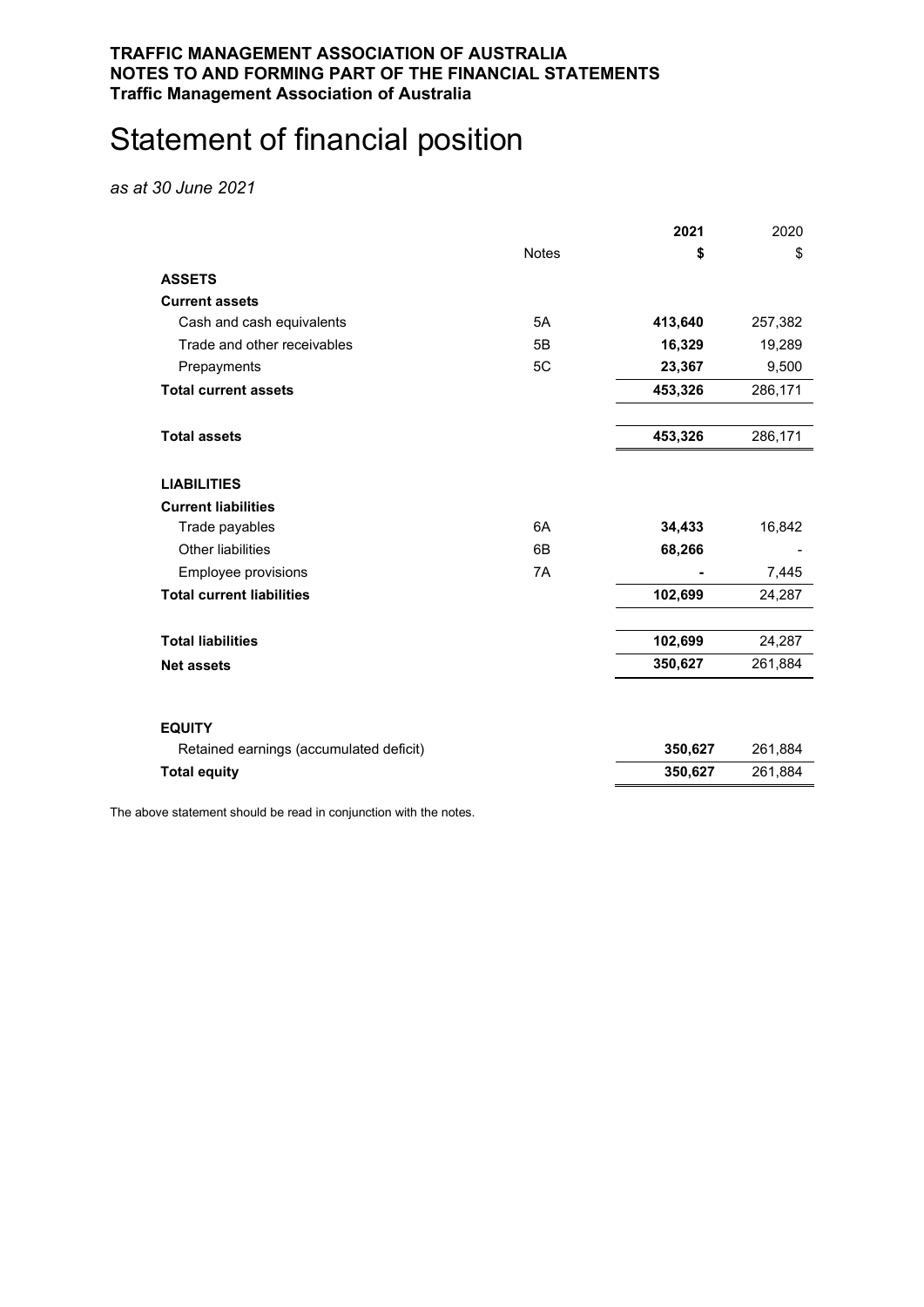**TRAFFIC MANAGEMENT ASSOCIATION OF AUSTRALIA**
**NOTES TO AND FORMING PART OF THE FINANCIAL STATEMENTS**
**Traffic Management Association of Australia**

# Statement of financial position

*as at 30 June 2021*

| | Notes | **2021** | 2020 |
|---|---|---|---|
| | | **$** | $ |
| **ASSETS** | | | |
| **Current assets** | | | |
| Cash and cash equivalents | 5A | **413,640** | 257,382 |
| Trade and other receivables | 5B | **16,329** | 19,289 |
| Prepayments | 5C | **23,367** | 9,500 |
| **Total current assets** | | **453,326** | 286,171 |
| | | | |
| **Total assets** | | **453,326** | 286,171 |
| | | | |
| **LIABILITIES** | | | |
| **Current liabilities** | | | |
| Trade payables | 6A | **34,433** | 16,842 |
| Other liabilities | 6B | **68,266** | - |
| Employee provisions | 7A | **-** | 7,445 |
| **Total current liabilities** | | **102,699** | 24,287 |
| | | | |
| **Total liabilities** | | **102,699** | 24,287 |
| **Net assets** | | **350,627** | 261,884 |
| | | | |
| **EQUITY** | | | |
| Retained earnings (accumulated deficit) | | **350,627** | 261,884 |
| **Total equity** | | **350,627** | 261,884 |

The above statement should be read in conjunction with the notes.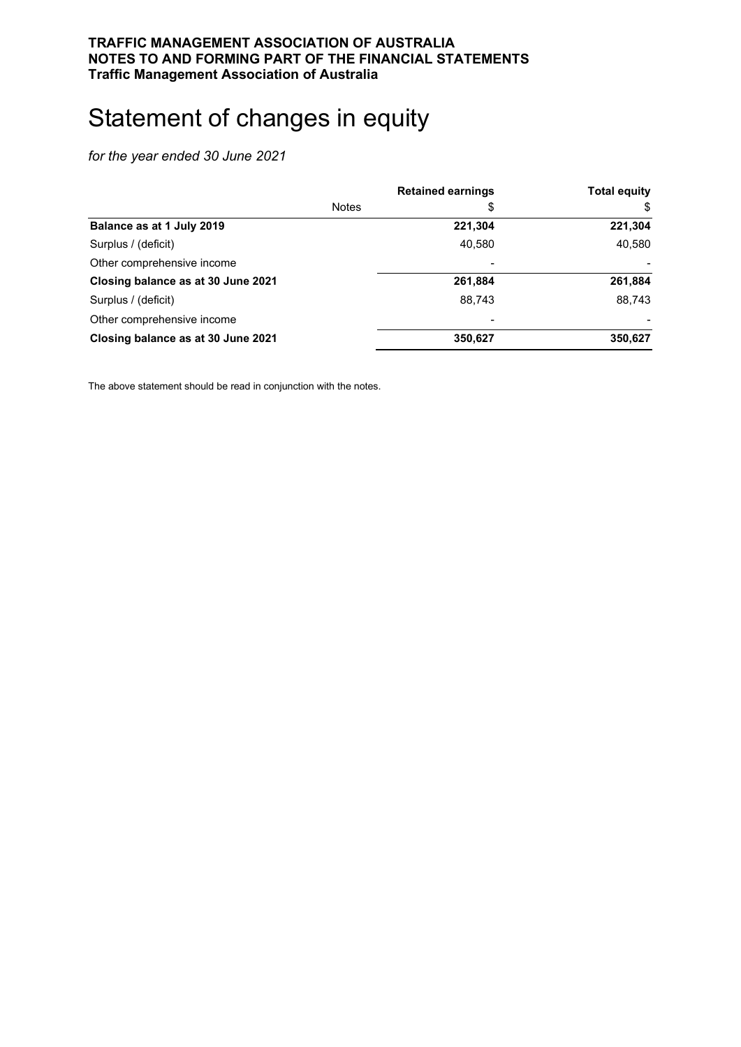**TRAFFIC MANAGEMENT ASSOCIATION OF AUSTRALIA**
**NOTES TO AND FORMING PART OF THE FINANCIAL STATEMENTS**
**Traffic Management Association of Australia**

# Statement of changes in equity

*for the year ended 30 June 2021*

| | Notes | Retained earnings<br>$ | Total equity<br>$ |
|---|---|---|---|
| **Balance as at 1 July 2019** | | **221,304** | **221,304** |
| Surplus / (deficit) | | 40,580 | 40,580 |
| Other comprehensive income | | - | - |
| **Closing balance as at 30 June 2021** | | **261,884** | **261,884** |
| Surplus / (deficit) | | 88,743 | 88,743 |
| Other comprehensive income | | - | - |
| **Closing balance as at 30 June 2021** | | **350,627** | **350,627** |

The above statement should be read in conjunction with the notes.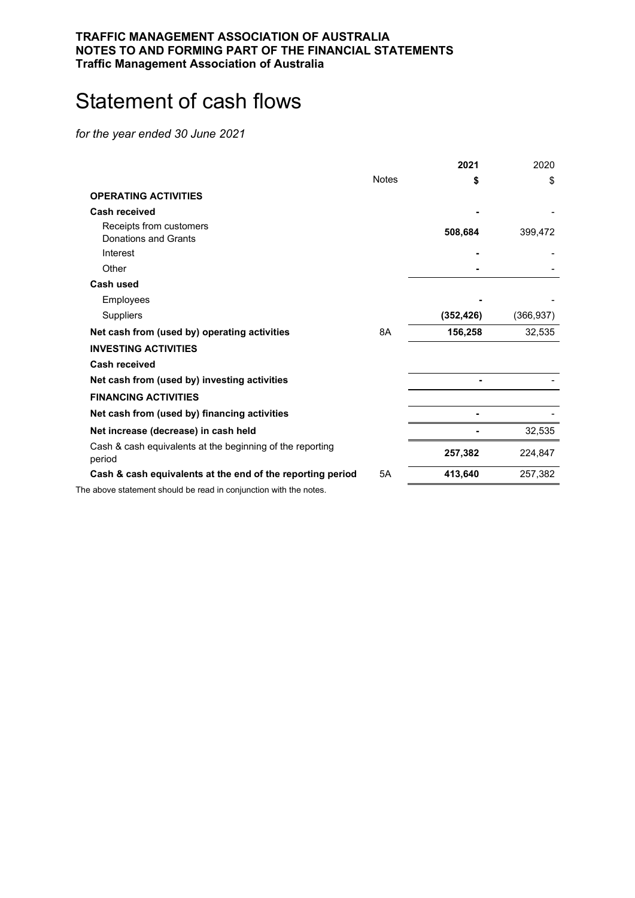**TRAFFIC MANAGEMENT ASSOCIATION OF AUSTRALIA**
**NOTES TO AND FORMING PART OF THE FINANCIAL STATEMENTS**
**Traffic Management Association of Australia**

# Statement of cash flows

*for the year ended 30 June 2021*

| | Notes | **2021** | 2020 |
|---|---|---|---|
| | | **$** | $ |
| **OPERATING ACTIVITIES** | | | |
| **Cash received** | | **-** | - |
| Receipts from customers<br>Donations and Grants | | **508,684** | 399,472 |
| Interest | | **-** | - |
| Other | | **-** | - |
| **Cash used** | | | |
| Employees | | **-** | - |
| Suppliers | | **(352,426)** | (366,937) |
| **Net cash from (used by) operating activities** | 8A | **156,258** | 32,535 |
| **INVESTING ACTIVITIES** | | | |
| **Cash received** | | | |
| **Net cash from (used by) investing activities** | | **-** | - |
| **FINANCING ACTIVITIES** | | | |
| **Net cash from (used by) financing activities** | | **-** | - |
| **Net increase (decrease) in cash held** | | **-** | 32,535 |
| Cash & cash equivalents at the beginning of the reporting period | | **257,382** | 224,847 |
| **Cash & cash equivalents at the end of the reporting period** | 5A | **413,640** | 257,382 |

The above statement should be read in conjunction with the notes.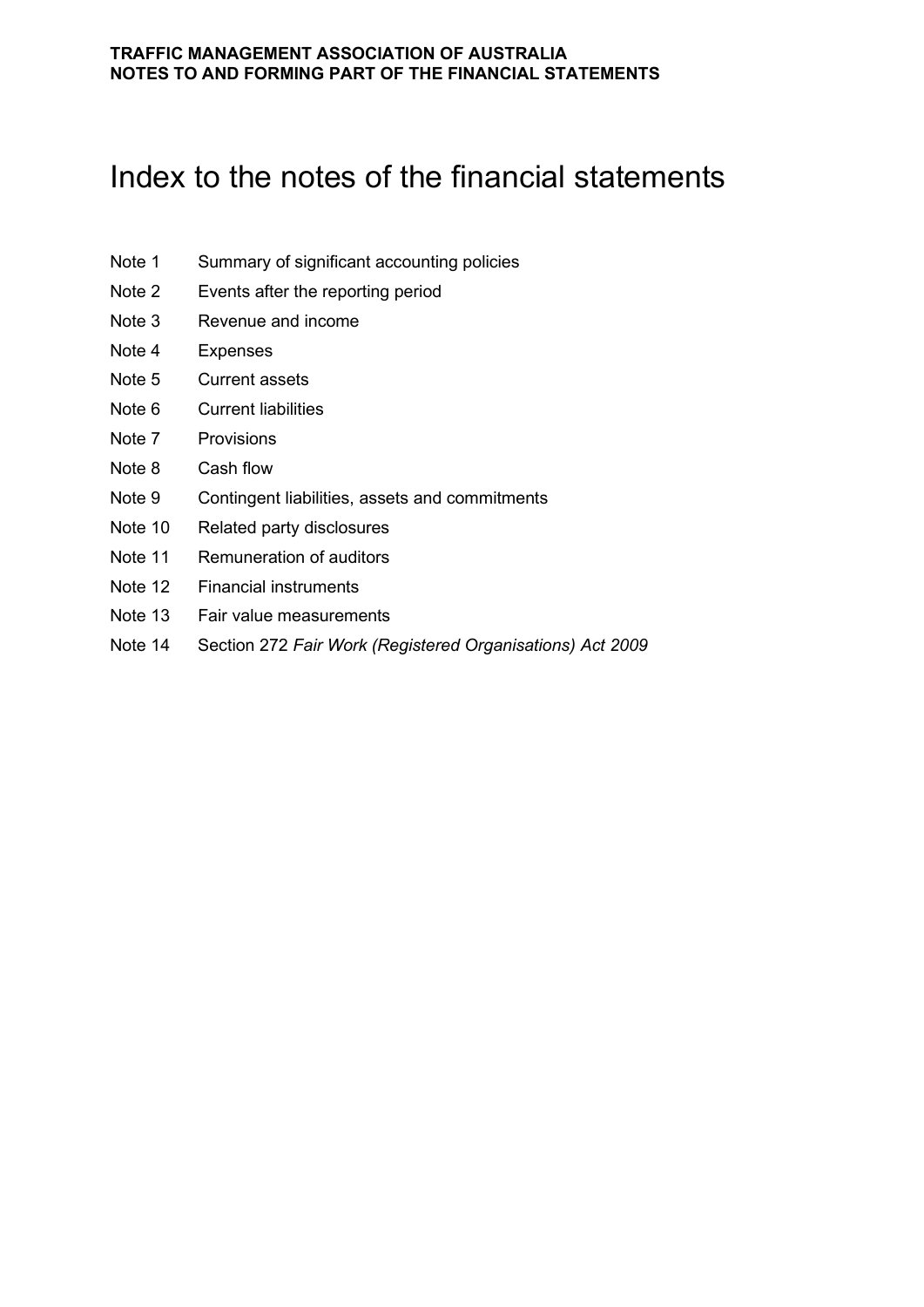# Index to the notes of the financial statements

| | |
|---|---|
| Note 1 | Summary of significant accounting policies |
| Note 2 | Events after the reporting period |
| Note 3 | Revenue and income |
| Note 4 | Expenses |
| Note 5 | Current assets |
| Note 6 | Current liabilities |
| Note 7 | Provisions |
| Note 8 | Cash flow |
| Note 9 | Contingent liabilities, assets and commitments |
| Note 10 | Related party disclosures |
| Note 11 | Remuneration of auditors |
| Note 12 | Financial instruments |
| Note 13 | Fair value measurements |
| Note 14 | Section 272 *Fair Work (Registered Organisations) Act 2009* |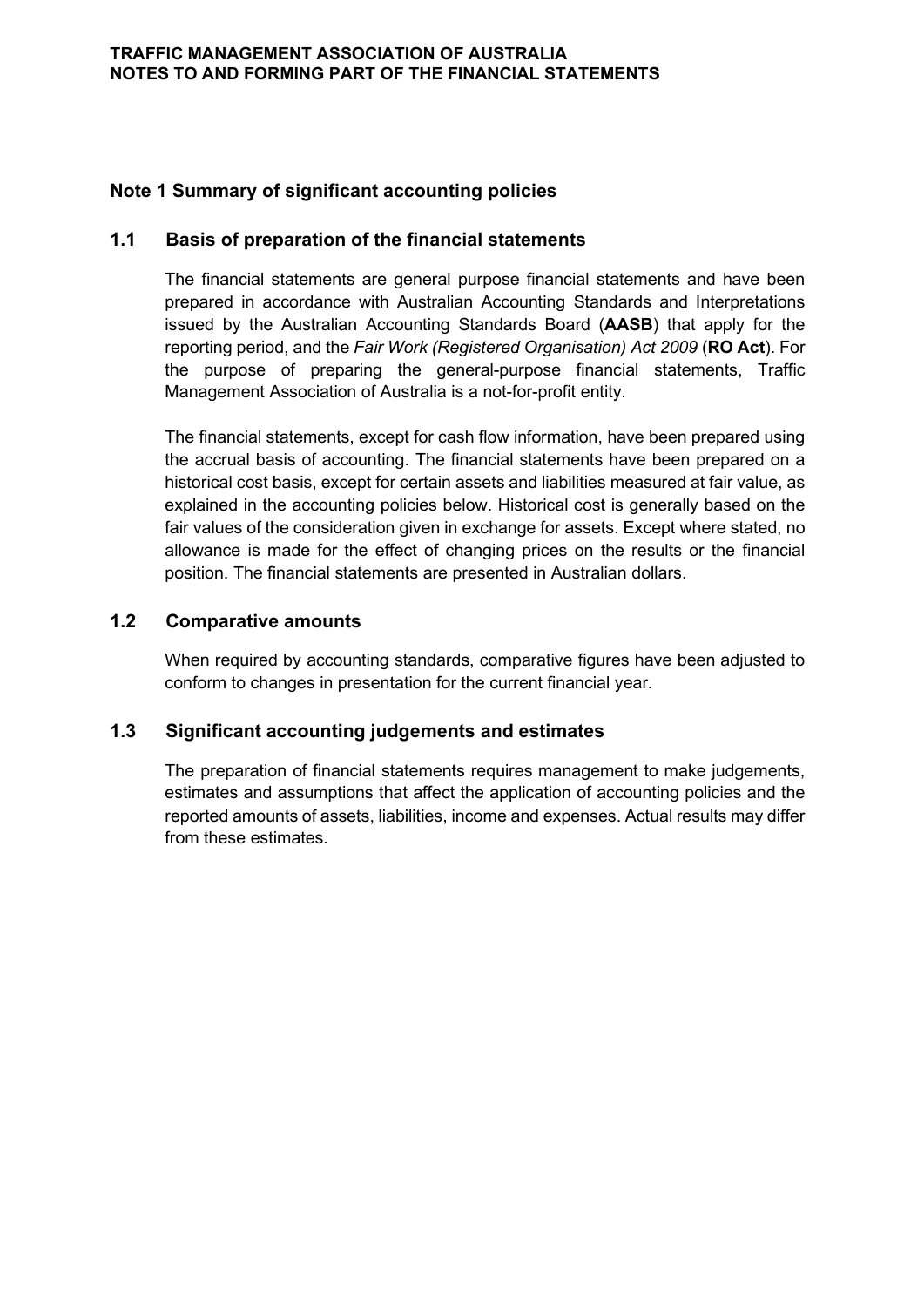## Note 1 Summary of significant accounting policies

### 1.1 Basis of preparation of the financial statements

The financial statements are general purpose financial statements and have been prepared in accordance with Australian Accounting Standards and Interpretations issued by the Australian Accounting Standards Board (**AASB**) that apply for the reporting period, and the *Fair Work (Registered Organisation) Act 2009* (**RO Act**). For the purpose of preparing the general-purpose financial statements, Traffic Management Association of Australia is a not-for-profit entity.

The financial statements, except for cash flow information, have been prepared using the accrual basis of accounting. The financial statements have been prepared on a historical cost basis, except for certain assets and liabilities measured at fair value, as explained in the accounting policies below. Historical cost is generally based on the fair values of the consideration given in exchange for assets. Except where stated, no allowance is made for the effect of changing prices on the results or the financial position. The financial statements are presented in Australian dollars.

### 1.2 Comparative amounts

When required by accounting standards, comparative figures have been adjusted to conform to changes in presentation for the current financial year.

### 1.3 Significant accounting judgements and estimates

The preparation of financial statements requires management to make judgements, estimates and assumptions that affect the application of accounting policies and the reported amounts of assets, liabilities, income and expenses. Actual results may differ from these estimates.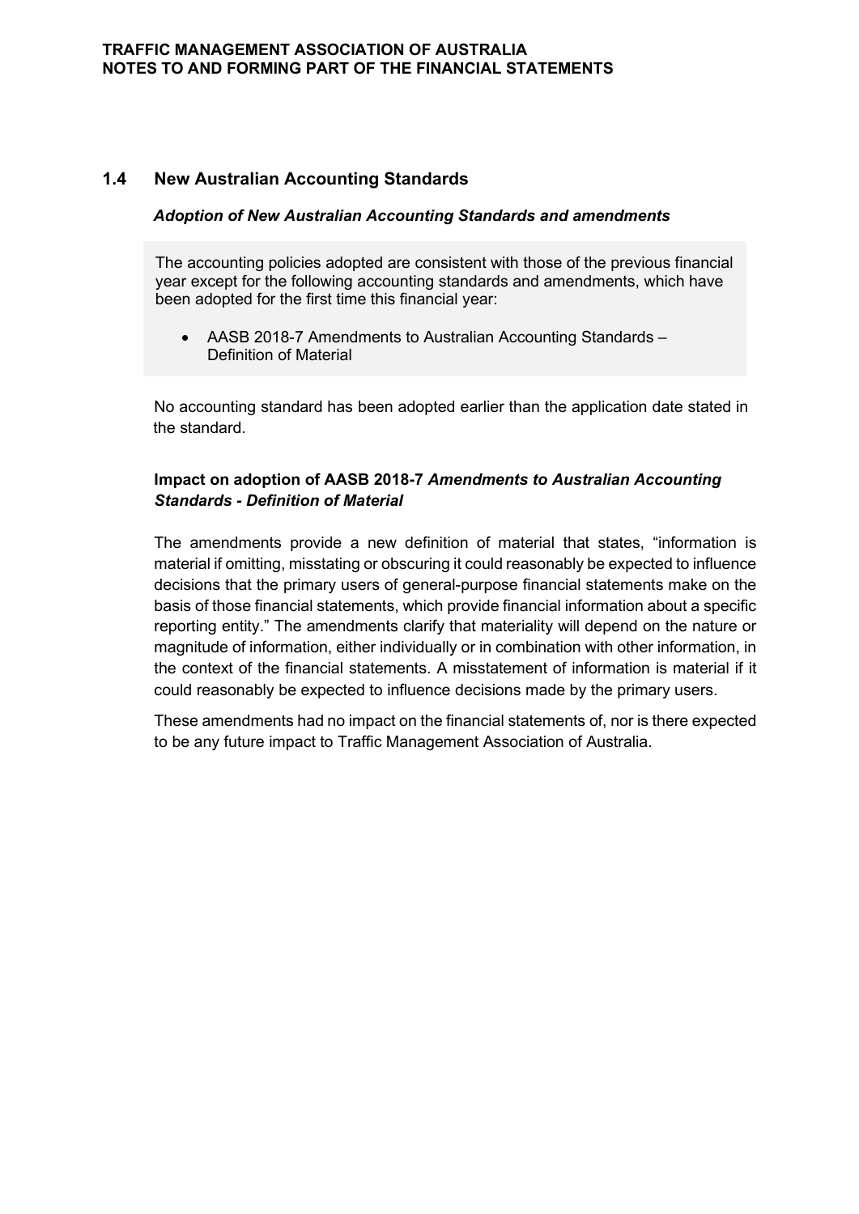## 1.4 New Australian Accounting Standards

### *Adoption of New Australian Accounting Standards and amendments*

The accounting policies adopted are consistent with those of the previous financial year except for the following accounting standards and amendments, which have been adopted for the first time this financial year:

- AASB 2018-7 Amendments to Australian Accounting Standards – Definition of Material

No accounting standard has been adopted earlier than the application date stated in the standard.

**Impact on adoption of AASB 2018-7** ***Amendments to Australian Accounting Standards - Definition of Material***

The amendments provide a new definition of material that states, "information is material if omitting, misstating or obscuring it could reasonably be expected to influence decisions that the primary users of general-purpose financial statements make on the basis of those financial statements, which provide financial information about a specific reporting entity." The amendments clarify that materiality will depend on the nature or magnitude of information, either individually or in combination with other information, in the context of the financial statements. A misstatement of information is material if it could reasonably be expected to influence decisions made by the primary users.

These amendments had no impact on the financial statements of, nor is there expected to be any future impact to Traffic Management Association of Australia.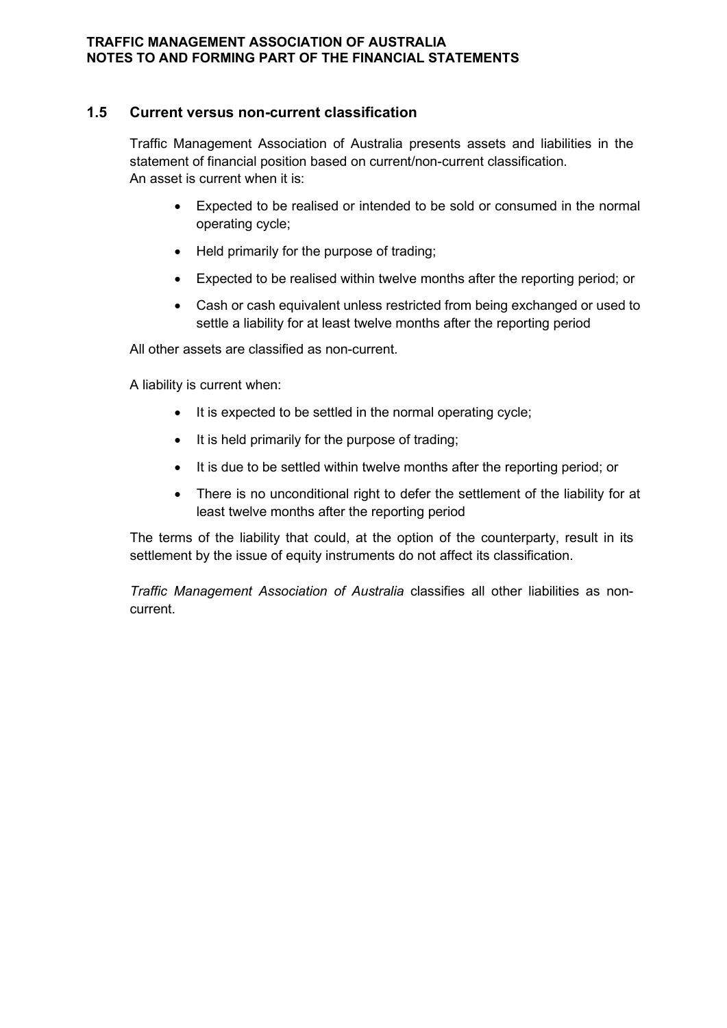## 1.5 Current versus non-current classification

Traffic Management Association of Australia presents assets and liabilities in the statement of financial position based on current/non-current classification.
An asset is current when it is:

- Expected to be realised or intended to be sold or consumed in the normal operating cycle;
- Held primarily for the purpose of trading;
- Expected to be realised within twelve months after the reporting period; or
- Cash or cash equivalent unless restricted from being exchanged or used to settle a liability for at least twelve months after the reporting period

All other assets are classified as non-current.

A liability is current when:

- It is expected to be settled in the normal operating cycle;
- It is held primarily for the purpose of trading;
- It is due to be settled within twelve months after the reporting period; or
- There is no unconditional right to defer the settlement of the liability for at least twelve months after the reporting period

The terms of the liability that could, at the option of the counterparty, result in its settlement by the issue of equity instruments do not affect its classification.

*Traffic Management Association of Australia* classifies all other liabilities as non-current.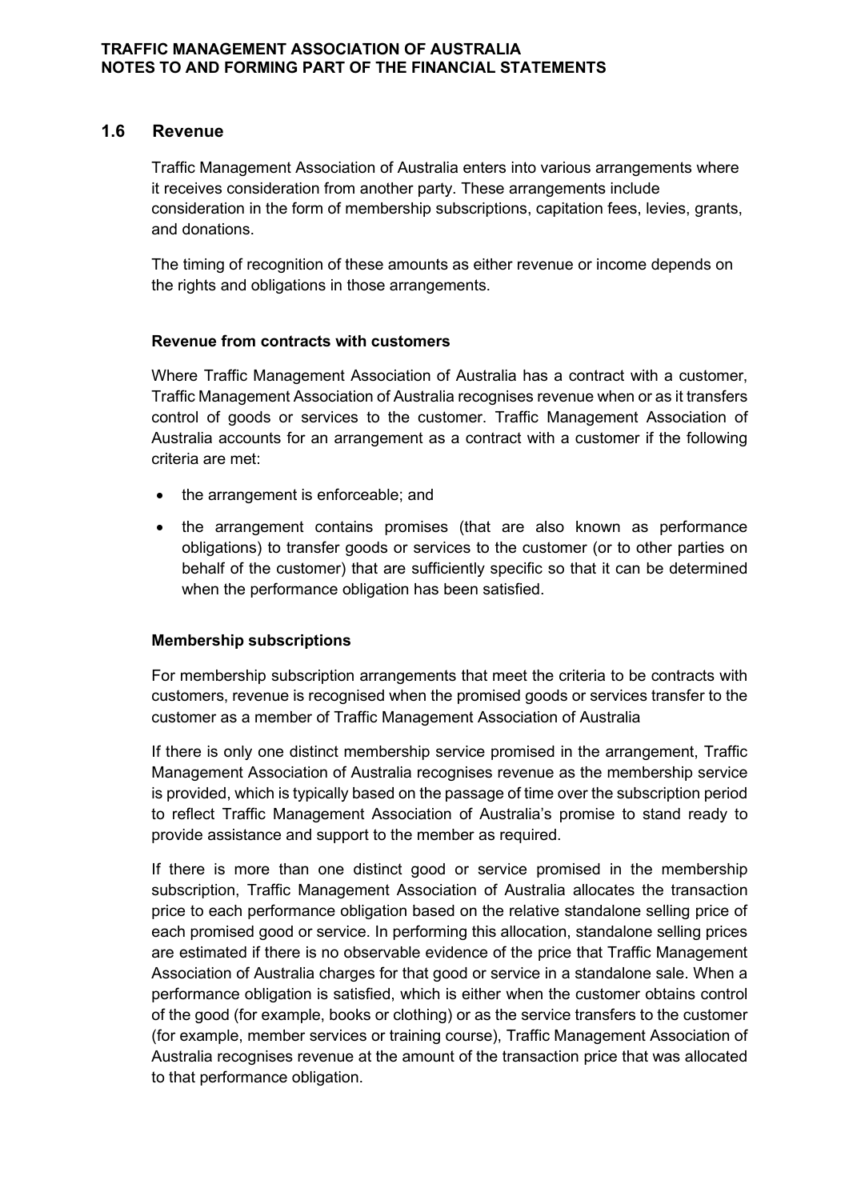## 1.6 Revenue

Traffic Management Association of Australia enters into various arrangements where it receives consideration from another party. These arrangements include consideration in the form of membership subscriptions, capitation fees, levies, grants, and donations.

The timing of recognition of these amounts as either revenue or income depends on the rights and obligations in those arrangements.

### Revenue from contracts with customers

Where Traffic Management Association of Australia has a contract with a customer, Traffic Management Association of Australia recognises revenue when or as it transfers control of goods or services to the customer. Traffic Management Association of Australia accounts for an arrangement as a contract with a customer if the following criteria are met:

- the arrangement is enforceable; and
- the arrangement contains promises (that are also known as performance obligations) to transfer goods or services to the customer (or to other parties on behalf of the customer) that are sufficiently specific so that it can be determined when the performance obligation has been satisfied.

### Membership subscriptions

For membership subscription arrangements that meet the criteria to be contracts with customers, revenue is recognised when the promised goods or services transfer to the customer as a member of Traffic Management Association of Australia

If there is only one distinct membership service promised in the arrangement, Traffic Management Association of Australia recognises revenue as the membership service is provided, which is typically based on the passage of time over the subscription period to reflect Traffic Management Association of Australia's promise to stand ready to provide assistance and support to the member as required.

If there is more than one distinct good or service promised in the membership subscription, Traffic Management Association of Australia allocates the transaction price to each performance obligation based on the relative standalone selling price of each promised good or service. In performing this allocation, standalone selling prices are estimated if there is no observable evidence of the price that Traffic Management Association of Australia charges for that good or service in a standalone sale. When a performance obligation is satisfied, which is either when the customer obtains control of the good (for example, books or clothing) or as the service transfers to the customer (for example, member services or training course), Traffic Management Association of Australia recognises revenue at the amount of the transaction price that was allocated to that performance obligation.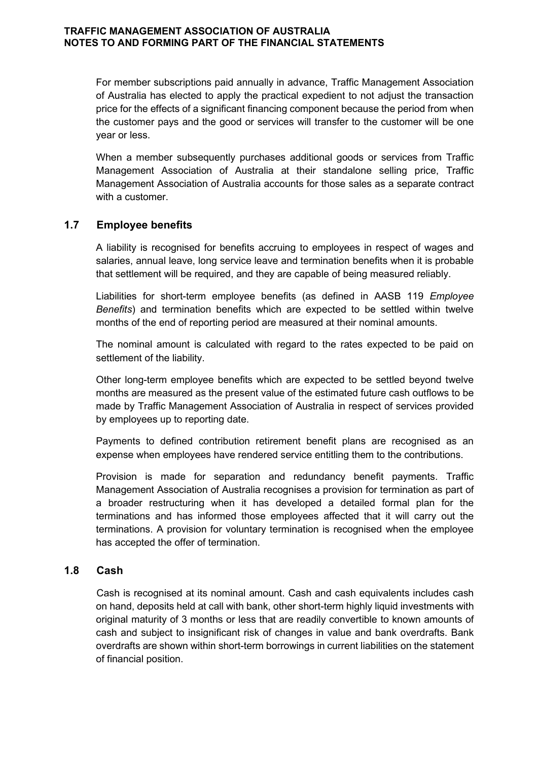For member subscriptions paid annually in advance, Traffic Management Association of Australia has elected to apply the practical expedient to not adjust the transaction price for the effects of a significant financing component because the period from when the customer pays and the good or services will transfer to the customer will be one year or less.

When a member subsequently purchases additional goods or services from Traffic Management Association of Australia at their standalone selling price, Traffic Management Association of Australia accounts for those sales as a separate contract with a customer.

## 1.7 Employee benefits

A liability is recognised for benefits accruing to employees in respect of wages and salaries, annual leave, long service leave and termination benefits when it is probable that settlement will be required, and they are capable of being measured reliably.

Liabilities for short-term employee benefits (as defined in AASB 119 *Employee Benefits*) and termination benefits which are expected to be settled within twelve months of the end of reporting period are measured at their nominal amounts.

The nominal amount is calculated with regard to the rates expected to be paid on settlement of the liability.

Other long-term employee benefits which are expected to be settled beyond twelve months are measured as the present value of the estimated future cash outflows to be made by Traffic Management Association of Australia in respect of services provided by employees up to reporting date.

Payments to defined contribution retirement benefit plans are recognised as an expense when employees have rendered service entitling them to the contributions.

Provision is made for separation and redundancy benefit payments. Traffic Management Association of Australia recognises a provision for termination as part of a broader restructuring when it has developed a detailed formal plan for the terminations and has informed those employees affected that it will carry out the terminations. A provision for voluntary termination is recognised when the employee has accepted the offer of termination.

## 1.8 Cash

Cash is recognised at its nominal amount. Cash and cash equivalents includes cash on hand, deposits held at call with bank, other short-term highly liquid investments with original maturity of 3 months or less that are readily convertible to known amounts of cash and subject to insignificant risk of changes in value and bank overdrafts. Bank overdrafts are shown within short-term borrowings in current liabilities on the statement of financial position.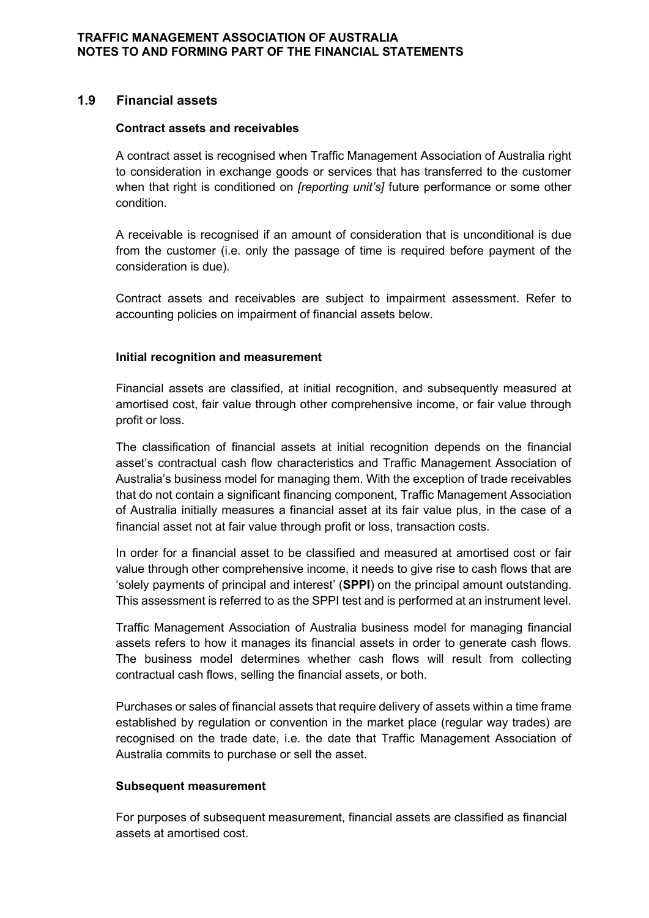## 1.9 Financial assets

### Contract assets and receivables

A contract asset is recognised when Traffic Management Association of Australia right to consideration in exchange goods or services that has transferred to the customer when that right is conditioned on *[reporting unit's]* future performance or some other condition.

A receivable is recognised if an amount of consideration that is unconditional is due from the customer (i.e. only the passage of time is required before payment of the consideration is due).

Contract assets and receivables are subject to impairment assessment. Refer to accounting policies on impairment of financial assets below.

### Initial recognition and measurement

Financial assets are classified, at initial recognition, and subsequently measured at amortised cost, fair value through other comprehensive income, or fair value through profit or loss.

The classification of financial assets at initial recognition depends on the financial asset's contractual cash flow characteristics and Traffic Management Association of Australia's business model for managing them. With the exception of trade receivables that do not contain a significant financing component, Traffic Management Association of Australia initially measures a financial asset at its fair value plus, in the case of a financial asset not at fair value through profit or loss, transaction costs.

In order for a financial asset to be classified and measured at amortised cost or fair value through other comprehensive income, it needs to give rise to cash flows that are 'solely payments of principal and interest' (**SPPI**) on the principal amount outstanding. This assessment is referred to as the SPPI test and is performed at an instrument level.

Traffic Management Association of Australia business model for managing financial assets refers to how it manages its financial assets in order to generate cash flows. The business model determines whether cash flows will result from collecting contractual cash flows, selling the financial assets, or both.

Purchases or sales of financial assets that require delivery of assets within a time frame established by regulation or convention in the market place (regular way trades) are recognised on the trade date, i.e. the date that Traffic Management Association of Australia commits to purchase or sell the asset.

### Subsequent measurement

For purposes of subsequent measurement, financial assets are classified as financial assets at amortised cost.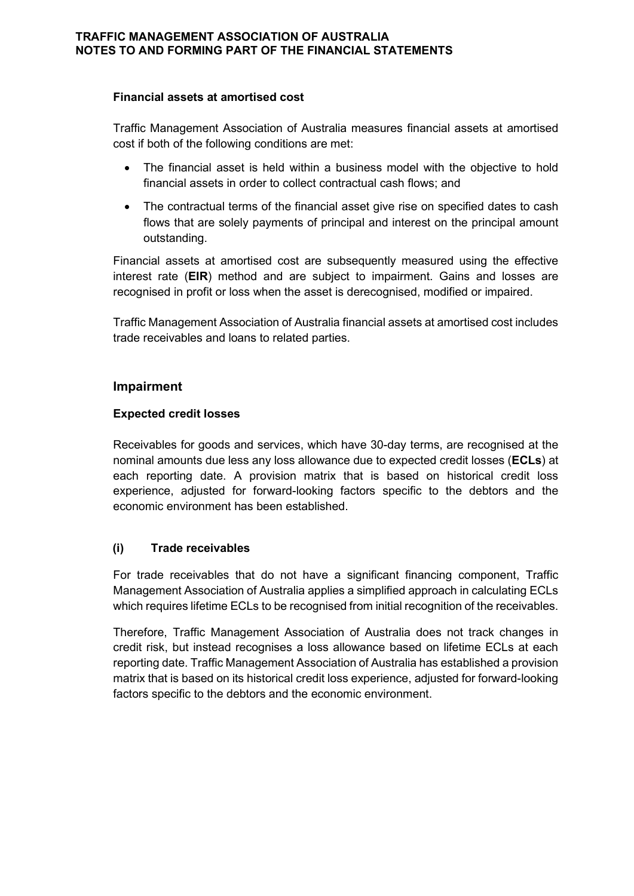**Financial assets at amortised cost**

Traffic Management Association of Australia measures financial assets at amortised cost if both of the following conditions are met:

- The financial asset is held within a business model with the objective to hold financial assets in order to collect contractual cash flows; and
- The contractual terms of the financial asset give rise on specified dates to cash flows that are solely payments of principal and interest on the principal amount outstanding.

Financial assets at amortised cost are subsequently measured using the effective interest rate (**EIR**) method and are subject to impairment. Gains and losses are recognised in profit or loss when the asset is derecognised, modified or impaired.

Traffic Management Association of Australia financial assets at amortised cost includes trade receivables and loans to related parties.

## Impairment

**Expected credit losses**

Receivables for goods and services, which have 30-day terms, are recognised at the nominal amounts due less any loss allowance due to expected credit losses (**ECLs**) at each reporting date. A provision matrix that is based on historical credit loss experience, adjusted for forward-looking factors specific to the debtors and the economic environment has been established.

**(i) Trade receivables**

For trade receivables that do not have a significant financing component, Traffic Management Association of Australia applies a simplified approach in calculating ECLs which requires lifetime ECLs to be recognised from initial recognition of the receivables.

Therefore, Traffic Management Association of Australia does not track changes in credit risk, but instead recognises a loss allowance based on lifetime ECLs at each reporting date. Traffic Management Association of Australia has established a provision matrix that is based on its historical credit loss experience, adjusted for forward-looking factors specific to the debtors and the economic environment.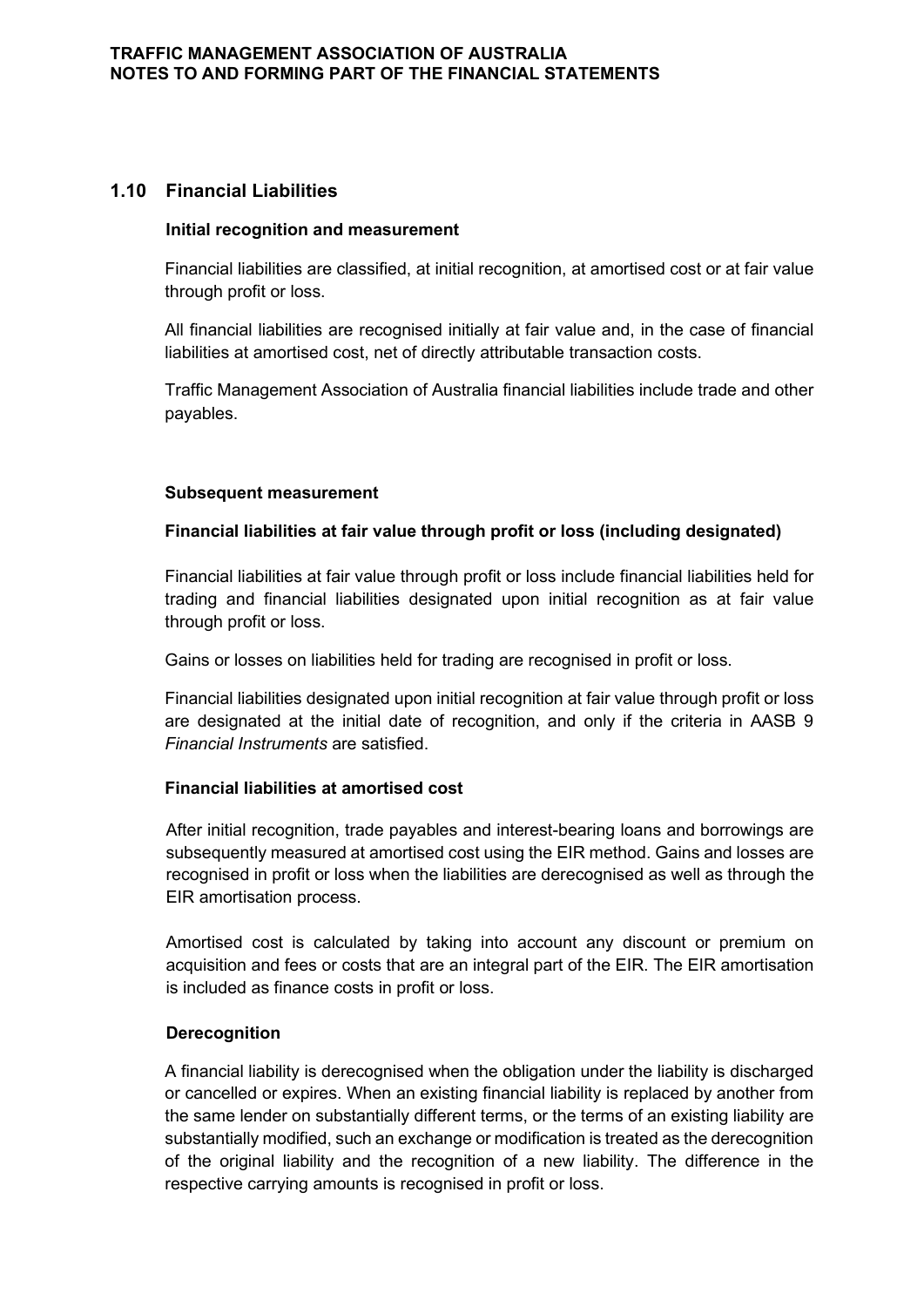## 1.10 Financial Liabilities

**Initial recognition and measurement**

Financial liabilities are classified, at initial recognition, at amortised cost or at fair value through profit or loss.

All financial liabilities are recognised initially at fair value and, in the case of financial liabilities at amortised cost, net of directly attributable transaction costs.

Traffic Management Association of Australia financial liabilities include trade and other payables.

**Subsequent measurement**

**Financial liabilities at fair value through profit or loss (including designated)**

Financial liabilities at fair value through profit or loss include financial liabilities held for trading and financial liabilities designated upon initial recognition as at fair value through profit or loss.

Gains or losses on liabilities held for trading are recognised in profit or loss.

Financial liabilities designated upon initial recognition at fair value through profit or loss are designated at the initial date of recognition, and only if the criteria in AASB 9 *Financial Instruments* are satisfied.

**Financial liabilities at amortised cost**

After initial recognition, trade payables and interest-bearing loans and borrowings are subsequently measured at amortised cost using the EIR method. Gains and losses are recognised in profit or loss when the liabilities are derecognised as well as through the EIR amortisation process.

Amortised cost is calculated by taking into account any discount or premium on acquisition and fees or costs that are an integral part of the EIR. The EIR amortisation is included as finance costs in profit or loss.

**Derecognition**

A financial liability is derecognised when the obligation under the liability is discharged or cancelled or expires. When an existing financial liability is replaced by another from the same lender on substantially different terms, or the terms of an existing liability are substantially modified, such an exchange or modification is treated as the derecognition of the original liability and the recognition of a new liability. The difference in the respective carrying amounts is recognised in profit or loss.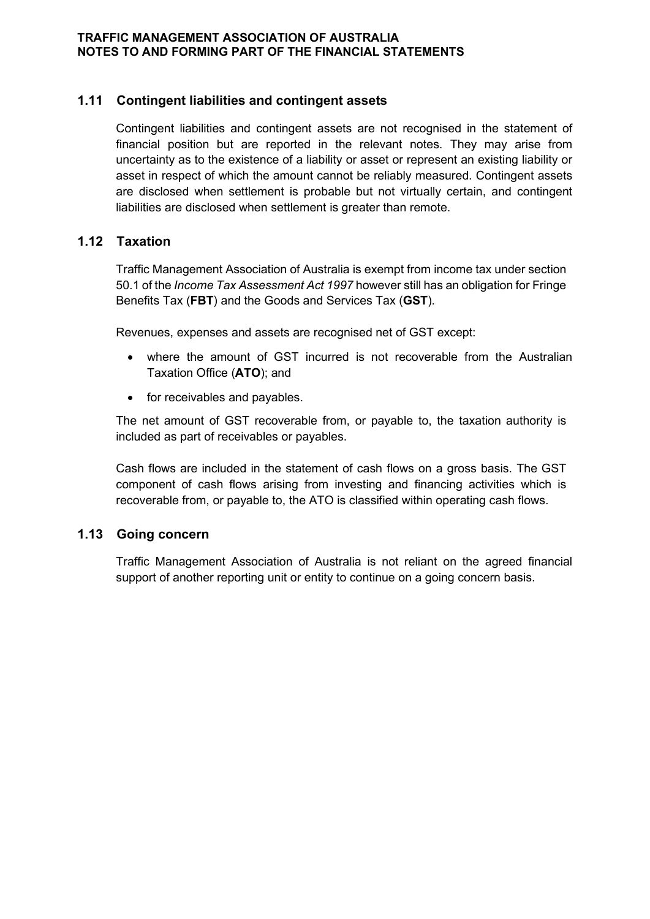## 1.11 Contingent liabilities and contingent assets

Contingent liabilities and contingent assets are not recognised in the statement of financial position but are reported in the relevant notes. They may arise from uncertainty as to the existence of a liability or asset or represent an existing liability or asset in respect of which the amount cannot be reliably measured. Contingent assets are disclosed when settlement is probable but not virtually certain, and contingent liabilities are disclosed when settlement is greater than remote.

## 1.12 Taxation

Traffic Management Association of Australia is exempt from income tax under section 50.1 of the *Income Tax Assessment Act 1997* however still has an obligation for Fringe Benefits Tax (**FBT**) and the Goods and Services Tax (**GST**).

Revenues, expenses and assets are recognised net of GST except:

- where the amount of GST incurred is not recoverable from the Australian Taxation Office (**ATO**); and
- for receivables and payables.

The net amount of GST recoverable from, or payable to, the taxation authority is included as part of receivables or payables.

Cash flows are included in the statement of cash flows on a gross basis. The GST component of cash flows arising from investing and financing activities which is recoverable from, or payable to, the ATO is classified within operating cash flows.

## 1.13 Going concern

Traffic Management Association of Australia is not reliant on the agreed financial support of another reporting unit or entity to continue on a going concern basis.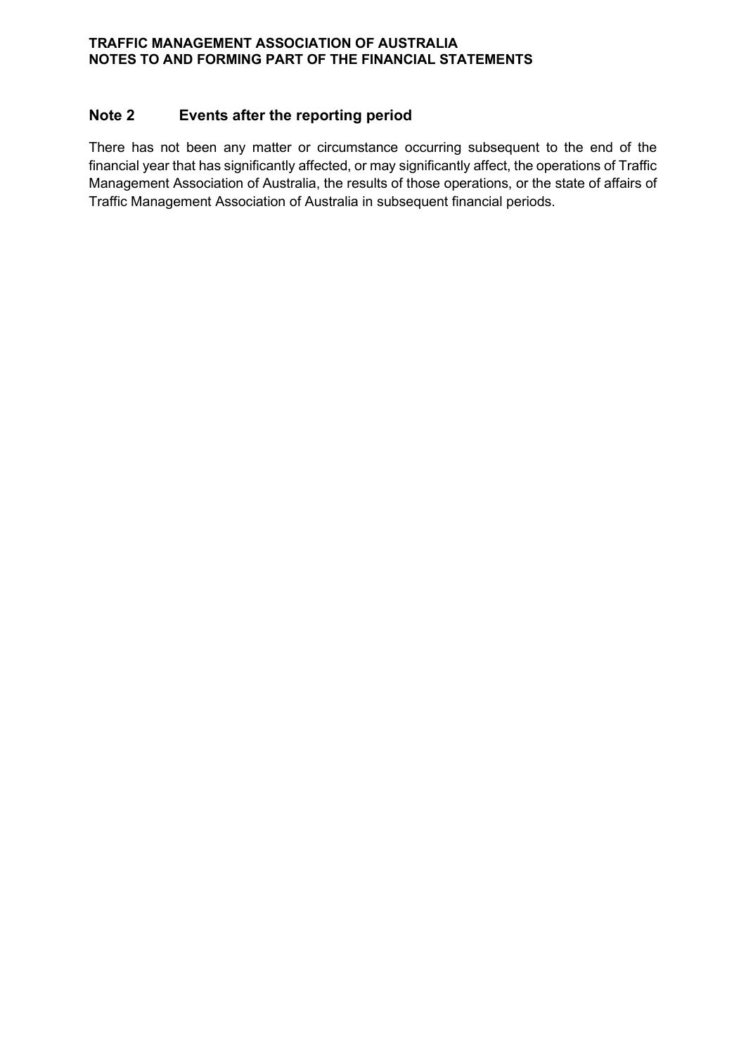## Note 2 Events after the reporting period

There has not been any matter or circumstance occurring subsequent to the end of the financial year that has significantly affected, or may significantly affect, the operations of Traffic Management Association of Australia, the results of those operations, or the state of affairs of Traffic Management Association of Australia in subsequent financial periods.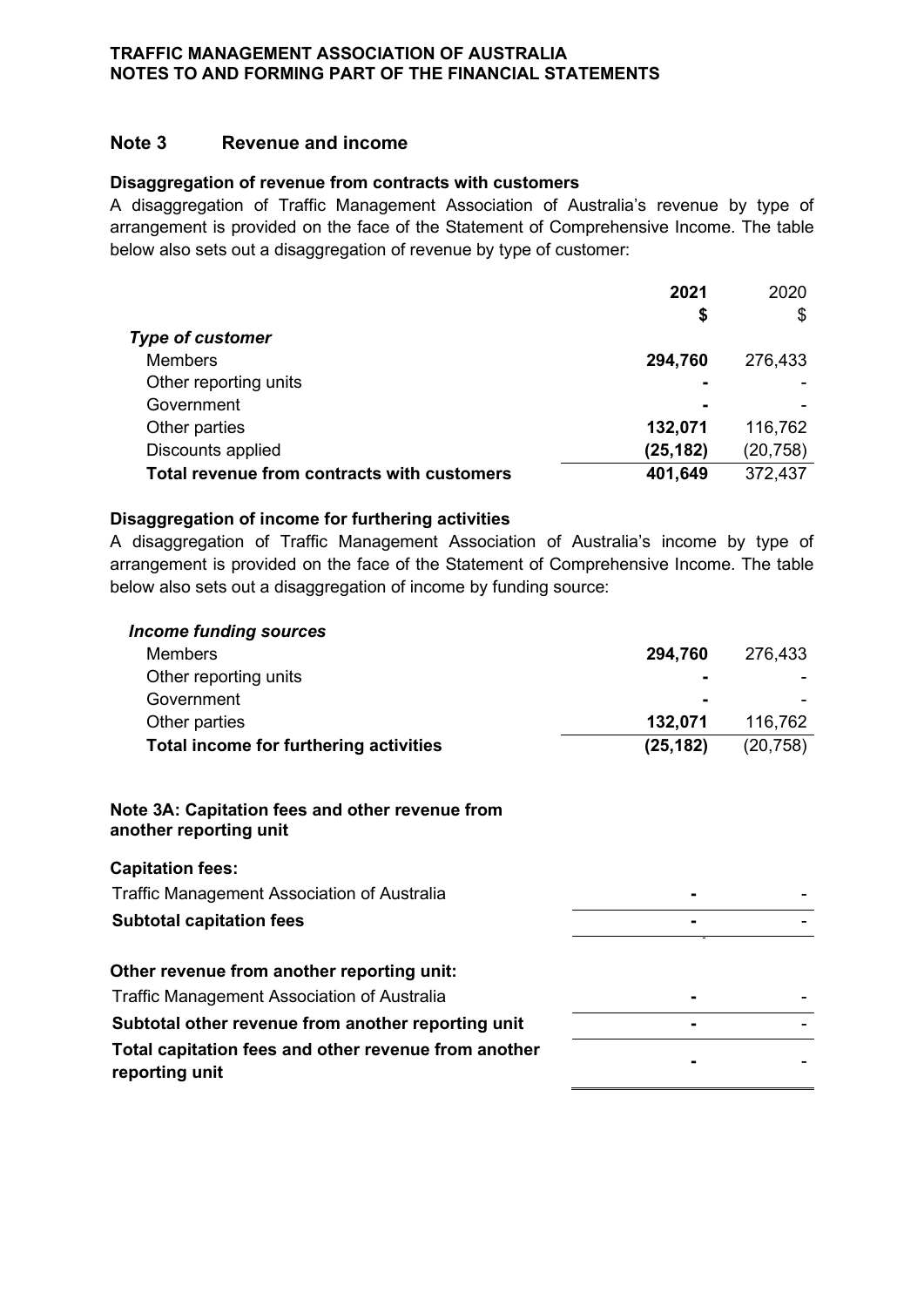## Note 3 Revenue and income

**Disaggregation of revenue from contracts with customers**

A disaggregation of Traffic Management Association of Australia's revenue by type of arrangement is provided on the face of the Statement of Comprehensive Income. The table below also sets out a disaggregation of revenue by type of customer:

| | **2021** | 2020 |
|---|---|---|
| | **$** | $ |
| ***Type of customer*** | | |
| Members | **294,760** | 276,433 |
| Other reporting units | **-** | - |
| Government | **-** | - |
| Other parties | **132,071** | 116,762 |
| Discounts applied | **(25,182)** | (20,758) |
| **Total revenue from contracts with customers** | **401,649** | 372,437 |

**Disaggregation of income for furthering activities**

A disaggregation of Traffic Management Association of Australia's income by type of arrangement is provided on the face of the Statement of Comprehensive Income. The table below also sets out a disaggregation of income by funding source:

| | | |
|---|---|---|
| ***Income funding sources*** | | |
| Members | **294,760** | 276,433 |
| Other reporting units | **-** | - |
| Government | **-** | - |
| Other parties | **132,071** | 116,762 |
| **Total income for furthering activities** | **(25,182)** | (20,758) |

**Note 3A: Capitation fees and other revenue from another reporting unit**

| | | |
|---|---|---|
| **Capitation fees:** | | |
| Traffic Management Association of Australia | **-** | - |
| **Subtotal capitation fees** | **-** | - |
| **Other revenue from another reporting unit:** | | |
| Traffic Management Association of Australia | **-** | - |
| **Subtotal other revenue from another reporting unit** | **-** | - |
| **Total capitation fees and other revenue from another reporting unit** | **-** | - |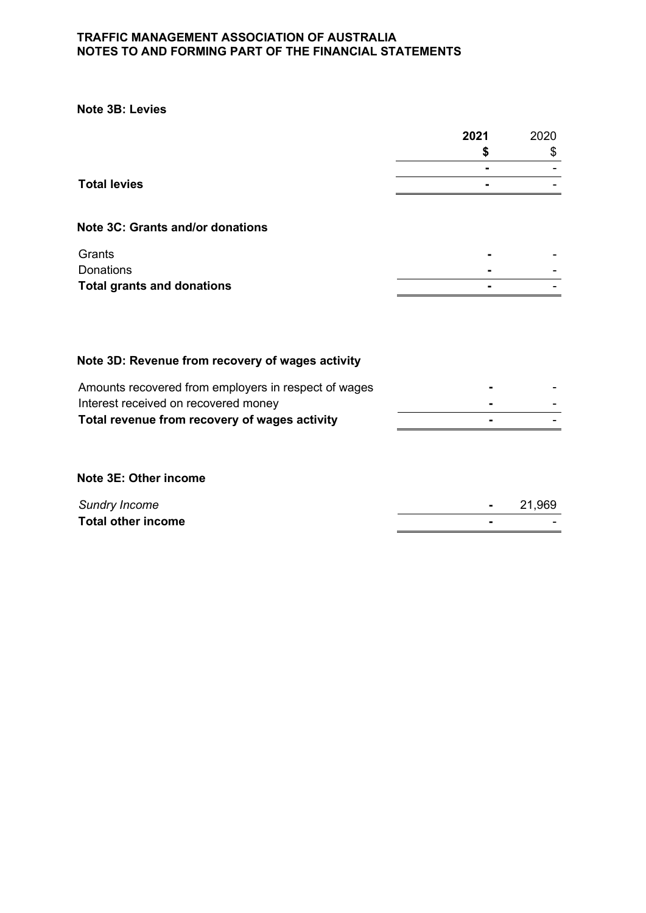# TRAFFIC MANAGEMENT ASSOCIATION OF AUSTRALIA
## NOTES TO AND FORMING PART OF THE FINANCIAL STATEMENTS

**Note 3B: Levies**

| | **2021** | 2020 |
|---|---|---|
| | **$** | $ |
| | **-** | - |
| **Total levies** | **-** | - |

**Note 3C: Grants and/or donations**

| | **2021** | 2020 |
|---|---|---|
| Grants | **-** | - |
| Donations | **-** | - |
| **Total grants and donations** | **-** | - |

**Note 3D: Revenue from recovery of wages activity**

| | **2021** | 2020 |
|---|---|---|
| Amounts recovered from employers in respect of wages | **-** | - |
| Interest received on recovered money | **-** | - |
| **Total revenue from recovery of wages activity** | **-** | - |

**Note 3E: Other income**

| | **2021** | 2020 |
|---|---|---|
| *Sundry Income* | **-** | 21,969 |
| **Total other income** | **-** | - |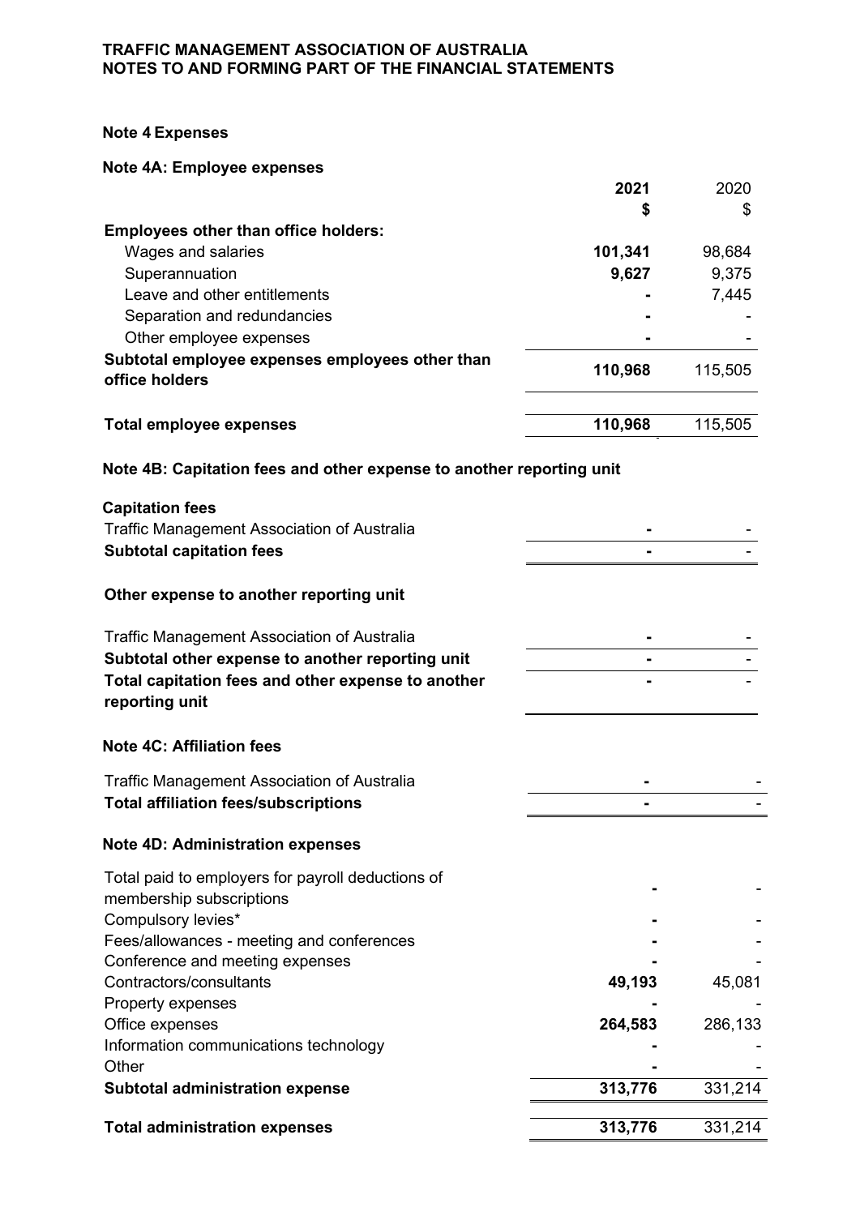**TRAFFIC MANAGEMENT ASSOCIATION OF AUSTRALIA**
**NOTES TO AND FORMING PART OF THE FINANCIAL STATEMENTS**

## Note 4 Expenses

### Note 4A: Employee expenses

| | 2021 $ | 2020 $ |
|---|---|---|
| **Employees other than office holders:** | | |
| Wages and salaries | **101,341** | 98,684 |
| Superannuation | **9,627** | 9,375 |
| Leave and other entitlements | **-** | 7,445 |
| Separation and redundancies | **-** | - |
| Other employee expenses | **-** | - |
| **Subtotal employee expenses employees other than office holders** | **110,968** | 115,505 |
| **Total employee expenses** | **110,968** | 115,505 |

### Note 4B: Capitation fees and other expense to another reporting unit

| | 2021 $ | 2020 $ |
|---|---|---|
| **Capitation fees** | | |
| Traffic Management Association of Australia | **-** | - |
| **Subtotal capitation fees** | **-** | - |
| **Other expense to another reporting unit** | | |
| Traffic Management Association of Australia | **-** | - |
| **Subtotal other expense to another reporting unit** | **-** | - |
| **Total capitation fees and other expense to another reporting unit** | **-** | - |

### Note 4C: Affiliation fees

| | 2021 $ | 2020 $ |
|---|---|---|
| Traffic Management Association of Australia | **-** | - |
| **Total affiliation fees/subscriptions** | **-** | - |

### Note 4D: Administration expenses

| | 2021 $ | 2020 $ |
|---|---|---|
| Total paid to employers for payroll deductions of membership subscriptions | **-** | - |
| Compulsory levies* | **-** | - |
| Fees/allowances - meeting and conferences | **-** | - |
| Conference and meeting expenses | **-** | - |
| Contractors/consultants | **49,193** | 45,081 |
| Property expenses | **-** | - |
| Office expenses | **264,583** | 286,133 |
| Information communications technology | **-** | - |
| Other | **-** | - |
| **Subtotal administration expense** | **313,776** | 331,214 |
| **Total administration expenses** | **313,776** | 331,214 |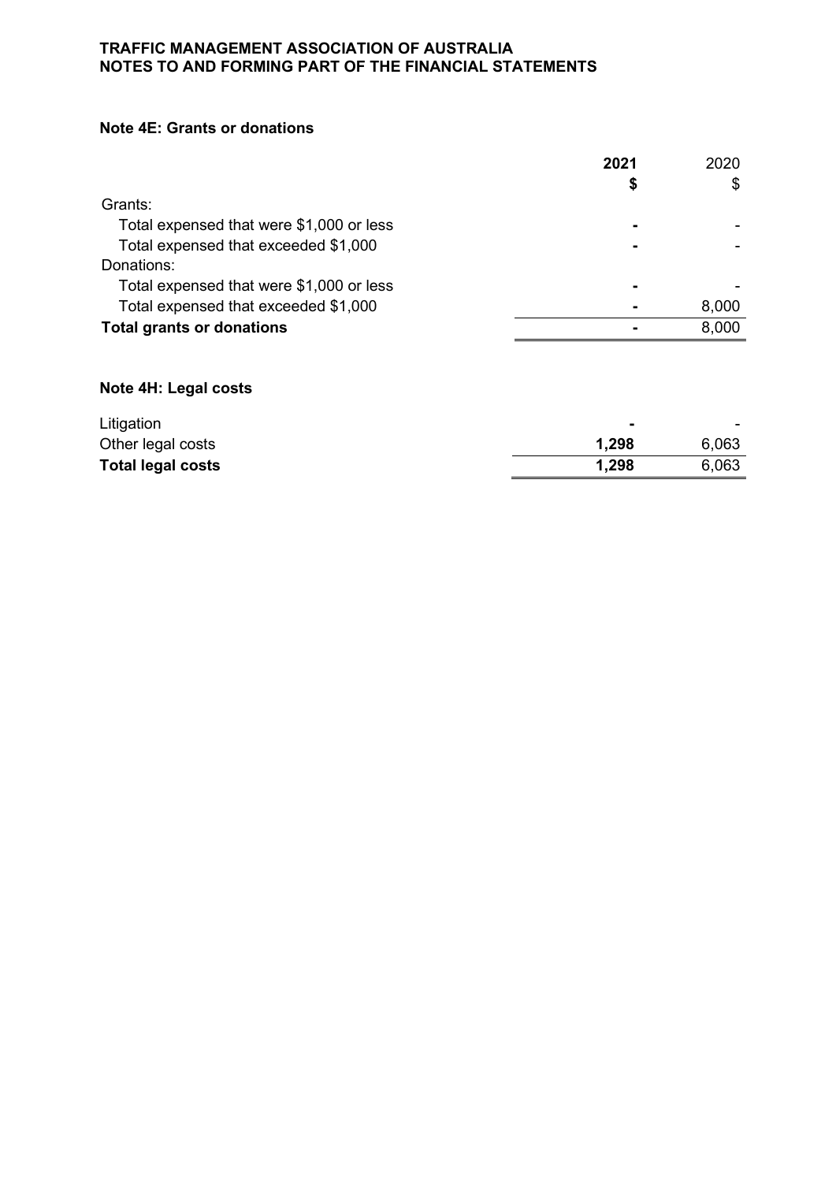**TRAFFIC MANAGEMENT ASSOCIATION OF AUSTRALIA**
**NOTES TO AND FORMING PART OF THE FINANCIAL STATEMENTS**

### Note 4E: Grants or donations

| | **2021** | 2020 |
|---|---|---|
| | **$** | $ |
| Grants: | | |
| Total expensed that were $1,000 or less | **-** | - |
| Total expensed that exceeded $1,000 | **-** | - |
| Donations: | | |
| Total expensed that were $1,000 or less | **-** | - |
| Total expensed that exceeded $1,000 | **-** | 8,000 |
| **Total grants or donations** | **-** | 8,000 |

### Note 4H: Legal costs

| | **2021** | 2020 |
|---|---|---|
| Litigation | **-** | - |
| Other legal costs | **1,298** | 6,063 |
| **Total legal costs** | **1,298** | 6,063 |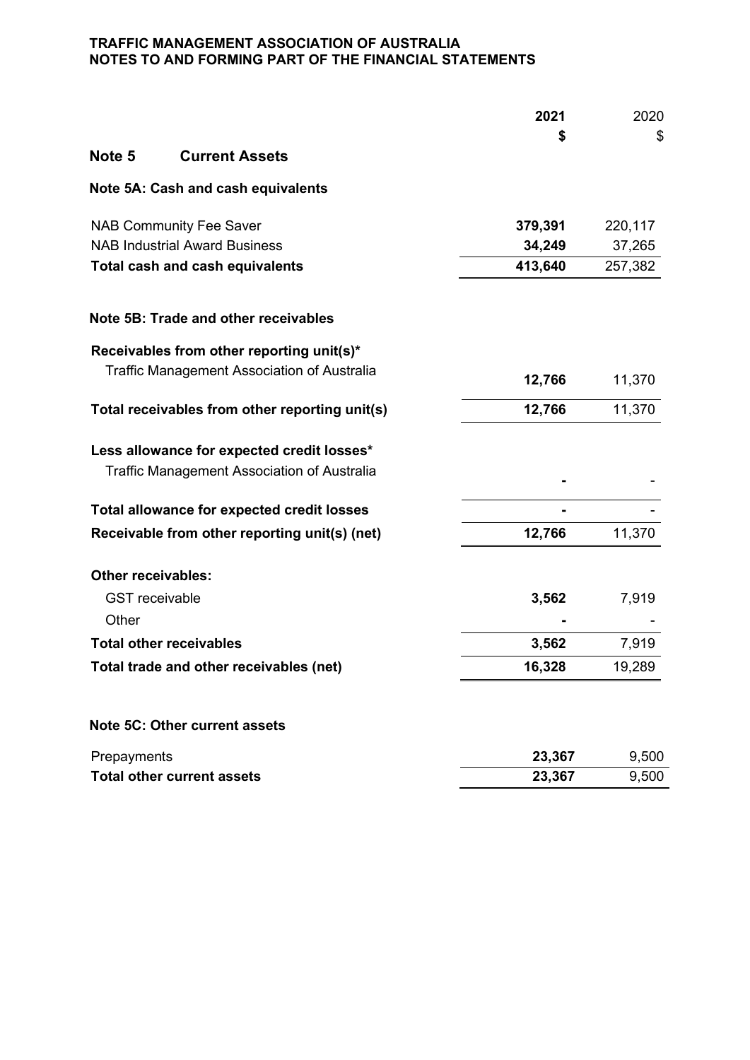**TRAFFIC MANAGEMENT ASSOCIATION OF AUSTRALIA**
**NOTES TO AND FORMING PART OF THE FINANCIAL STATEMENTS**

| | 2021 | 2020 |
|---|---|---|
| | $ | $ |

## Note 5 Current Assets

### Note 5A: Cash and cash equivalents

| | 2021 | 2020 |
|---|---|---|
| NAB Community Fee Saver | **379,391** | 220,117 |
| NAB Industrial Award Business | **34,249** | 37,265 |
| **Total cash and cash equivalents** | **413,640** | 257,382 |

### Note 5B: Trade and other receivables

| | 2021 | 2020 |
|---|---|---|
| **Receivables from other reporting unit(s)*** | | |
| Traffic Management Association of Australia | **12,766** | 11,370 |
| **Total receivables from other reporting unit(s)** | **12,766** | 11,370 |
| **Less allowance for expected credit losses*** | | |
| Traffic Management Association of Australia | **-** | - |
| **Total allowance for expected credit losses** | **-** | - |
| **Receivable from other reporting unit(s) (net)** | **12,766** | 11,370 |
| **Other receivables:** | | |
| GST receivable | **3,562** | 7,919 |
| Other | **-** | - |
| **Total other receivables** | **3,562** | 7,919 |
| **Total trade and other receivables (net)** | **16,328** | 19,289 |

### Note 5C: Other current assets

| | 2021 | 2020 |
|---|---|---|
| Prepayments | **23,367** | 9,500 |
| **Total other current assets** | **23,367** | 9,500 |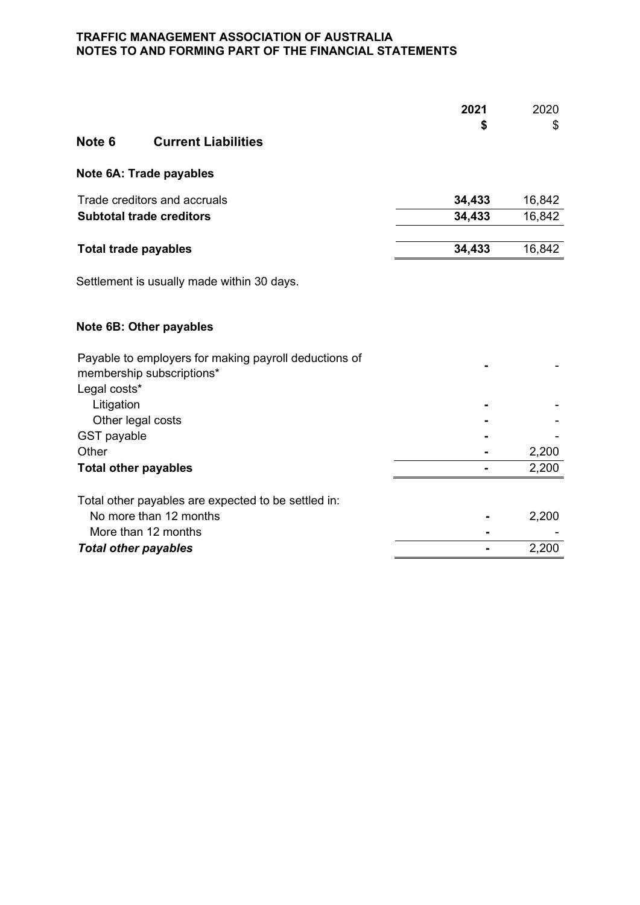TRAFFIC MANAGEMENT ASSOCIATION OF AUSTRALIA
NOTES TO AND FORMING PART OF THE FINANCIAL STATEMENTS

## Note 6 Current Liabilities

### Note 6A: Trade payables

| | 2021 $ | 2020 $ |
|---|---|---|
| Trade creditors and accruals | **34,433** | 16,842 |
| **Subtotal trade creditors** | **34,433** | 16,842 |
| **Total trade payables** | **34,433** | 16,842 |

Settlement is usually made within 30 days.

### Note 6B: Other payables

| | 2021 $ | 2020 $ |
|---|---|---|
| Payable to employers for making payroll deductions of membership subscriptions* | **-** | - |
| Legal costs* | | |
| Litigation | **-** | - |
| Other legal costs | **-** | - |
| GST payable | **-** | - |
| Other | **-** | 2,200 |
| **Total other payables** | **-** | 2,200 |
| Total other payables are expected to be settled in: | | |
| No more than 12 months | **-** | 2,200 |
| More than 12 months | **-** | - |
| ***Total other payables*** | **-** | 2,200 |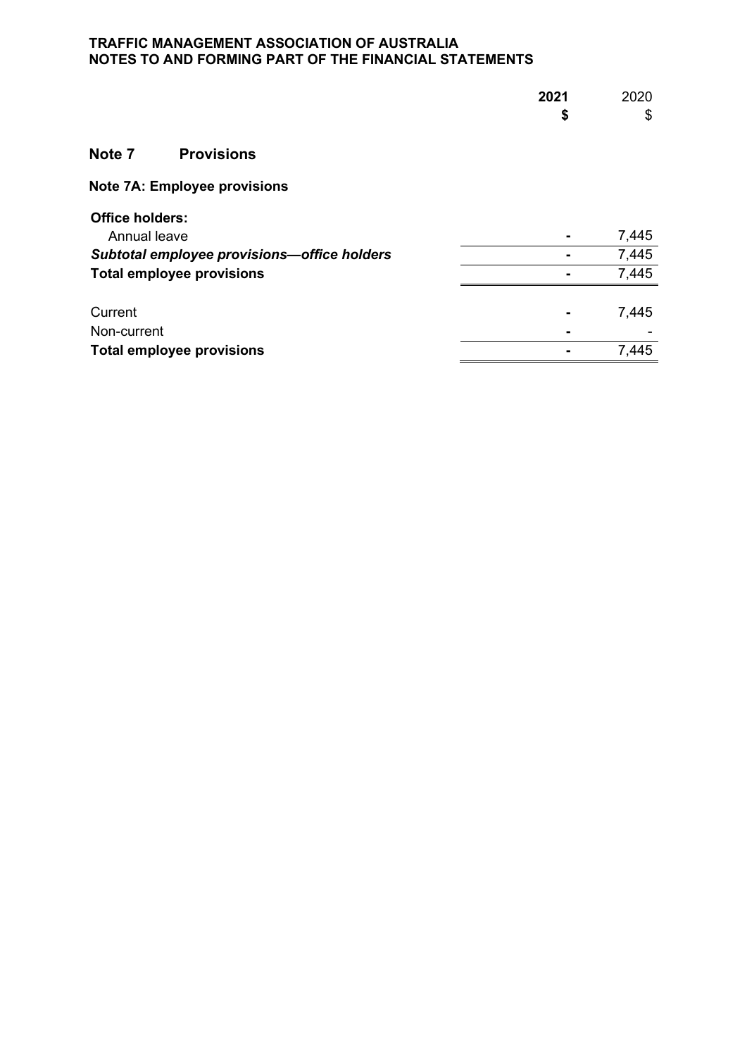**TRAFFIC MANAGEMENT ASSOCIATION OF AUSTRALIA**
**NOTES TO AND FORMING PART OF THE FINANCIAL STATEMENTS**

## Note 7 Provisions

### Note 7A: Employee provisions

| | **2021** **$** | 2020 $ |
|---|---|---|
| **Office holders:** | | |
| Annual leave | - | 7,445 |
| ***Subtotal employee provisions—office holders*** | - | 7,445 |
| **Total employee provisions** | - | 7,445 |
| | | |
| Current | - | 7,445 |
| Non-current | - | - |
| **Total employee provisions** | - | 7,445 |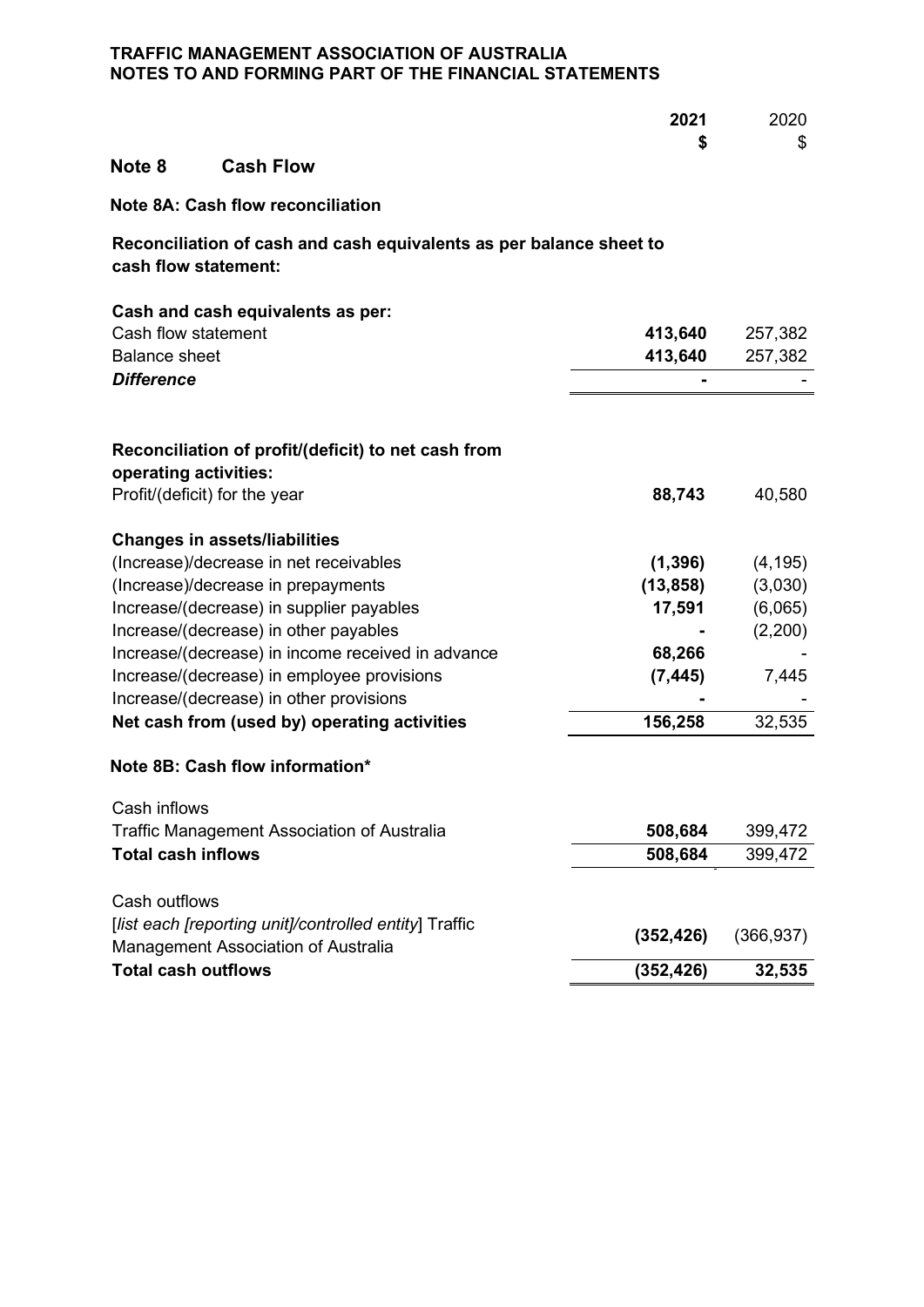**TRAFFIC MANAGEMENT ASSOCIATION OF AUSTRALIA**
**NOTES TO AND FORMING PART OF THE FINANCIAL STATEMENTS**

| | **2021** | 2020 |
|---|---|---|
| | **$** | $ |

## Note 8 Cash Flow

### Note 8A: Cash flow reconciliation

**Reconciliation of cash and cash equivalents as per balance sheet to cash flow statement:**

| | **2021 $** | 2020 $ |
|---|---|---|
| **Cash and cash equivalents as per:** | | |
| Cash flow statement | **413,640** | 257,382 |
| Balance sheet | **413,640** | 257,382 |
| ***Difference*** | **-** | - |

| | **2021 $** | 2020 $ |
|---|---|---|
| **Reconciliation of profit/(deficit) to net cash from operating activities:** | | |
| Profit/(deficit) for the year | **88,743** | 40,580 |
| **Changes in assets/liabilities** | | |
| (Increase)/decrease in net receivables | **(1,396)** | (4,195) |
| (Increase)/decrease in prepayments | **(13,858)** | (3,030) |
| Increase/(decrease) in supplier payables | **17,591** | (6,065) |
| Increase/(decrease) in other payables | **-** | (2,200) |
| Increase/(decrease) in income received in advance | **68,266** | - |
| Increase/(decrease) in employee provisions | **(7,445)** | 7,445 |
| Increase/(decrease) in other provisions | **-** | - |
| **Net cash from (used by) operating activities** | **156,258** | 32,535 |

### Note 8B: Cash flow information*

| | **2021 $** | 2020 $ |
|---|---|---|
| Cash inflows | | |
| Traffic Management Association of Australia | **508,684** | 399,472 |
| **Total cash inflows** | **508,684** | 399,472 |
| Cash outflows | | |
| [*list each [reporting unit]/controlled entity*] Traffic Management Association of Australia | **(352,426)** | (366,937) |
| **Total cash outflows** | **(352,426)** | **32,535** |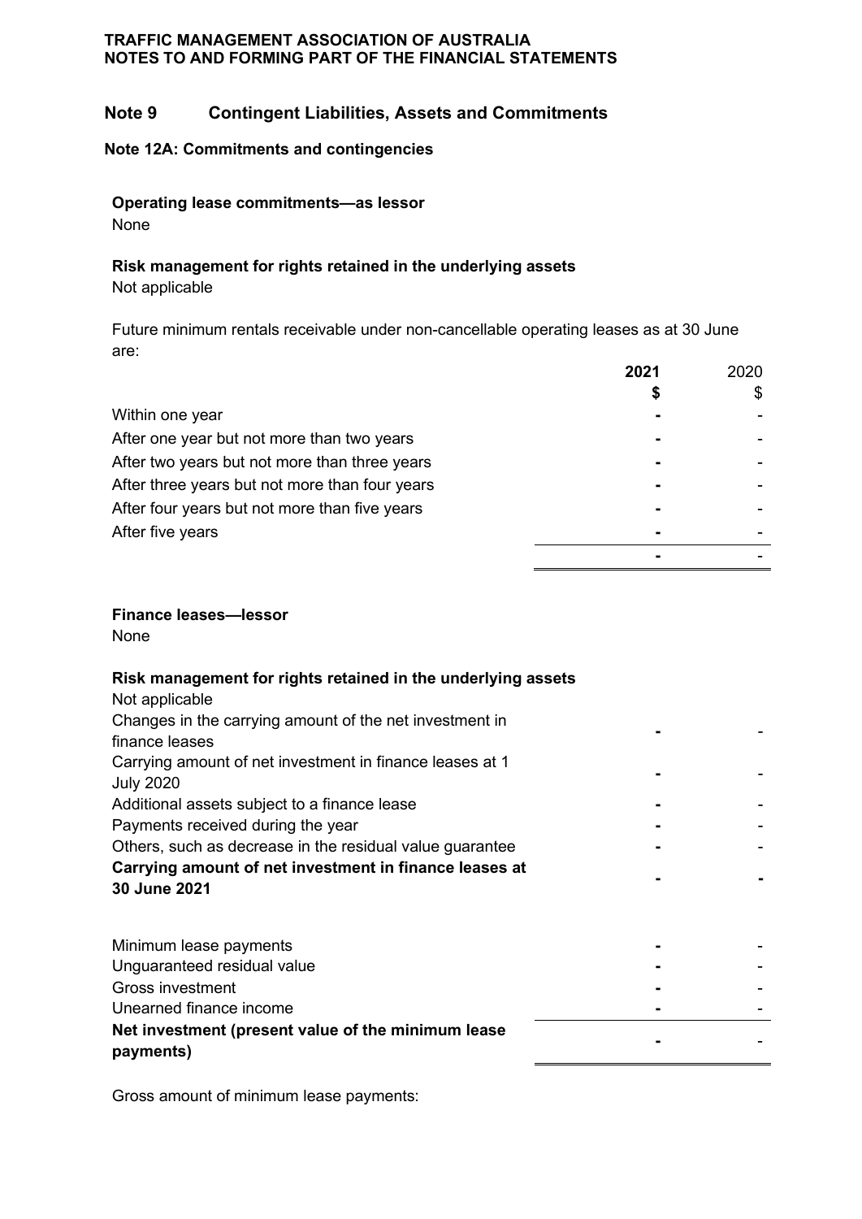## Note 9 Contingent Liabilities, Assets and Commitments

### Note 12A: Commitments and contingencies

**Operating lease commitments—as lessor**

None

**Risk management for rights retained in the underlying assets**

Not applicable

Future minimum rentals receivable under non-cancellable operating leases as at 30 June are:

| | **2021** | 2020 |
|---|---|---|
| | **$** | $ |
| Within one year | **-** | - |
| After one year but not more than two years | **-** | - |
| After two years but not more than three years | **-** | - |
| After three years but not more than four years | **-** | - |
| After four years but not more than five years | **-** | - |
| After five years | **-** | - |
| | **-** | - |

**Finance leases—lessor**

None

**Risk management for rights retained in the underlying assets**

Not applicable

| | | |
|---|---|---|
| Changes in the carrying amount of the net investment in finance leases | **-** | - |
| Carrying amount of net investment in finance leases at 1 July 2020 | **-** | - |
| Additional assets subject to a finance lease | **-** | - |
| Payments received during the year | **-** | - |
| Others, such as decrease in the residual value guarantee | **-** | - |
| **Carrying amount of net investment in finance leases at 30 June 2021** | **-** | **-** |

| | | |
|---|---|---|
| Minimum lease payments | **-** | - |
| Unguaranteed residual value | **-** | - |
| Gross investment | **-** | - |
| Unearned finance income | **-** | - |
| **Net investment (present value of the minimum lease payments)** | **-** | - |

Gross amount of minimum lease payments: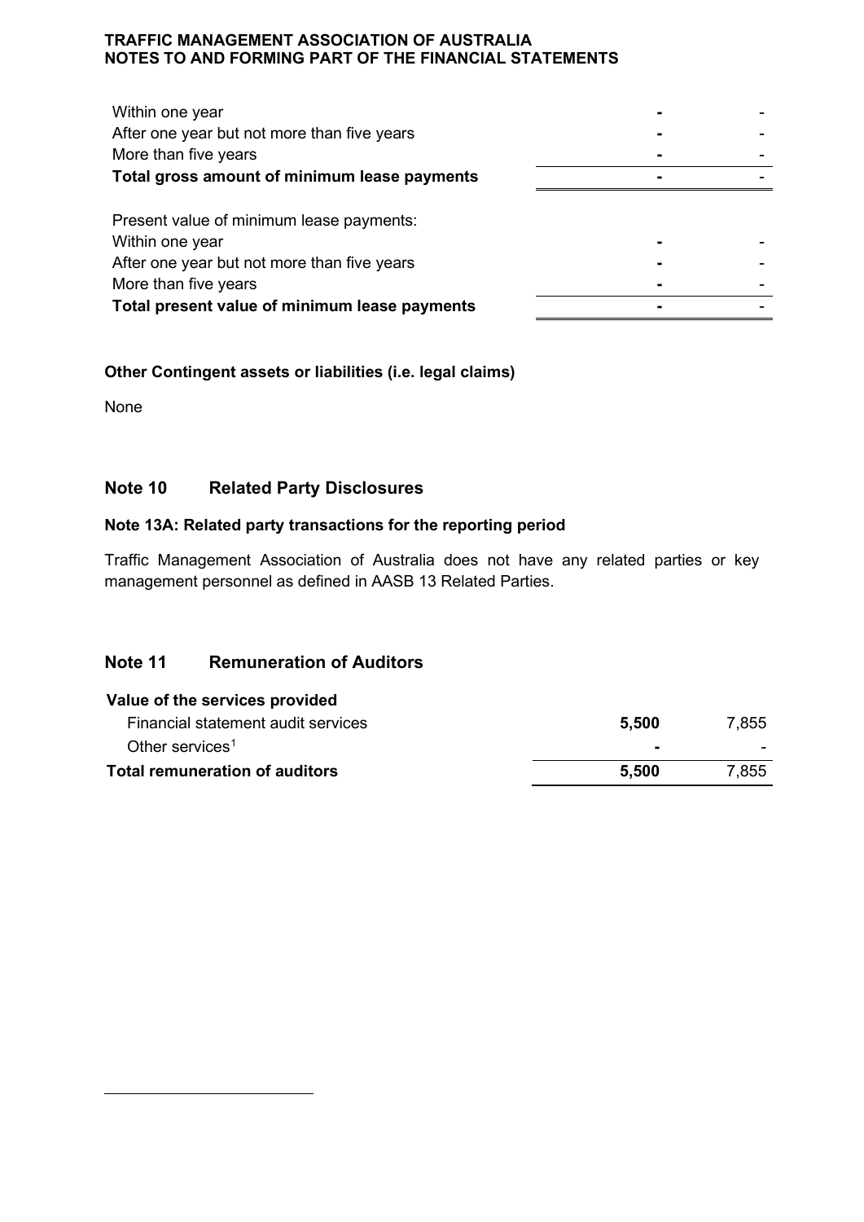| | | |
|---|---|---|
| Within one year | - | - |
| After one year but not more than five years | - | - |
| More than five years | - | - |
| **Total gross amount of minimum lease payments** | **-** | - |
| | | |
| Present value of minimum lease payments: | | |
| Within one year | - | - |
| After one year but not more than five years | - | - |
| More than five years | - | - |
| **Total present value of minimum lease payments** | **-** | - |

**Other Contingent assets or liabilities (i.e. legal claims)**

None

## Note 10 Related Party Disclosures

**Note 13A: Related party transactions for the reporting period**

Traffic Management Association of Australia does not have any related parties or key management personnel as defined in AASB 13 Related Parties.

## Note 11 Remuneration of Auditors

| | | |
|---|---|---|
| **Value of the services provided** | | |
| Financial statement audit services | **5,500** | 7,855 |
| Other services[1] | **-** | - |
| **Total remuneration of auditors** | **5,500** | 7,855 |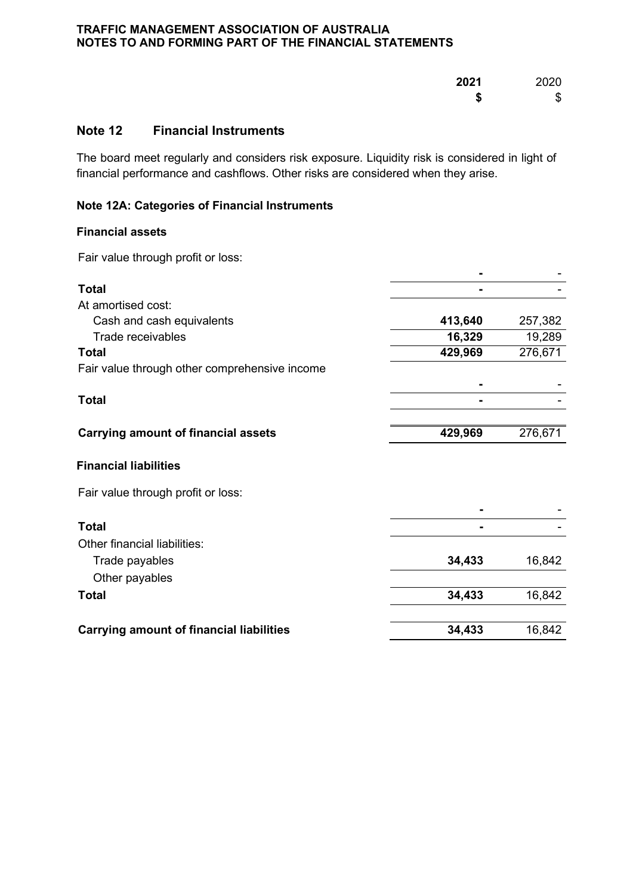## Note 12 Financial Instruments

The board meet regularly and considers risk exposure. Liquidity risk is considered in light of financial performance and cashflows. Other risks are considered when they arise.

### Note 12A: Categories of Financial Instruments

| | 2021<br>$ | 2020<br>$ |
|---|---|---|
| **Financial assets** | | |
| Fair value through profit or loss: | | |
| | - | - |
| **Total** | - | - |
| At amortised cost: | | |
| Cash and cash equivalents | 413,640 | 257,382 |
| Trade receivables | 16,329 | 19,289 |
| **Total** | 429,969 | 276,671 |
| Fair value through other comprehensive income | | |
| | - | - |
| **Total** | - | - |
| **Carrying amount of financial assets** | 429,969 | 276,671 |
| **Financial liabilities** | | |
| Fair value through profit or loss: | | |
| | - | - |
| **Total** | - | - |
| Other financial liabilities: | | |
| Trade payables | 34,433 | 16,842 |
| Other payables | | |
| **Total** | 34,433 | 16,842 |
| **Carrying amount of financial liabilities** | 34,433 | 16,842 |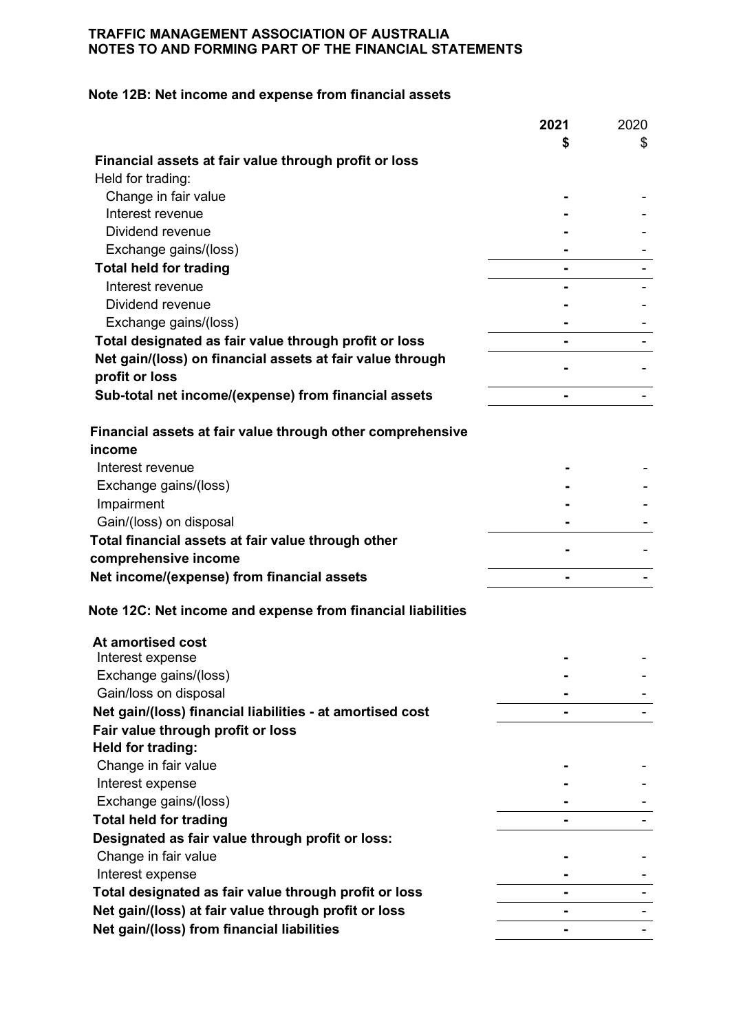**TRAFFIC MANAGEMENT ASSOCIATION OF AUSTRALIA**
**NOTES TO AND FORMING PART OF THE FINANCIAL STATEMENTS**

### Note 12B: Net income and expense from financial assets

| | 2021 | 2020 |
|---|---|---|
| | $ | $ |
| **Financial assets at fair value through profit or loss** | | |
| Held for trading: | | |
| Change in fair value | - | - |
| Interest revenue | - | - |
| Dividend revenue | - | - |
| Exchange gains/(loss) | - | - |
| **Total held for trading** | - | - |
| Interest revenue | - | - |
| Dividend revenue | - | - |
| Exchange gains/(loss) | - | - |
| **Total designated as fair value through profit or loss** | - | - |
| **Net gain/(loss) on financial assets at fair value through profit or loss** | - | - |
| **Sub-total net income/(expense) from financial assets** | - | - |
| | | |
| **Financial assets at fair value through other comprehensive income** | | |
| Interest revenue | - | - |
| Exchange gains/(loss) | - | - |
| Impairment | - | - |
| Gain/(loss) on disposal | - | - |
| **Total financial assets at fair value through other comprehensive income** | - | - |
| **Net income/(expense) from financial assets** | - | - |

### Note 12C: Net income and expense from financial liabilities

| | 2021 | 2020 |
|---|---|---|
| **At amortised cost** | | |
| Interest expense | - | - |
| Exchange gains/(loss) | - | - |
| Gain/loss on disposal | - | - |
| **Net gain/(loss) financial liabilities - at amortised cost** | - | - |
| **Fair value through profit or loss** | | |
| **Held for trading:** | | |
| Change in fair value | - | - |
| Interest expense | - | - |
| Exchange gains/(loss) | - | - |
| **Total held for trading** | - | - |
| **Designated as fair value through profit or loss:** | | |
| Change in fair value | - | - |
| Interest expense | - | - |
| **Total designated as fair value through profit or loss** | - | - |
| **Net gain/(loss) at fair value through profit or loss** | - | - |
| **Net gain/(loss) from financial liabilities** | - | - |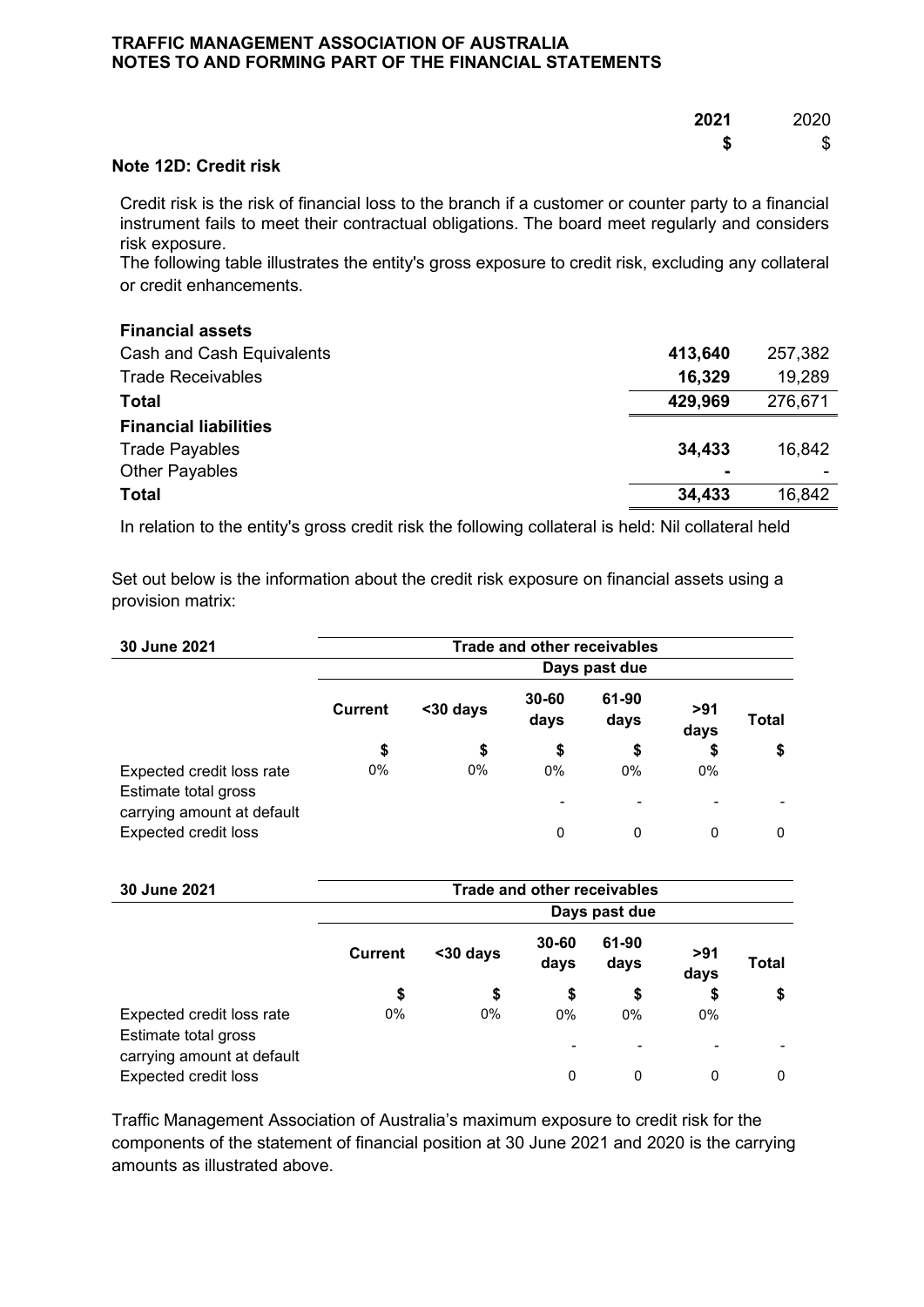## Note 12D: Credit risk

Credit risk is the risk of financial loss to the branch if a customer or counter party to a financial instrument fails to meet their contractual obligations. The board meet regularly and considers risk exposure.
The following table illustrates the entity's gross exposure to credit risk, excluding any collateral or credit enhancements.

| | 2021 | 2020 |
|---|---|---|
| | **$** | $ |
| **Financial assets** | | |
| Cash and Cash Equivalents | **413,640** | 257,382 |
| Trade Receivables | **16,329** | 19,289 |
| **Total** | **429,969** | 276,671 |
| **Financial liabilities** | | |
| Trade Payables | **34,433** | 16,842 |
| Other Payables | **-** | - |
| **Total** | **34,433** | 16,842 |

In relation to the entity's gross credit risk the following collateral is held: Nil collateral held

Set out below is the information about the credit risk exposure on financial assets using a provision matrix:

| **30 June 2021** | **Trade and other receivables** | | | | | |
|---|---|---|---|---|---|---|
| | | | **Days past due** | | | |
| | **Current** | **<30 days** | **30-60 days** | **61-90 days** | **>91 days** | **Total** |
| | **$** | **$** | **$** | **$** | **$** | **$** |
| Expected credit loss rate | 0% | 0% | 0% | 0% | 0% | |
| Estimate total gross carrying amount at default | | | - | - | - | - |
| Expected credit loss | | | 0 | 0 | 0 | 0 |

| **30 June 2021** | **Trade and other receivables** | | | | | |
|---|---|---|---|---|---|---|
| | | | **Days past due** | | | |
| | **Current** | **<30 days** | **30-60 days** | **61-90 days** | **>91 days** | **Total** |
| | **$** | **$** | **$** | **$** | **$** | **$** |
| Expected credit loss rate | 0% | 0% | 0% | 0% | 0% | |
| Estimate total gross carrying amount at default | | | - | - | - | - |
| Expected credit loss | | | 0 | 0 | 0 | 0 |

Traffic Management Association of Australia's maximum exposure to credit risk for the components of the statement of financial position at 30 June 2021 and 2020 is the carrying amounts as illustrated above.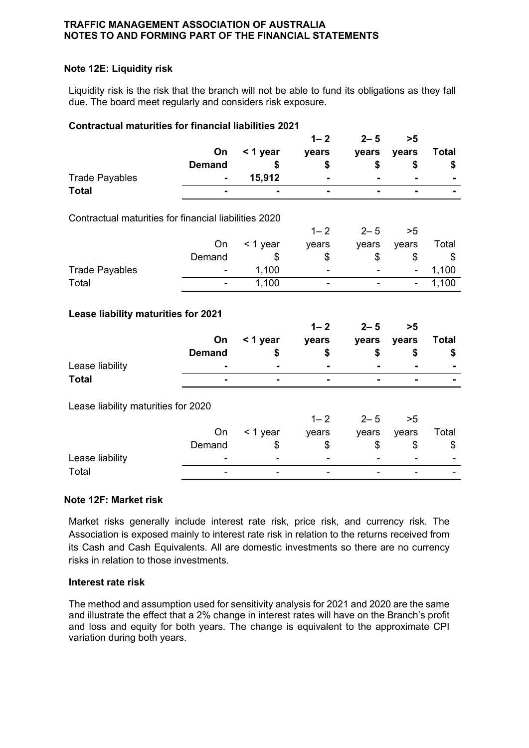TRAFFIC MANAGEMENT ASSOCIATION OF AUSTRALIA
NOTES TO AND FORMING PART OF THE FINANCIAL STATEMENTS

### Note 12E: Liquidity risk

Liquidity risk is the risk that the branch will not be able to fund its obligations as they fall due. The board meet regularly and considers risk exposure.

**Contractual maturities for financial liabilities 2021**

| | **On Demand** | **< 1 year \$** | **1– 2 years \$** | **2– 5 years \$** | **>5 years \$** | **Total \$** |
|---|---|---|---|---|---|---|
| Trade Payables | **-** | **15,912** | **-** | **-** | **-** | **-** |
| **Total** | **-** | **-** | **-** | **-** | **-** | **-** |

Contractual maturities for financial liabilities 2020

| | On Demand | < 1 year \$ | 1– 2 years \$ | 2– 5 years \$ | >5 years \$ | Total \$ |
|---|---|---|---|---|---|---|
| Trade Payables | - | 1,100 | - | - | - | 1,100 |
| Total | - | 1,100 | - | - | - | 1,100 |

**Lease liability maturities for 2021**

| | **On Demand** | **< 1 year \$** | **1– 2 years \$** | **2– 5 years \$** | **>5 years \$** | **Total \$** |
|---|---|---|---|---|---|---|
| Lease liability | **-** | **-** | **-** | **-** | **-** | **-** |
| **Total** | **-** | **-** | **-** | **-** | **-** | **-** |

Lease liability maturities for 2020

| | On Demand | < 1 year \$ | 1– 2 years \$ | 2– 5 years \$ | >5 years \$ | Total \$ |
|---|---|---|---|---|---|---|
| Lease liability | - | - | - | - | - | - |
| Total | - | - | - | - | - | - |

### Note 12F: Market risk

Market risks generally include interest rate risk, price risk, and currency risk. The Association is exposed mainly to interest rate risk in relation to the returns received from its Cash and Cash Equivalents. All are domestic investments so there are no currency risks in relation to those investments.

#### Interest rate risk

The method and assumption used for sensitivity analysis for 2021 and 2020 are the same and illustrate the effect that a 2% change in interest rates will have on the Branch's profit and loss and equity for both years. The change is equivalent to the approximate CPI variation during both years.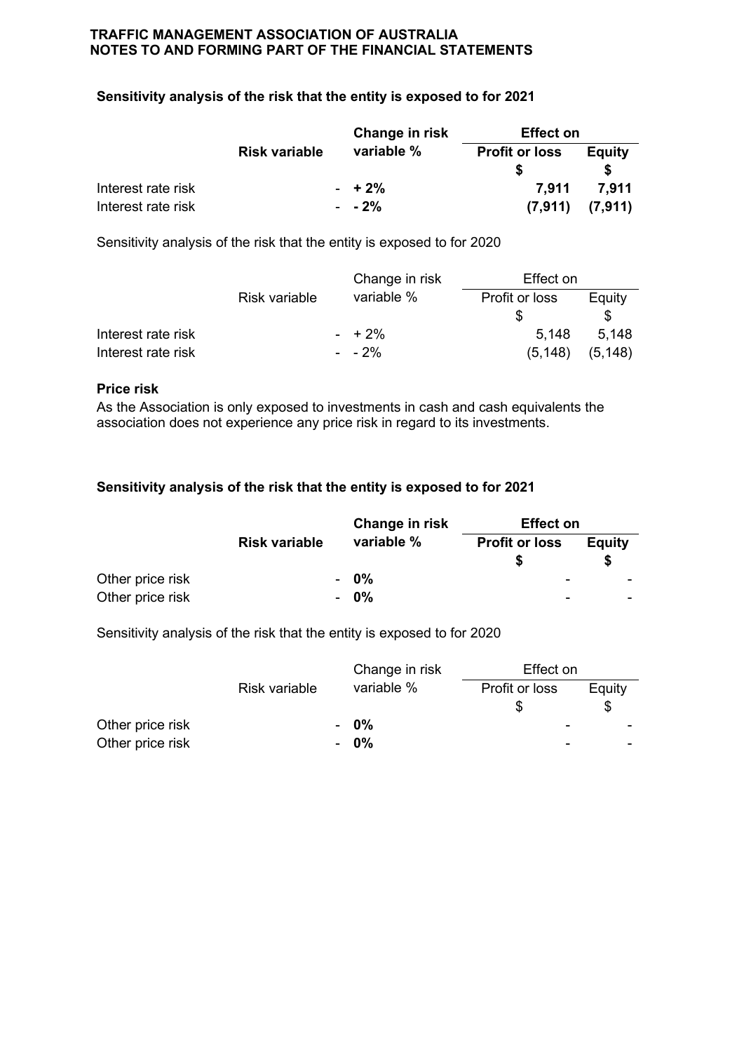**Sensitivity analysis of the risk that the entity is exposed to for 2021**

| | Risk variable | Change in risk variable % | Effect on Profit or loss $ | Effect on Equity $ |
|---|---|---|---|---|
| Interest rate risk | - | **+ 2%** | **7,911** | **7,911** |
| Interest rate risk | - | **- 2%** | **(7,911)** | **(7,911)** |

Sensitivity analysis of the risk that the entity is exposed to for 2020

| | Risk variable | Change in risk variable % | Effect on Profit or loss $ | Effect on Equity $ |
|---|---|---|---|---|
| Interest rate risk | - | + 2% | 5,148 | 5,148 |
| Interest rate risk | - | - 2% | (5,148) | (5,148) |

**Price risk**

As the Association is only exposed to investments in cash and cash equivalents the association does not experience any price risk in regard to its investments.

**Sensitivity analysis of the risk that the entity is exposed to for 2021**

| | Risk variable | Change in risk variable % | Effect on Profit or loss $ | Effect on Equity $ |
|---|---|---|---|---|
| Other price risk | - | **0%** | - | - |
| Other price risk | - | **0%** | - | - |

Sensitivity analysis of the risk that the entity is exposed to for 2020

| | Risk variable | Change in risk variable % | Effect on Profit or loss $ | Effect on Equity $ |
|---|---|---|---|---|
| Other price risk | - | **0%** | - | - |
| Other price risk | - | **0%** | - | - |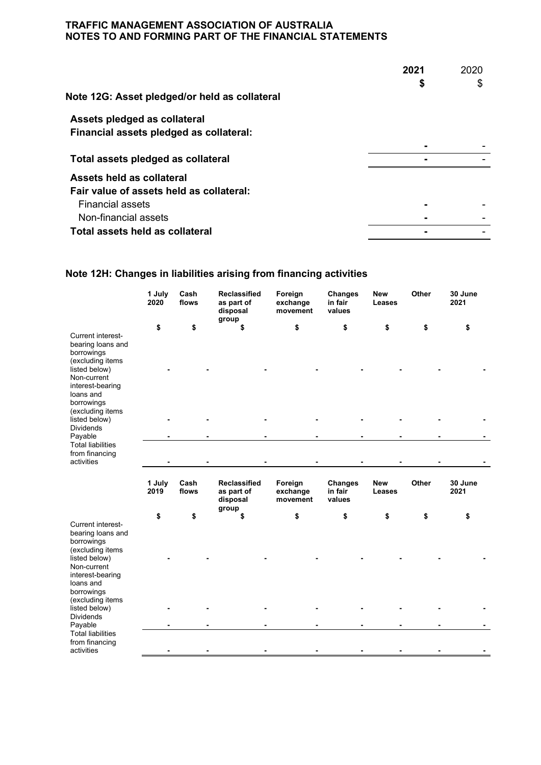## Note 12G: Asset pledged/or held as collateral

| | 2021<br>$ | 2020<br>$ |
|---|---|---|
| **Assets pledged as collateral** | | |
| **Financial assets pledged as collateral:** | | |
| | - | - |
| **Total assets pledged as collateral** | - | - |
| **Assets held as collateral** | | |
| **Fair value of assets held as collateral:** | | |
| Financial assets | - | - |
| Non-financial assets | - | - |
| **Total assets held as collateral** | - | - |

## Note 12H: Changes in liabilities arising from financing activities

| | 1 July 2020<br>$ | Cash flows<br>$ | Reclassified as part of disposal group<br>$ | Foreign exchange movement<br>$ | Changes in fair values<br>$ | New Leases<br>$ | Other<br>$ | 30 June 2021<br>$ |
|---|---|---|---|---|---|---|---|---|
| Current interest-bearing loans and borrowings (excluding items listed below) | - | - | - | - | - | - | - | - |
| Non-current interest-bearing loans and borrowings (excluding items listed below) | - | - | - | - | - | - | - | - |
| Dividends Payable | - | - | - | - | - | - | - | - |
| Total liabilities from financing activities | - | - | - | - | - | - | - | - |

| | 1 July 2019<br>$ | Cash flows<br>$ | Reclassified as part of disposal group<br>$ | Foreign exchange movement<br>$ | Changes in fair values<br>$ | New Leases<br>$ | Other<br>$ | 30 June 2021<br>$ |
|---|---|---|---|---|---|---|---|---|
| Current interest-bearing loans and borrowings (excluding items listed below) | - | - | - | - | - | - | - | - |
| Non-current interest-bearing loans and borrowings (excluding items listed below) | - | - | - | - | - | - | - | - |
| Dividends Payable | - | - | - | - | - | - | - | - |
| Total liabilities from financing activities | - | - | - | - | - | - | - | - |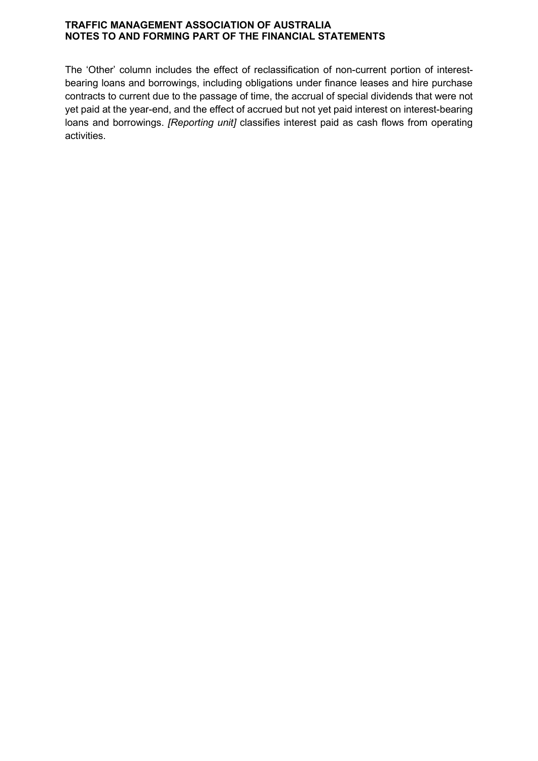The 'Other' column includes the effect of reclassification of non-current portion of interest-bearing loans and borrowings, including obligations under finance leases and hire purchase contracts to current due to the passage of time, the accrual of special dividends that were not yet paid at the year-end, and the effect of accrued but not yet paid interest on interest-bearing loans and borrowings. *[Reporting unit]* classifies interest paid as cash flows from operating activities.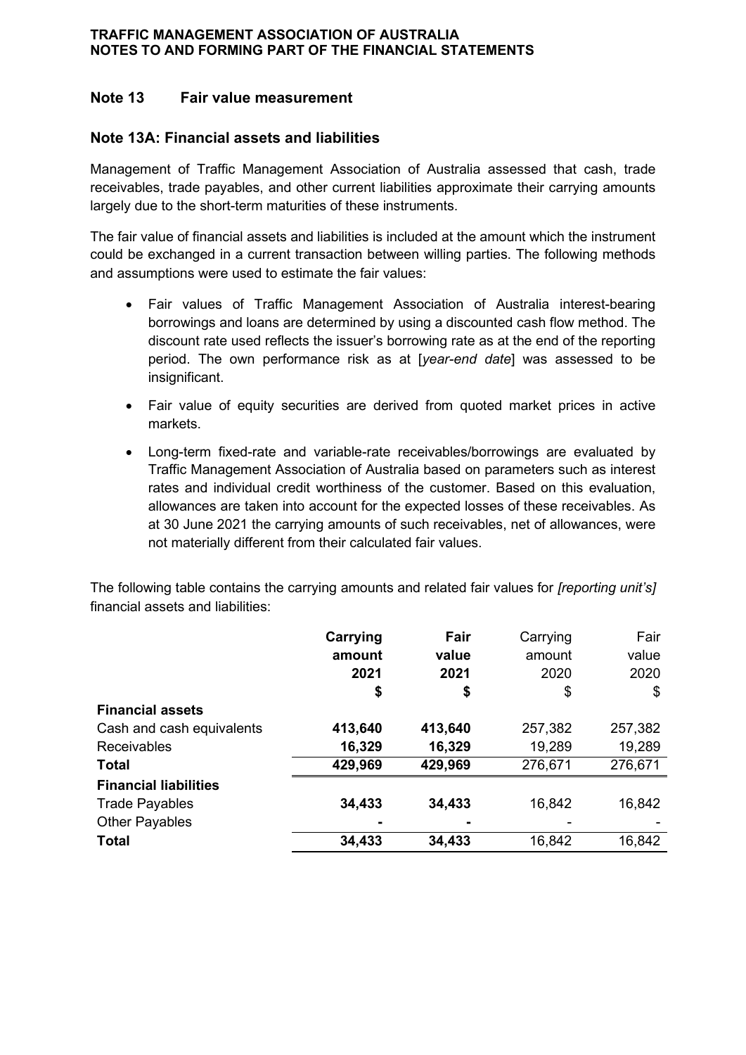**TRAFFIC MANAGEMENT ASSOCIATION OF AUSTRALIA**
**NOTES TO AND FORMING PART OF THE FINANCIAL STATEMENTS**

## Note 13 Fair value measurement

### Note 13A: Financial assets and liabilities

Management of Traffic Management Association of Australia assessed that cash, trade receivables, trade payables, and other current liabilities approximate their carrying amounts largely due to the short-term maturities of these instruments.

The fair value of financial assets and liabilities is included at the amount which the instrument could be exchanged in a current transaction between willing parties. The following methods and assumptions were used to estimate the fair values:

- Fair values of Traffic Management Association of Australia interest-bearing borrowings and loans are determined by using a discounted cash flow method. The discount rate used reflects the issuer's borrowing rate as at the end of the reporting period. The own performance risk as at [*year-end date*] was assessed to be insignificant.
- Fair value of equity securities are derived from quoted market prices in active markets.
- Long-term fixed-rate and variable-rate receivables/borrowings are evaluated by Traffic Management Association of Australia based on parameters such as interest rates and individual credit worthiness of the customer. Based on this evaluation, allowances are taken into account for the expected losses of these receivables. As at 30 June 2021 the carrying amounts of such receivables, net of allowances, were not materially different from their calculated fair values.

The following table contains the carrying amounts and related fair values for *[reporting unit's]* financial assets and liabilities:

| | **Carrying amount 2021 $** | **Fair value 2021 $** | Carrying amount 2020 $ | Fair value 2020 $ |
|---|---|---|---|---|
| **Financial assets** | | | | |
| Cash and cash equivalents | **413,640** | **413,640** | 257,382 | 257,382 |
| Receivables | **16,329** | **16,329** | 19,289 | 19,289 |
| **Total** | **429,969** | **429,969** | 276,671 | 276,671 |
| **Financial liabilities** | | | | |
| Trade Payables | **34,433** | **34,433** | 16,842 | 16,842 |
| Other Payables | **-** | **-** | - | - |
| **Total** | **34,433** | **34,433** | 16,842 | 16,842 |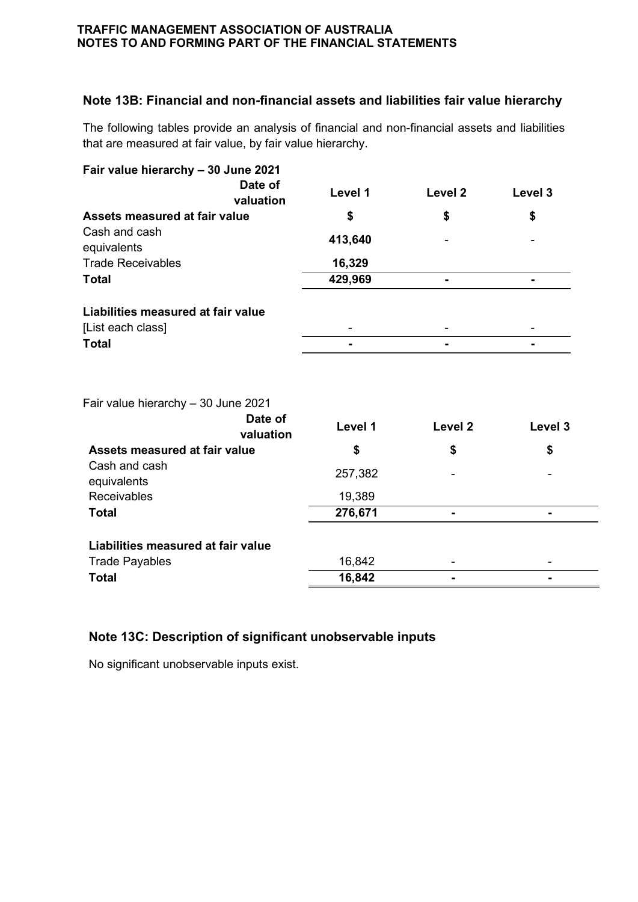## Note 13B: Financial and non-financial assets and liabilities fair value hierarchy

The following tables provide an analysis of financial and non-financial assets and liabilities that are measured at fair value, by fair value hierarchy.

**Fair value hierarchy – 30 June 2021**

| Date of valuation | Level 1 | Level 2 | Level 3 |
|---|---|---|---|
| **Assets measured at fair value** | **$** | **$** | **$** |
| Cash and cash equivalents | **413,640** | - | - |
| Trade Receivables | **16,329** | | |
| **Total** | **429,969** | **-** | **-** |
| | | | |
| **Liabilities measured at fair value** | | | |
| [List each class] | - | - | - |
| **Total** | **-** | **-** | **-** |

Fair value hierarchy – 30 June 2021

| Date of valuation | Level 1 | Level 2 | Level 3 |
|---|---|---|---|
| **Assets measured at fair value** | **$** | **$** | **$** |
| Cash and cash equivalents | 257,382 | - | - |
| Receivables | 19,389 | | |
| **Total** | **276,671** | **-** | **-** |
| | | | |
| **Liabilities measured at fair value** | | | |
| Trade Payables | 16,842 | - | - |
| **Total** | **16,842** | **-** | **-** |

## Note 13C: Description of significant unobservable inputs

No significant unobservable inputs exist.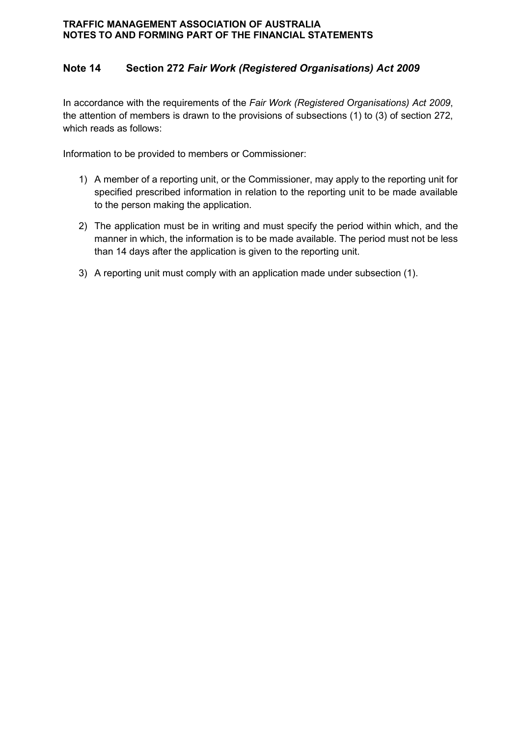**TRAFFIC MANAGEMENT ASSOCIATION OF AUSTRALIA**
**NOTES TO AND FORMING PART OF THE FINANCIAL STATEMENTS**

## Note 14 Section 272 *Fair Work (Registered Organisations) Act 2009*

In accordance with the requirements of the *Fair Work (Registered Organisations) Act 2009*, the attention of members is drawn to the provisions of subsections (1) to (3) of section 272, which reads as follows:

Information to be provided to members or Commissioner:

1) A member of a reporting unit, or the Commissioner, may apply to the reporting unit for specified prescribed information in relation to the reporting unit to be made available to the person making the application.

2) The application must be in writing and must specify the period within which, and the manner in which, the information is to be made available. The period must not be less than 14 days after the application is given to the reporting unit.

3) A reporting unit must comply with an application made under subsection (1).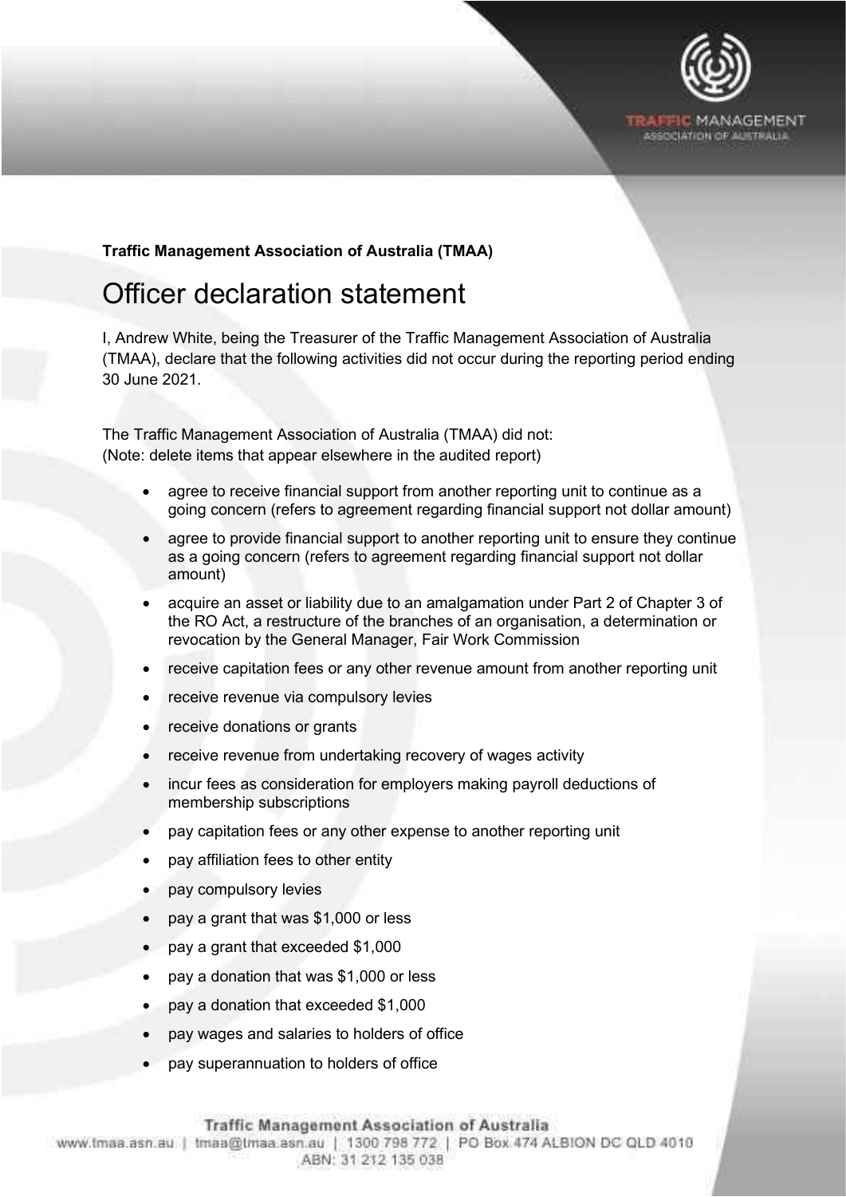**Traffic Management Association of Australia (TMAA)**

# Officer declaration statement

I, Andrew White, being the Treasurer of the Traffic Management Association of Australia (TMAA), declare that the following activities did not occur during the reporting period ending 30 June 2021.

The Traffic Management Association of Australia (TMAA) did not:
(Note: delete items that appear elsewhere in the audited report)

- agree to receive financial support from another reporting unit to continue as a going concern (refers to agreement regarding financial support not dollar amount)
- agree to provide financial support to another reporting unit to ensure they continue as a going concern (refers to agreement regarding financial support not dollar amount)
- acquire an asset or liability due to an amalgamation under Part 2 of Chapter 3 of the RO Act, a restructure of the branches of an organisation, a determination or revocation by the General Manager, Fair Work Commission
- receive capitation fees or any other revenue amount from another reporting unit
- receive revenue via compulsory levies
- receive donations or grants
- receive revenue from undertaking recovery of wages activity
- incur fees as consideration for employers making payroll deductions of membership subscriptions
- pay capitation fees or any other expense to another reporting unit
- pay affiliation fees to other entity
- pay compulsory levies
- pay a grant that was $1,000 or less
- pay a grant that exceeded $1,000
- pay a donation that was $1,000 or less
- pay a donation that exceeded $1,000
- pay wages and salaries to holders of office
- pay superannuation to holders of office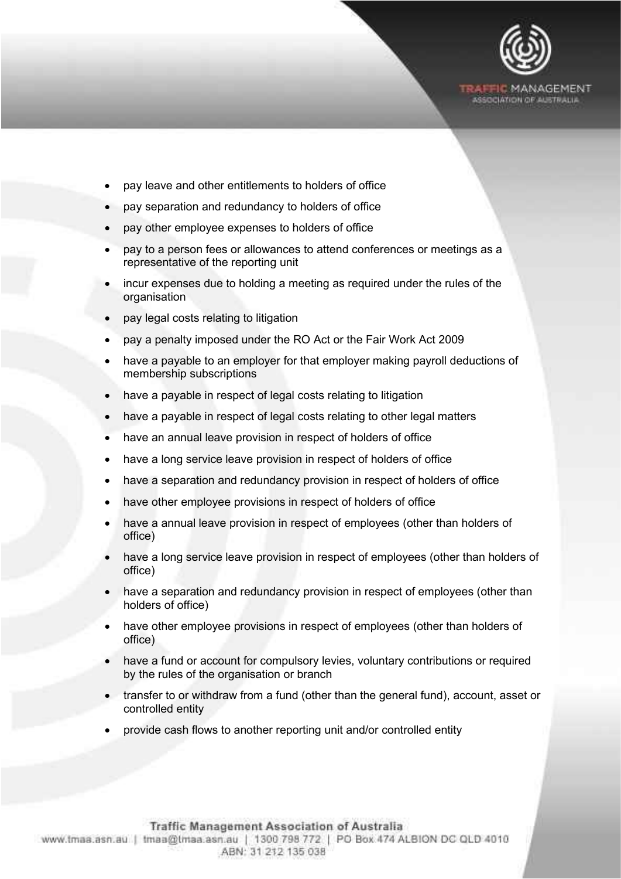- pay leave and other entitlements to holders of office
- pay separation and redundancy to holders of office
- pay other employee expenses to holders of office
- pay to a person fees or allowances to attend conferences or meetings as a representative of the reporting unit
- incur expenses due to holding a meeting as required under the rules of the organisation
- pay legal costs relating to litigation
- pay a penalty imposed under the RO Act or the Fair Work Act 2009
- have a payable to an employer for that employer making payroll deductions of membership subscriptions
- have a payable in respect of legal costs relating to litigation
- have a payable in respect of legal costs relating to other legal matters
- have an annual leave provision in respect of holders of office
- have a long service leave provision in respect of holders of office
- have a separation and redundancy provision in respect of holders of office
- have other employee provisions in respect of holders of office
- have a annual leave provision in respect of employees (other than holders of office)
- have a long service leave provision in respect of employees (other than holders of office)
- have a separation and redundancy provision in respect of employees (other than holders of office)
- have other employee provisions in respect of employees (other than holders of office)
- have a fund or account for compulsory levies, voluntary contributions or required by the rules of the organisation or branch
- transfer to or withdraw from a fund (other than the general fund), account, asset or controlled entity
- provide cash flows to another reporting unit and/or controlled entity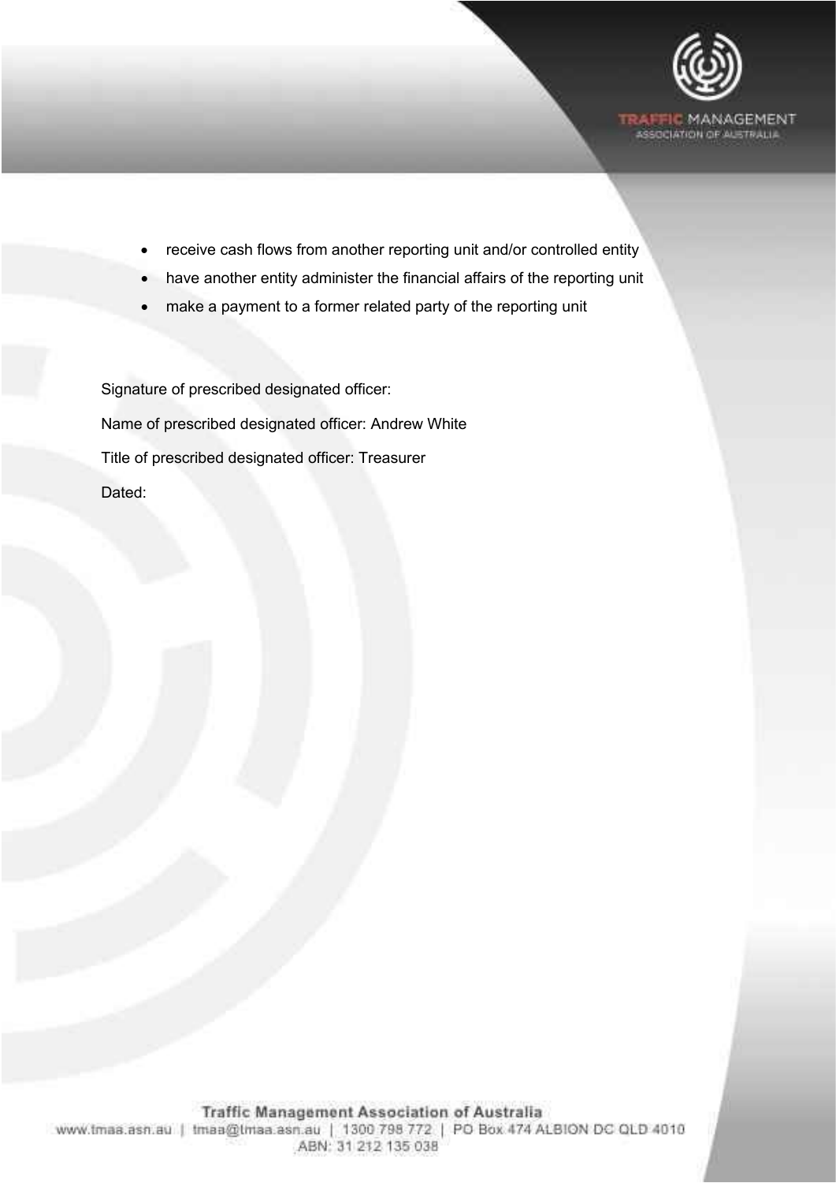- receive cash flows from another reporting unit and/or controlled entity
- have another entity administer the financial affairs of the reporting unit
- make a payment to a former related party of the reporting unit

Signature of prescribed designated officer:

Name of prescribed designated officer: Andrew White

Title of prescribed designated officer: Treasurer

Dated: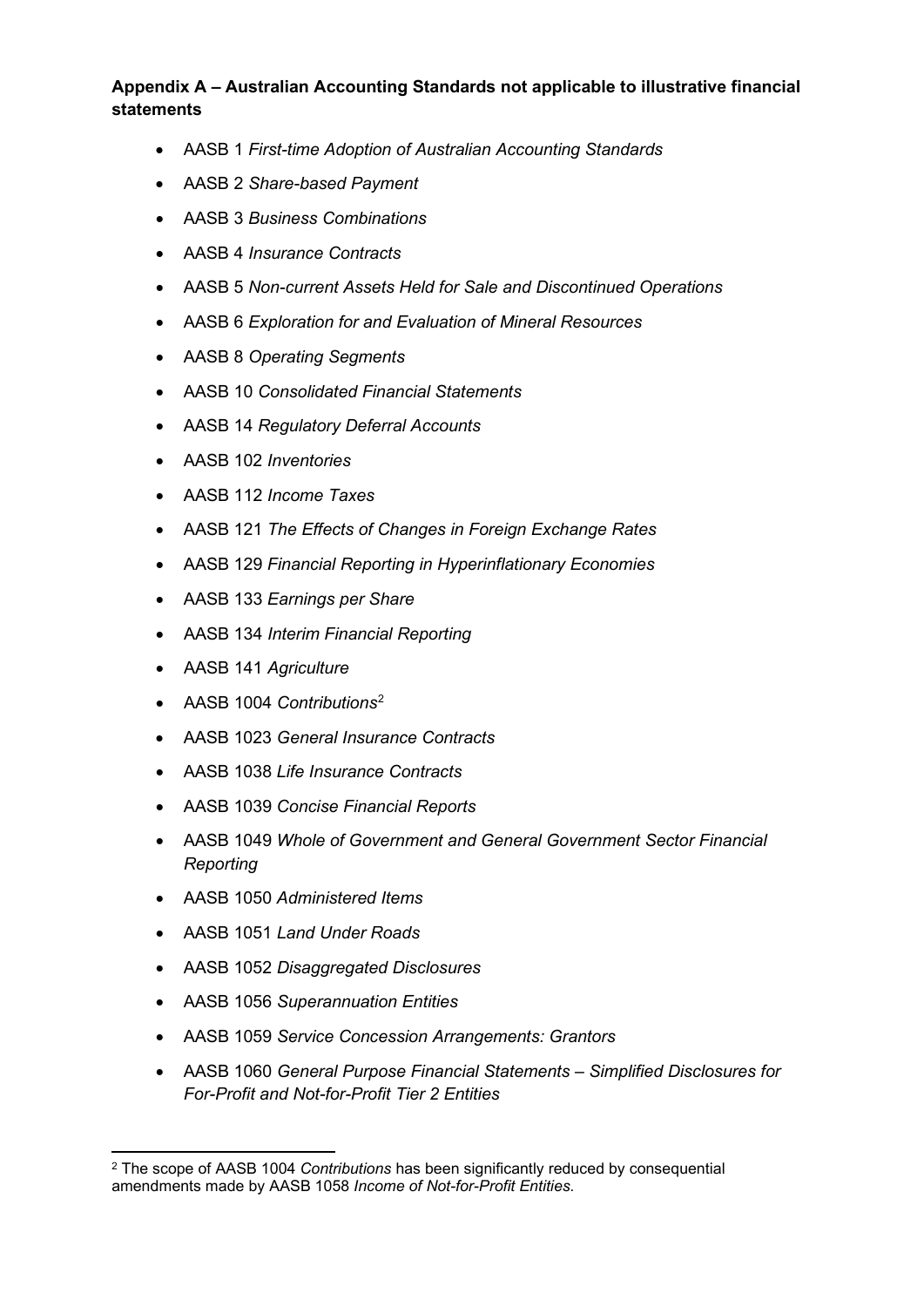**Appendix A – Australian Accounting Standards not applicable to illustrative financial statements**

- AASB 1 *First-time Adoption of Australian Accounting Standards*
- AASB 2 *Share-based Payment*
- AASB 3 *Business Combinations*
- AASB 4 *Insurance Contracts*
- AASB 5 *Non-current Assets Held for Sale and Discontinued Operations*
- AASB 6 *Exploration for and Evaluation of Mineral Resources*
- AASB 8 *Operating Segments*
- AASB 10 *Consolidated Financial Statements*
- AASB 14 *Regulatory Deferral Accounts*
- AASB 102 *Inventories*
- AASB 112 *Income Taxes*
- AASB 121 *The Effects of Changes in Foreign Exchange Rates*
- AASB 129 *Financial Reporting in Hyperinflationary Economies*
- AASB 133 *Earnings per Share*
- AASB 134 *Interim Financial Reporting*
- AASB 141 *Agriculture*
- AASB 1004 *Contributions*[2]
- AASB 1023 *General Insurance Contracts*
- AASB 1038 *Life Insurance Contracts*
- AASB 1039 *Concise Financial Reports*
- AASB 1049 *Whole of Government and General Government Sector Financial Reporting*
- AASB 1050 *Administered Items*
- AASB 1051 *Land Under Roads*
- AASB 1052 *Disaggregated Disclosures*
- AASB 1056 *Superannuation Entities*
- AASB 1059 *Service Concession Arrangements: Grantors*
- AASB 1060 *General Purpose Financial Statements – Simplified Disclosures for For-Profit and Not-for-Profit Tier 2 Entities*

[2] The scope of AASB 1004 *Contributions* has been significantly reduced by consequential amendments made by AASB 1058 *Income of Not-for-Profit Entities.*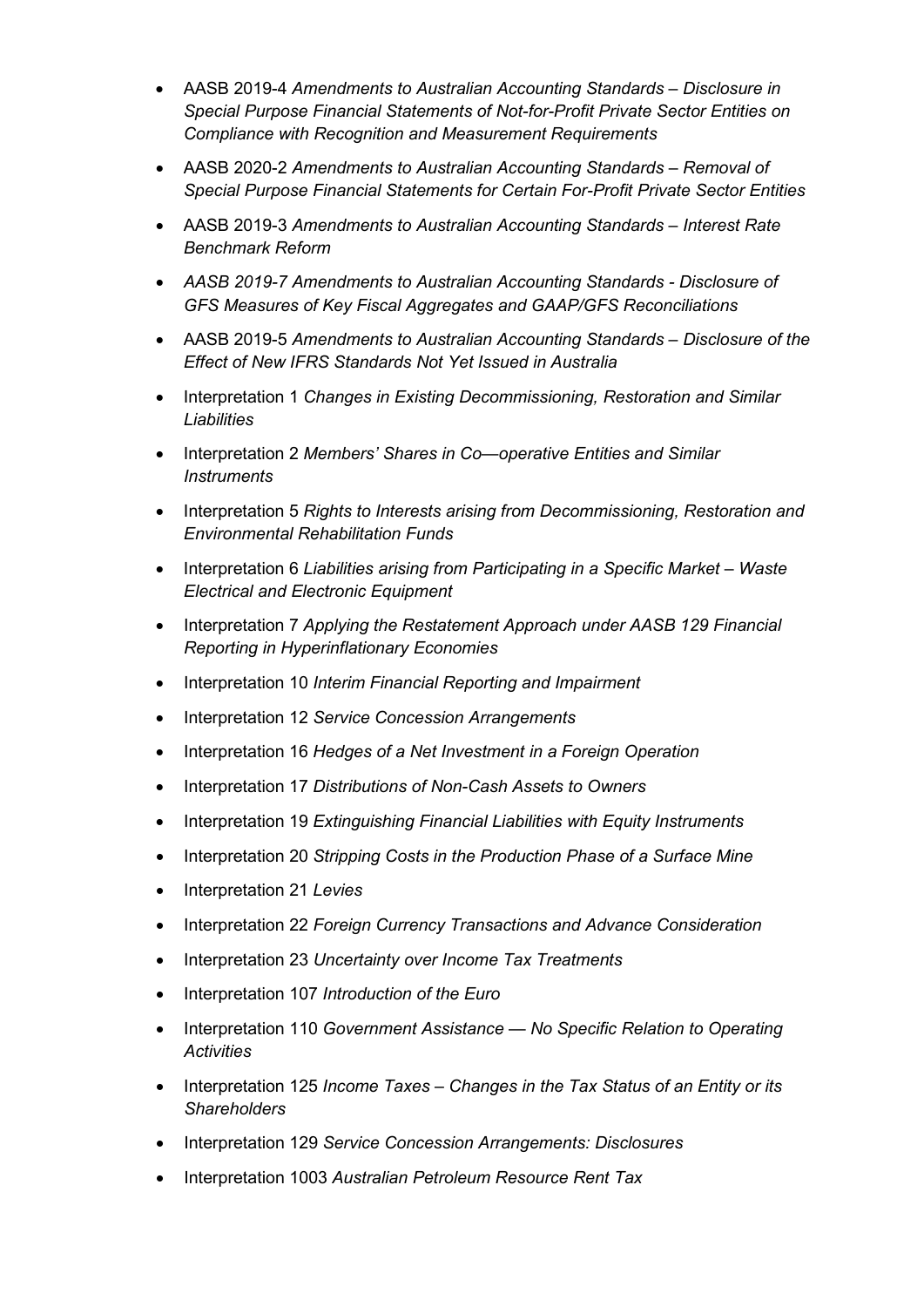- AASB 2019-4 *Amendments to Australian Accounting Standards – Disclosure in Special Purpose Financial Statements of Not-for-Profit Private Sector Entities on Compliance with Recognition and Measurement Requirements*
- AASB 2020-2 *Amendments to Australian Accounting Standards – Removal of Special Purpose Financial Statements for Certain For-Profit Private Sector Entities*
- AASB 2019-3 *Amendments to Australian Accounting Standards – Interest Rate Benchmark Reform*
- *AASB 2019-7 Amendments to Australian Accounting Standards - Disclosure of GFS Measures of Key Fiscal Aggregates and GAAP/GFS Reconciliations*
- AASB 2019-5 *Amendments to Australian Accounting Standards – Disclosure of the Effect of New IFRS Standards Not Yet Issued in Australia*
- Interpretation 1 *Changes in Existing Decommissioning, Restoration and Similar Liabilities*
- Interpretation 2 *Members' Shares in Co—operative Entities and Similar Instruments*
- Interpretation 5 *Rights to Interests arising from Decommissioning, Restoration and Environmental Rehabilitation Funds*
- Interpretation 6 *Liabilities arising from Participating in a Specific Market – Waste Electrical and Electronic Equipment*
- Interpretation 7 *Applying the Restatement Approach under AASB 129 Financial Reporting in Hyperinflationary Economies*
- Interpretation 10 *Interim Financial Reporting and Impairment*
- Interpretation 12 *Service Concession Arrangements*
- Interpretation 16 *Hedges of a Net Investment in a Foreign Operation*
- Interpretation 17 *Distributions of Non-Cash Assets to Owners*
- Interpretation 19 *Extinguishing Financial Liabilities with Equity Instruments*
- Interpretation 20 *Stripping Costs in the Production Phase of a Surface Mine*
- Interpretation 21 *Levies*
- Interpretation 22 *Foreign Currency Transactions and Advance Consideration*
- Interpretation 23 *Uncertainty over Income Tax Treatments*
- Interpretation 107 *Introduction of the Euro*
- Interpretation 110 *Government Assistance — No Specific Relation to Operating Activities*
- Interpretation 125 *Income Taxes – Changes in the Tax Status of an Entity or its Shareholders*
- Interpretation 129 *Service Concession Arrangements: Disclosures*
- Interpretation 1003 *Australian Petroleum Resource Rent Tax*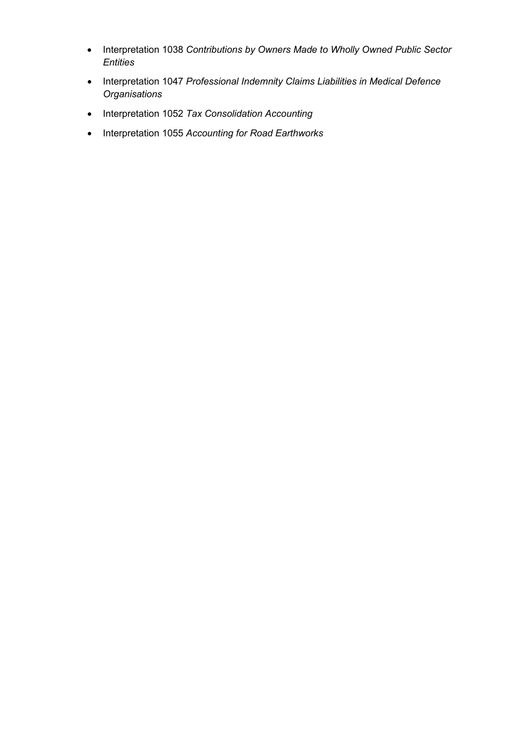- Interpretation 1038 *Contributions by Owners Made to Wholly Owned Public Sector Entities*
- Interpretation 1047 *Professional Indemnity Claims Liabilities in Medical Defence Organisations*
- Interpretation 1052 *Tax Consolidation Accounting*
- Interpretation 1055 *Accounting for Road Earthworks*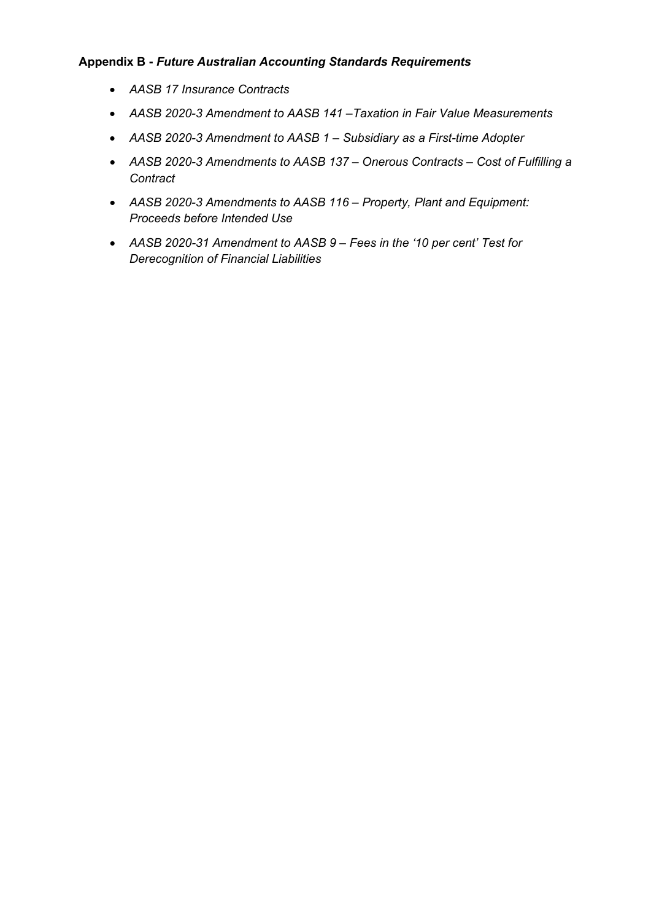**Appendix B -** ***Future Australian Accounting Standards Requirements***

- *AASB 17 Insurance Contracts*
- *AASB 2020-3 Amendment to AASB 141 –Taxation in Fair Value Measurements*
- *AASB 2020-3 Amendment to AASB 1 – Subsidiary as a First-time Adopter*
- *AASB 2020-3 Amendments to AASB 137 – Onerous Contracts – Cost of Fulfilling a Contract*
- *AASB 2020-3 Amendments to AASB 116 – Property, Plant and Equipment: Proceeds before Intended Use*
- *AASB 2020-31 Amendment to AASB 9 – Fees in the '10 per cent' Test for Derecognition of Financial Liabilities*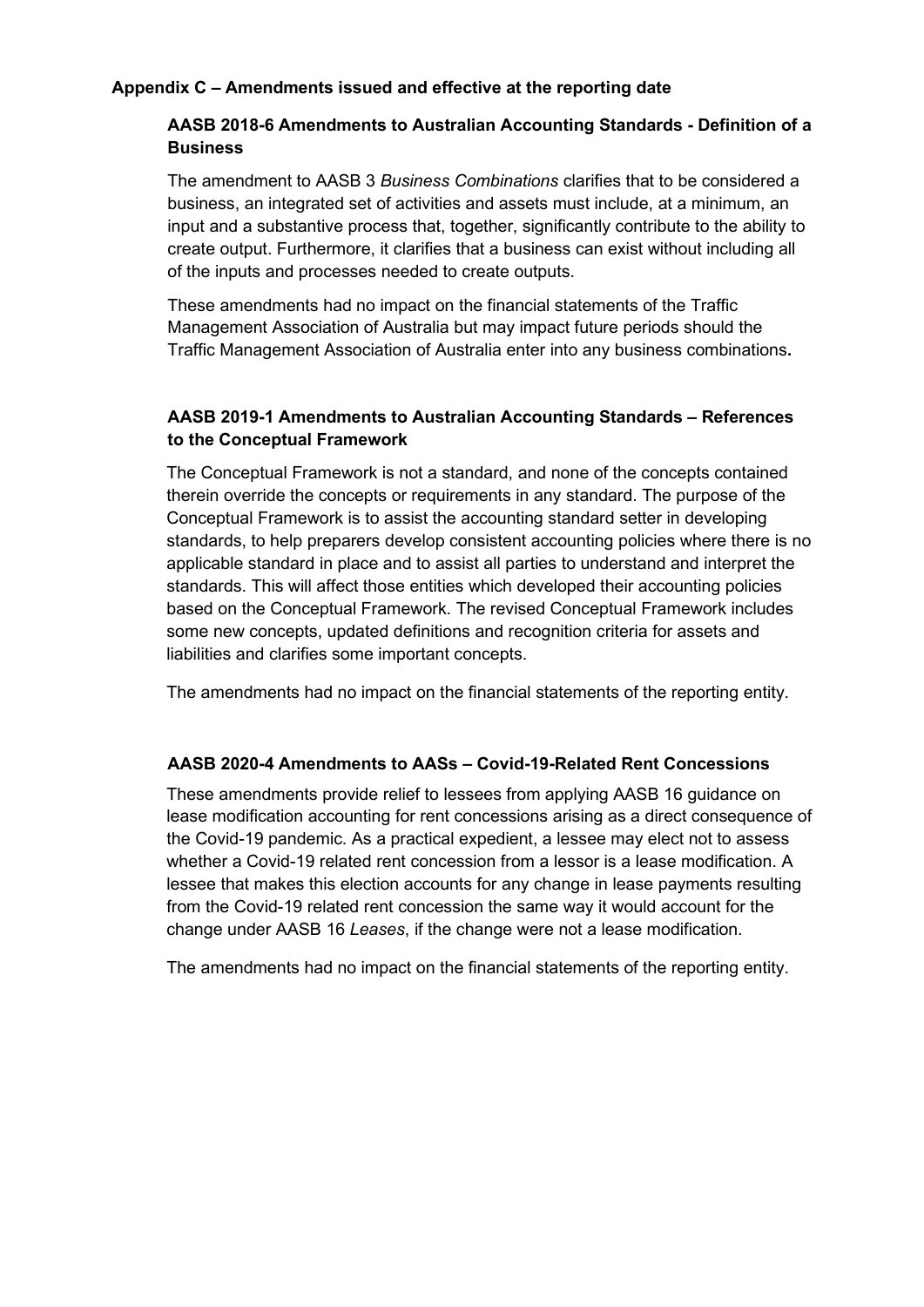## Appendix C – Amendments issued and effective at the reporting date

### AASB 2018-6 Amendments to Australian Accounting Standards - Definition of a Business

The amendment to AASB 3 *Business Combinations* clarifies that to be considered a business, an integrated set of activities and assets must include, at a minimum, an input and a substantive process that, together, significantly contribute to the ability to create output. Furthermore, it clarifies that a business can exist without including all of the inputs and processes needed to create outputs.

These amendments had no impact on the financial statements of the Traffic Management Association of Australia but may impact future periods should the Traffic Management Association of Australia enter into any business combinations**.**

### AASB 2019-1 Amendments to Australian Accounting Standards – References to the Conceptual Framework

The Conceptual Framework is not a standard, and none of the concepts contained therein override the concepts or requirements in any standard. The purpose of the Conceptual Framework is to assist the accounting standard setter in developing standards, to help preparers develop consistent accounting policies where there is no applicable standard in place and to assist all parties to understand and interpret the standards. This will affect those entities which developed their accounting policies based on the Conceptual Framework. The revised Conceptual Framework includes some new concepts, updated definitions and recognition criteria for assets and liabilities and clarifies some important concepts.

The amendments had no impact on the financial statements of the reporting entity.

### AASB 2020-4 Amendments to AASs – Covid-19-Related Rent Concessions

These amendments provide relief to lessees from applying AASB 16 guidance on lease modification accounting for rent concessions arising as a direct consequence of the Covid-19 pandemic. As a practical expedient, a lessee may elect not to assess whether a Covid-19 related rent concession from a lessor is a lease modification. A lessee that makes this election accounts for any change in lease payments resulting from the Covid-19 related rent concession the same way it would account for the change under AASB 16 *Leases*, if the change were not a lease modification.

The amendments had no impact on the financial statements of the reporting entity.